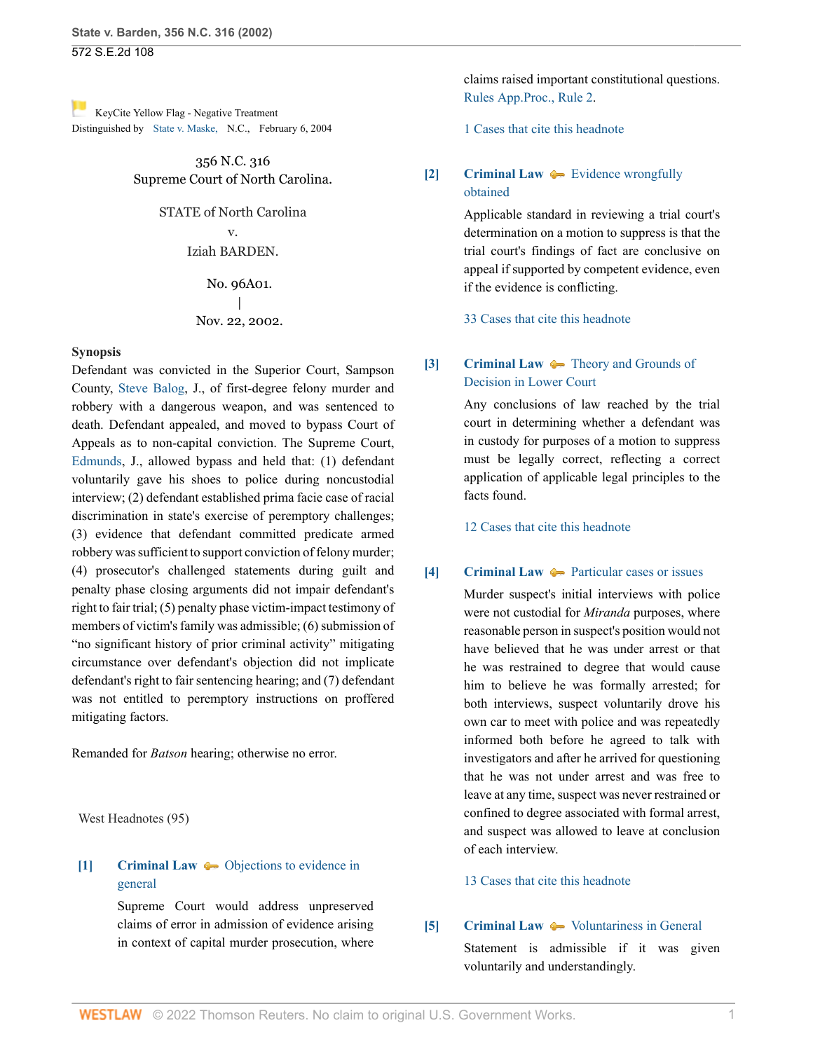KeyCite Yellow Flag - Negative Treatment
Distinguished by State v. Maske, N.C., February 6, 2004

356 N.C. 316
Supreme Court of North Carolina.

STATE of North Carolina
v.
Iziah BARDEN.

No. 96A01.
|
Nov. 22, 2002.

**Synopsis**
Defendant was convicted in the Superior Court, Sampson County, Steve Balog, J., of first-degree felony murder and robbery with a dangerous weapon, and was sentenced to death. Defendant appealed, and moved to bypass Court of Appeals as to non-capital conviction. The Supreme Court, Edmunds, J., allowed bypass and held that: (1) defendant voluntarily gave his shoes to police during noncustodial interview; (2) defendant established prima facie case of racial discrimination in state's exercise of peremptory challenges; (3) evidence that defendant committed predicate armed robbery was sufficient to support conviction of felony murder; (4) prosecutor's challenged statements during guilt and penalty phase closing arguments did not impair defendant's right to fair trial; (5) penalty phase victim-impact testimony of members of victim's family was admissible; (6) submission of "no significant history of prior criminal activity" mitigating circumstance over defendant's objection did not implicate defendant's right to fair sentencing hearing; and (7) defendant was not entitled to peremptory instructions on proffered mitigating factors.

Remanded for *Batson* hearing; otherwise no error.

West Headnotes (95)

**[1]** **Criminal Law** Objections to evidence in general

Supreme Court would address unpreserved claims of error in admission of evidence arising in context of capital murder prosecution, where claims raised important constitutional questions. Rules App.Proc., Rule 2.

1 Cases that cite this headnote

**[2]** **Criminal Law** Evidence wrongfully obtained

Applicable standard in reviewing a trial court's determination on a motion to suppress is that the trial court's findings of fact are conclusive on appeal if supported by competent evidence, even if the evidence is conflicting.

33 Cases that cite this headnote

**[3]** **Criminal Law** Theory and Grounds of Decision in Lower Court

Any conclusions of law reached by the trial court in determining whether a defendant was in custody for purposes of a motion to suppress must be legally correct, reflecting a correct application of applicable legal principles to the facts found.

12 Cases that cite this headnote

**[4]** **Criminal Law** Particular cases or issues

Murder suspect's initial interviews with police were not custodial for *Miranda* purposes, where reasonable person in suspect's position would not have believed that he was under arrest or that he was restrained to degree that would cause him to believe he was formally arrested; for both interviews, suspect voluntarily drove his own car to meet with police and was repeatedly informed both before he agreed to talk with investigators and after he arrived for questioning that he was not under arrest and was free to leave at any time, suspect was never restrained or confined to degree associated with formal arrest, and suspect was allowed to leave at conclusion of each interview.

13 Cases that cite this headnote

**[5]** **Criminal Law** Voluntariness in General

Statement is admissible if it was given voluntarily and understandingly.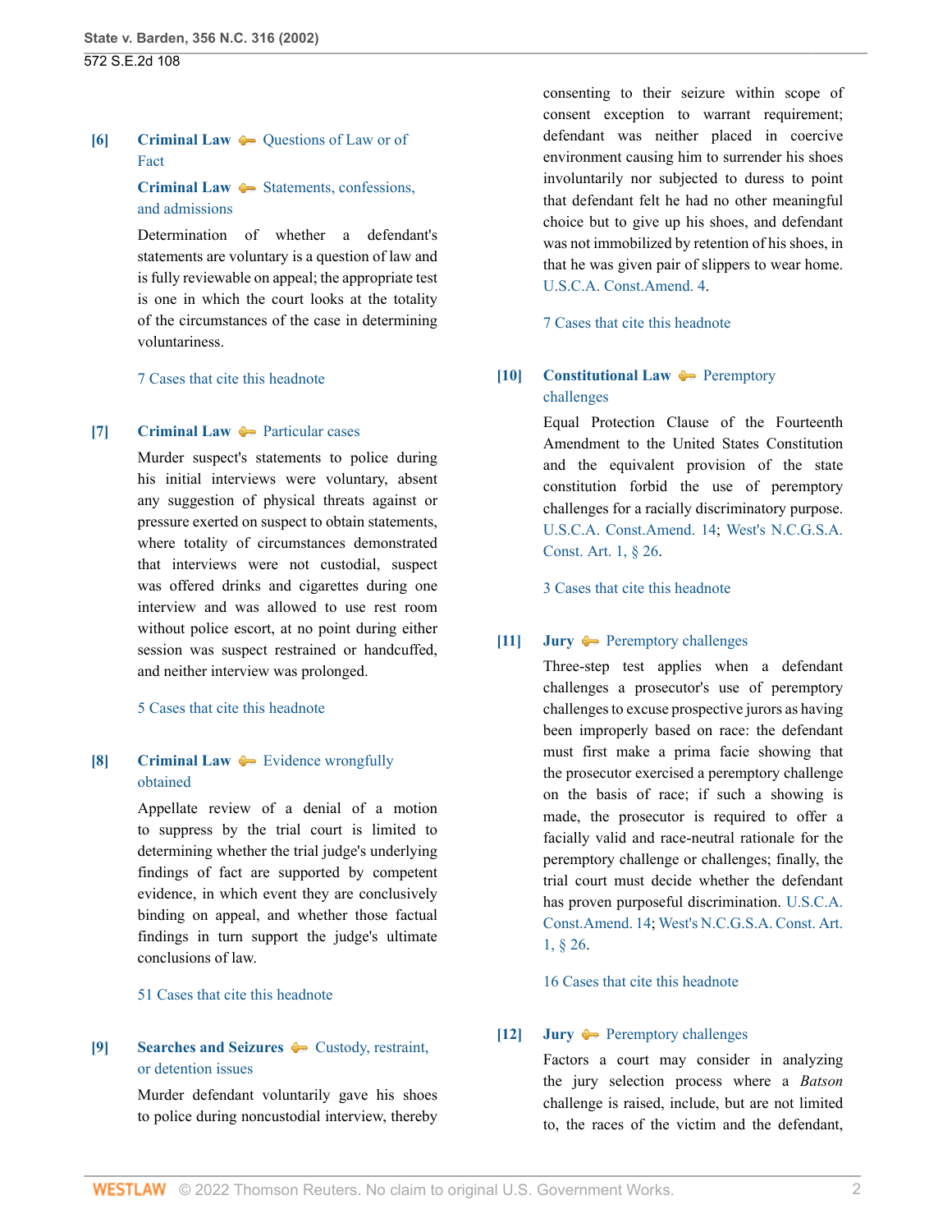**[6]** **Criminal Law** — Questions of Law or of Fact

**Criminal Law** — Statements, confessions, and admissions

Determination of whether a defendant's statements are voluntary is a question of law and is fully reviewable on appeal; the appropriate test is one in which the court looks at the totality of the circumstances of the case in determining voluntariness.

7 Cases that cite this headnote

**[7]** **Criminal Law** — Particular cases

Murder suspect's statements to police during his initial interviews were voluntary, absent any suggestion of physical threats against or pressure exerted on suspect to obtain statements, where totality of circumstances demonstrated that interviews were not custodial, suspect was offered drinks and cigarettes during one interview and was allowed to use rest room without police escort, at no point during either session was suspect restrained or handcuffed, and neither interview was prolonged.

5 Cases that cite this headnote

**[8]** **Criminal Law** — Evidence wrongfully obtained

Appellate review of a denial of a motion to suppress by the trial court is limited to determining whether the trial judge's underlying findings of fact are supported by competent evidence, in which event they are conclusively binding on appeal, and whether those factual findings in turn support the judge's ultimate conclusions of law.

51 Cases that cite this headnote

**[9]** **Searches and Seizures** — Custody, restraint, or detention issues

Murder defendant voluntarily gave his shoes to police during noncustodial interview, thereby consenting to their seizure within scope of consent exception to warrant requirement; defendant was neither placed in coercive environment causing him to surrender his shoes involuntarily nor subjected to duress to point that defendant felt he had no other meaningful choice but to give up his shoes, and defendant was not immobilized by retention of his shoes, in that he was given pair of slippers to wear home. U.S.C.A. Const.Amend. 4.

7 Cases that cite this headnote

**[10]** **Constitutional Law** — Peremptory challenges

Equal Protection Clause of the Fourteenth Amendment to the United States Constitution and the equivalent provision of the state constitution forbid the use of peremptory challenges for a racially discriminatory purpose. U.S.C.A. Const.Amend. 14; West's N.C.G.S.A. Const. Art. 1, § 26.

3 Cases that cite this headnote

**[11]** **Jury** — Peremptory challenges

Three-step test applies when a defendant challenges a prosecutor's use of peremptory challenges to excuse prospective jurors as having been improperly based on race: the defendant must first make a prima facie showing that the prosecutor exercised a peremptory challenge on the basis of race; if such a showing is made, the prosecutor is required to offer a facially valid and race-neutral rationale for the peremptory challenge or challenges; finally, the trial court must decide whether the defendant has proven purposeful discrimination. U.S.C.A. Const.Amend. 14; West's N.C.G.S.A. Const. Art. 1, § 26.

16 Cases that cite this headnote

**[12]** **Jury** — Peremptory challenges

Factors a court may consider in analyzing the jury selection process where a *Batson* challenge is raised, include, but are not limited to, the races of the victim and the defendant,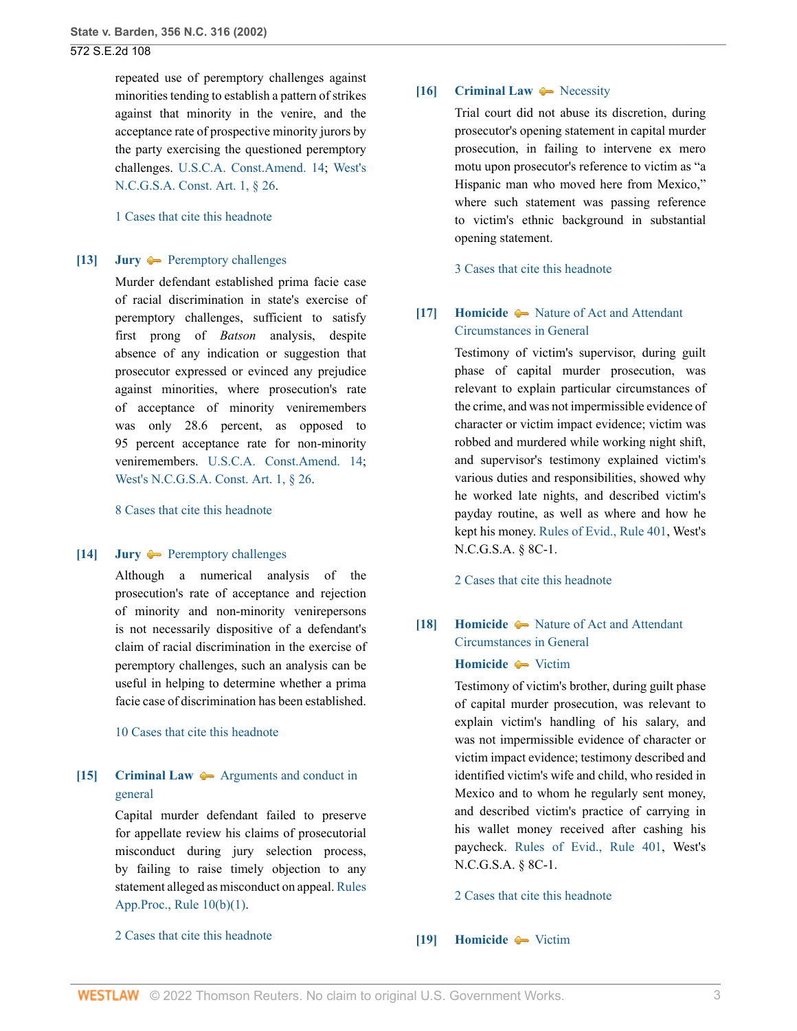repeated use of peremptory challenges against minorities tending to establish a pattern of strikes against that minority in the venire, and the acceptance rate of prospective minority jurors by the party exercising the questioned peremptory challenges. U.S.C.A. Const.Amend. 14; West's N.C.G.S.A. Const. Art. 1, § 26.

1 Cases that cite this headnote

**[13]** **Jury** Peremptory challenges

Murder defendant established prima facie case of racial discrimination in state's exercise of peremptory challenges, sufficient to satisfy first prong of *Batson* analysis, despite absence of any indication or suggestion that prosecutor expressed or evinced any prejudice against minorities, where prosecution's rate of acceptance of minority veniremembers was only 28.6 percent, as opposed to 95 percent acceptance rate for non-minority veniremembers. U.S.C.A. Const.Amend. 14; West's N.C.G.S.A. Const. Art. 1, § 26.

8 Cases that cite this headnote

**[14]** **Jury** Peremptory challenges

Although a numerical analysis of the prosecution's rate of acceptance and rejection of minority and non-minority venirepersons is not necessarily dispositive of a defendant's claim of racial discrimination in the exercise of peremptory challenges, such an analysis can be useful in helping to determine whether a prima facie case of discrimination has been established.

10 Cases that cite this headnote

**[15]** **Criminal Law** Arguments and conduct in general

Capital murder defendant failed to preserve for appellate review his claims of prosecutorial misconduct during jury selection process, by failing to raise timely objection to any statement alleged as misconduct on appeal. Rules App.Proc., Rule 10(b)(1).

2 Cases that cite this headnote

**[16]** **Criminal Law** Necessity

Trial court did not abuse its discretion, during prosecutor's opening statement in capital murder prosecution, in failing to intervene ex mero motu upon prosecutor's reference to victim as "a Hispanic man who moved here from Mexico," where such statement was passing reference to victim's ethnic background in substantial opening statement.

3 Cases that cite this headnote

**[17]** **Homicide** Nature of Act and Attendant Circumstances in General

Testimony of victim's supervisor, during guilt phase of capital murder prosecution, was relevant to explain particular circumstances of the crime, and was not impermissible evidence of character or victim impact evidence; victim was robbed and murdered while working night shift, and supervisor's testimony explained victim's various duties and responsibilities, showed why he worked late nights, and described victim's payday routine, as well as where and how he kept his money. Rules of Evid., Rule 401, West's N.C.G.S.A. § 8C-1.

2 Cases that cite this headnote

**[18]** **Homicide** Nature of Act and Attendant Circumstances in General

**Homicide** Victim

Testimony of victim's brother, during guilt phase of capital murder prosecution, was relevant to explain victim's handling of his salary, and was not impermissible evidence of character or victim impact evidence; testimony described and identified victim's wife and child, who resided in Mexico and to whom he regularly sent money, and described victim's practice of carrying in his wallet money received after cashing his paycheck. Rules of Evid., Rule 401, West's N.C.G.S.A. § 8C-1.

2 Cases that cite this headnote

**[19]** **Homicide** Victim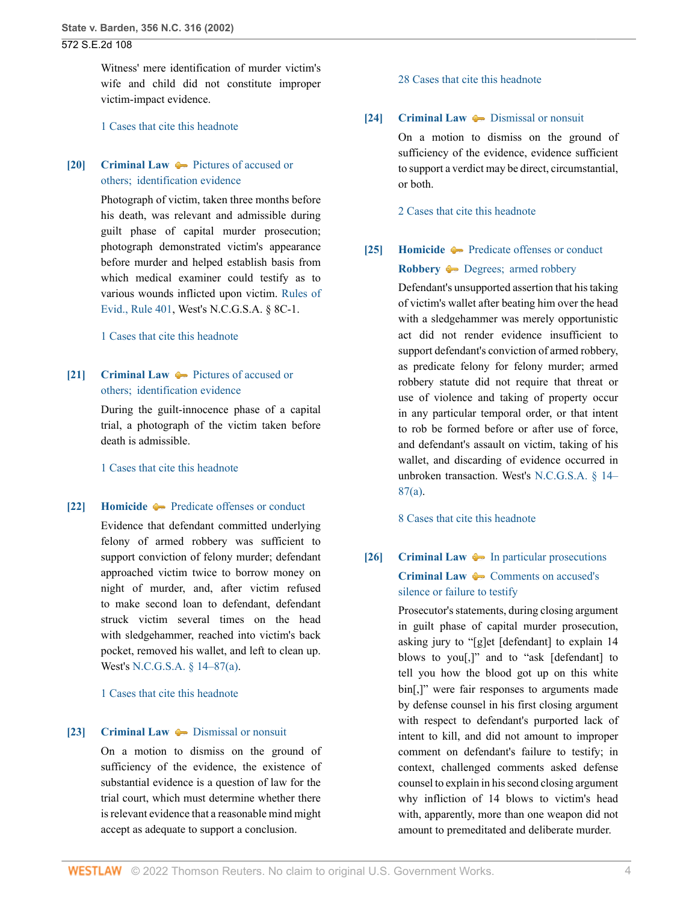Witness' mere identification of murder victim's wife and child did not constitute improper victim-impact evidence.

1 Cases that cite this headnote

**[20]** **Criminal Law** Pictures of accused or others; identification evidence

Photograph of victim, taken three months before his death, was relevant and admissible during guilt phase of capital murder prosecution; photograph demonstrated victim's appearance before murder and helped establish basis from which medical examiner could testify as to various wounds inflicted upon victim. Rules of Evid., Rule 401, West's N.C.G.S.A. § 8C-1.

1 Cases that cite this headnote

**[21]** **Criminal Law** Pictures of accused or others; identification evidence

During the guilt-innocence phase of a capital trial, a photograph of the victim taken before death is admissible.

1 Cases that cite this headnote

**[22]** **Homicide** Predicate offenses or conduct

Evidence that defendant committed underlying felony of armed robbery was sufficient to support conviction of felony murder; defendant approached victim twice to borrow money on night of murder, and, after victim refused to make second loan to defendant, defendant struck victim several times on the head with sledgehammer, reached into victim's back pocket, removed his wallet, and left to clean up. West's N.C.G.S.A. § 14–87(a).

1 Cases that cite this headnote

**[23]** **Criminal Law** Dismissal or nonsuit

On a motion to dismiss on the ground of sufficiency of the evidence, the existence of substantial evidence is a question of law for the trial court, which must determine whether there is relevant evidence that a reasonable mind might accept as adequate to support a conclusion.

28 Cases that cite this headnote

**[24]** **Criminal Law** Dismissal or nonsuit

On a motion to dismiss on the ground of sufficiency of the evidence, evidence sufficient to support a verdict may be direct, circumstantial, or both.

2 Cases that cite this headnote

**[25]** **Homicide** Predicate offenses or conduct
**Robbery** Degrees; armed robbery

Defendant's unsupported assertion that his taking of victim's wallet after beating him over the head with a sledgehammer was merely opportunistic act did not render evidence insufficient to support defendant's conviction of armed robbery, as predicate felony for felony murder; armed robbery statute did not require that threat or use of violence and taking of property occur in any particular temporal order, or that intent to rob be formed before or after use of force, and defendant's assault on victim, taking of his wallet, and discarding of evidence occurred in unbroken transaction. West's N.C.G.S.A. § 14–87(a).

8 Cases that cite this headnote

**[26]** **Criminal Law** In particular prosecutions
**Criminal Law** Comments on accused's silence or failure to testify

Prosecutor's statements, during closing argument in guilt phase of capital murder prosecution, asking jury to "[g]et [defendant] to explain 14 blows to you[,]" and to "ask [defendant] to tell you how the blood got up on this white bin[,]" were fair responses to arguments made by defense counsel in his first closing argument with respect to defendant's purported lack of intent to kill, and did not amount to improper comment on defendant's failure to testify; in context, challenged comments asked defense counsel to explain in his second closing argument why infliction of 14 blows to victim's head with, apparently, more than one weapon did not amount to premeditated and deliberate murder.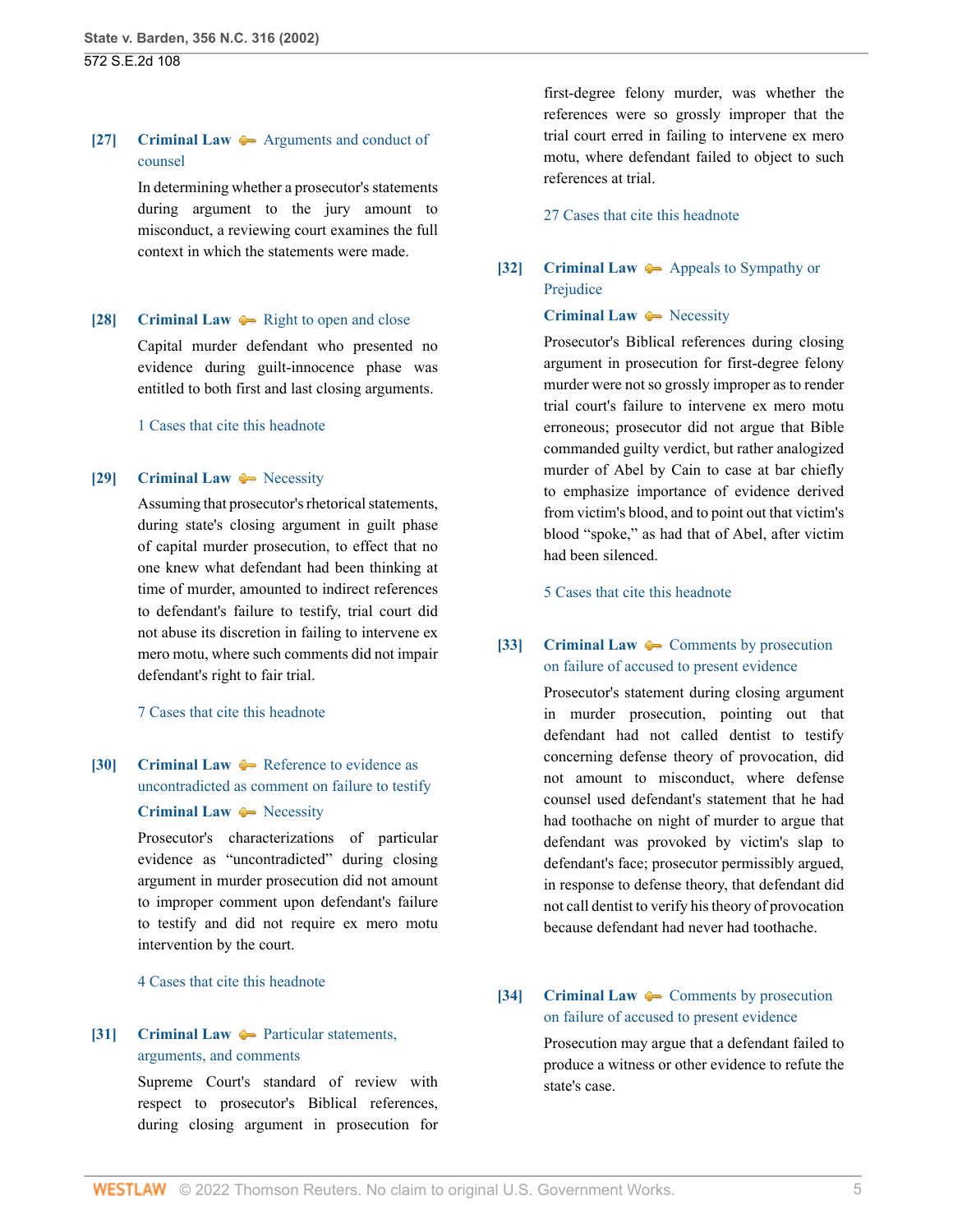**[27]** **Criminal Law** Arguments and conduct of counsel

In determining whether a prosecutor's statements during argument to the jury amount to misconduct, a reviewing court examines the full context in which the statements were made.

**[28]** **Criminal Law** Right to open and close

Capital murder defendant who presented no evidence during guilt-innocence phase was entitled to both first and last closing arguments.

1 Cases that cite this headnote

**[29]** **Criminal Law** Necessity

Assuming that prosecutor's rhetorical statements, during state's closing argument in guilt phase of capital murder prosecution, to effect that no one knew what defendant had been thinking at time of murder, amounted to indirect references to defendant's failure to testify, trial court did not abuse its discretion in failing to intervene ex mero motu, where such comments did not impair defendant's right to fair trial.

7 Cases that cite this headnote

**[30]** **Criminal Law** Reference to evidence as uncontradicted as comment on failure to testify

**Criminal Law** Necessity

Prosecutor's characterizations of particular evidence as "uncontradicted" during closing argument in murder prosecution did not amount to improper comment upon defendant's failure to testify and did not require ex mero motu intervention by the court.

4 Cases that cite this headnote

**[31]** **Criminal Law** Particular statements, arguments, and comments

Supreme Court's standard of review with respect to prosecutor's Biblical references, during closing argument in prosecution for first-degree felony murder, was whether the references were so grossly improper that the trial court erred in failing to intervene ex mero motu, where defendant failed to object to such references at trial.

27 Cases that cite this headnote

**[32]** **Criminal Law** Appeals to Sympathy or Prejudice

**Criminal Law** Necessity

Prosecutor's Biblical references during closing argument in prosecution for first-degree felony murder were not so grossly improper as to render trial court's failure to intervene ex mero motu erroneous; prosecutor did not argue that Bible commanded guilty verdict, but rather analogized murder of Abel by Cain to case at bar chiefly to emphasize importance of evidence derived from victim's blood, and to point out that victim's blood "spoke," as had that of Abel, after victim had been silenced.

5 Cases that cite this headnote

**[33]** **Criminal Law** Comments by prosecution on failure of accused to present evidence

Prosecutor's statement during closing argument in murder prosecution, pointing out that defendant had not called dentist to testify concerning defense theory of provocation, did not amount to misconduct, where defense counsel used defendant's statement that he had had toothache on night of murder to argue that defendant was provoked by victim's slap to defendant's face; prosecutor permissibly argued, in response to defense theory, that defendant did not call dentist to verify his theory of provocation because defendant had never had toothache.

**[34]** **Criminal Law** Comments by prosecution on failure of accused to present evidence

Prosecution may argue that a defendant failed to produce a witness or other evidence to refute the state's case.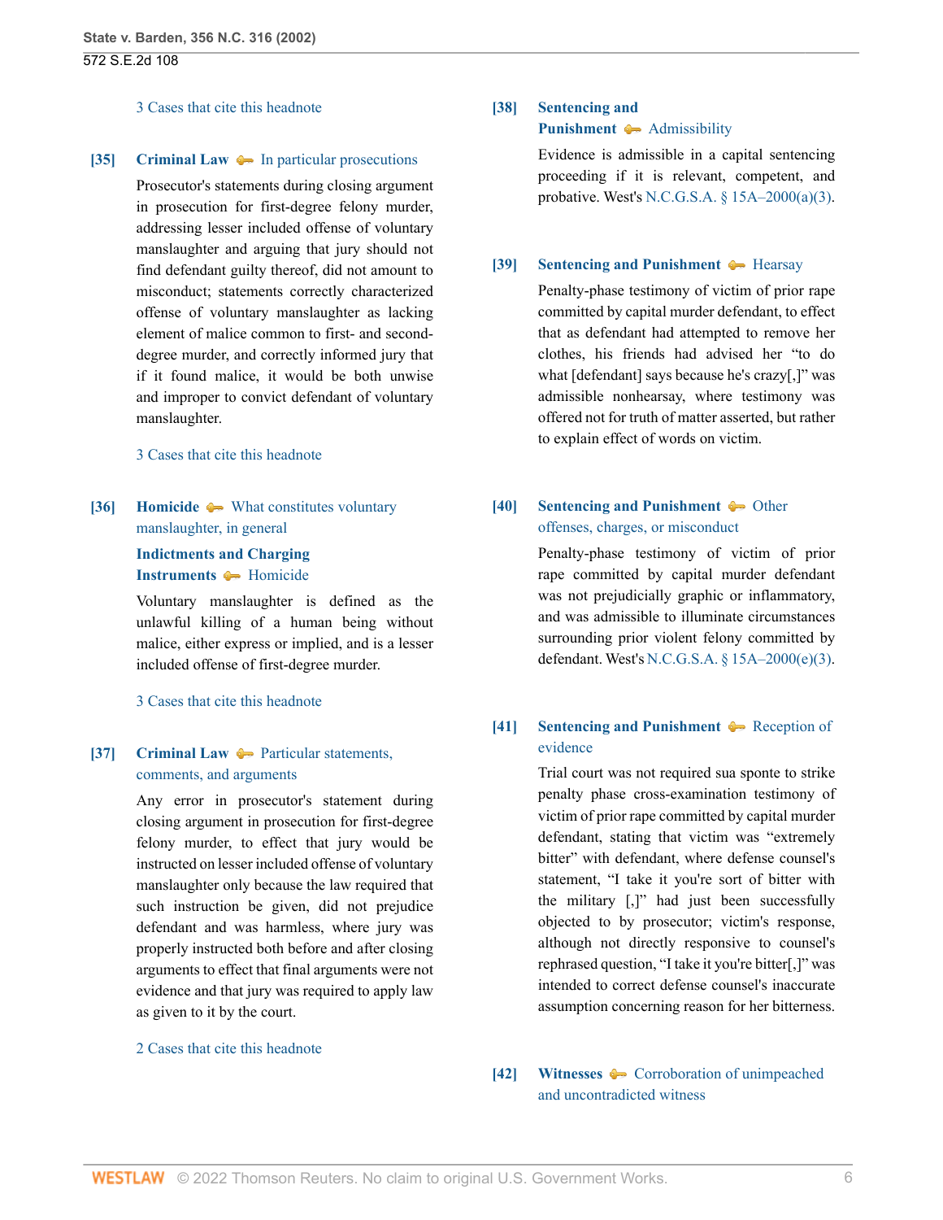3 Cases that cite this headnote

**[35]** **Criminal Law** In particular prosecutions

Prosecutor's statements during closing argument in prosecution for first-degree felony murder, addressing lesser included offense of voluntary manslaughter and arguing that jury should not find defendant guilty thereof, did not amount to misconduct; statements correctly characterized offense of voluntary manslaughter as lacking element of malice common to first- and second-degree murder, and correctly informed jury that if it found malice, it would be both unwise and improper to convict defendant of voluntary manslaughter.

3 Cases that cite this headnote

**[36]** **Homicide** What constitutes voluntary manslaughter, in general

**Indictments and Charging Instruments** Homicide

Voluntary manslaughter is defined as the unlawful killing of a human being without malice, either express or implied, and is a lesser included offense of first-degree murder.

3 Cases that cite this headnote

**[37]** **Criminal Law** Particular statements, comments, and arguments

Any error in prosecutor's statement during closing argument in prosecution for first-degree felony murder, to effect that jury would be instructed on lesser included offense of voluntary manslaughter only because the law required that such instruction be given, did not prejudice defendant and was harmless, where jury was properly instructed both before and after closing arguments to effect that final arguments were not evidence and that jury was required to apply law as given to it by the court.

2 Cases that cite this headnote

**[38]** **Sentencing and Punishment** Admissibility

Evidence is admissible in a capital sentencing proceeding if it is relevant, competent, and probative. West's N.C.G.S.A. § 15A–2000(a)(3).

**[39]** **Sentencing and Punishment** Hearsay

Penalty-phase testimony of victim of prior rape committed by capital murder defendant, to effect that as defendant had attempted to remove her clothes, his friends had advised her "to do what [defendant] says because he's crazy[,]" was admissible nonhearsay, where testimony was offered not for truth of matter asserted, but rather to explain effect of words on victim.

**[40]** **Sentencing and Punishment** Other offenses, charges, or misconduct

Penalty-phase testimony of victim of prior rape committed by capital murder defendant was not prejudicially graphic or inflammatory, and was admissible to illuminate circumstances surrounding prior violent felony committed by defendant. West's N.C.G.S.A. § 15A–2000(e)(3).

**[41]** **Sentencing and Punishment** Reception of evidence

Trial court was not required sua sponte to strike penalty phase cross-examination testimony of victim of prior rape committed by capital murder defendant, stating that victim was "extremely bitter" with defendant, where defense counsel's statement, "I take it you're sort of bitter with the military [,]" had just been successfully objected to by prosecutor; victim's response, although not directly responsive to counsel's rephrased question, "I take it you're bitter[,]" was intended to correct defense counsel's inaccurate assumption concerning reason for her bitterness.

**[42]** **Witnesses** Corroboration of unimpeached and uncontradicted witness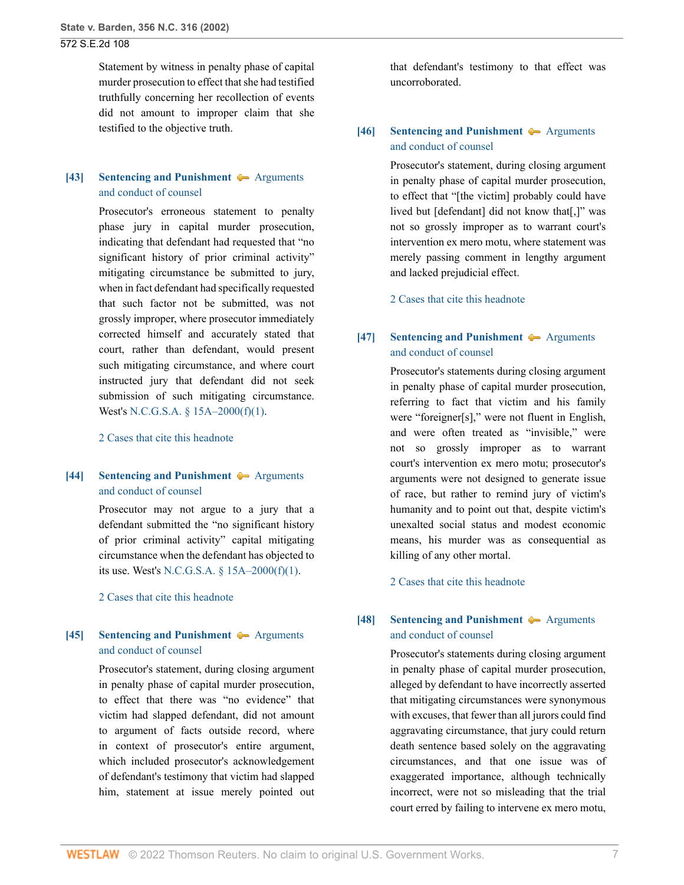Statement by witness in penalty phase of capital murder prosecution to effect that she had testified truthfully concerning her recollection of events did not amount to improper claim that she testified to the objective truth.

**[43]** **Sentencing and Punishment** Arguments and conduct of counsel

Prosecutor's erroneous statement to penalty phase jury in capital murder prosecution, indicating that defendant had requested that "no significant history of prior criminal activity" mitigating circumstance be submitted to jury, when in fact defendant had specifically requested that such factor not be submitted, was not grossly improper, where prosecutor immediately corrected himself and accurately stated that court, rather than defendant, would present such mitigating circumstance, and where court instructed jury that defendant did not seek submission of such mitigating circumstance. West's N.C.G.S.A. § 15A–2000(f)(1).

2 Cases that cite this headnote

**[44]** **Sentencing and Punishment** Arguments and conduct of counsel

Prosecutor may not argue to a jury that a defendant submitted the "no significant history of prior criminal activity" capital mitigating circumstance when the defendant has objected to its use. West's N.C.G.S.A. § 15A–2000(f)(1).

2 Cases that cite this headnote

**[45]** **Sentencing and Punishment** Arguments and conduct of counsel

Prosecutor's statement, during closing argument in penalty phase of capital murder prosecution, to effect that there was "no evidence" that victim had slapped defendant, did not amount to argument of facts outside record, where in context of prosecutor's entire argument, which included prosecutor's acknowledgement of defendant's testimony that victim had slapped him, statement at issue merely pointed out that defendant's testimony to that effect was uncorroborated.

**[46]** **Sentencing and Punishment** Arguments and conduct of counsel

Prosecutor's statement, during closing argument in penalty phase of capital murder prosecution, to effect that "[the victim] probably could have lived but [defendant] did not know that[,]" was not so grossly improper as to warrant court's intervention ex mero motu, where statement was merely passing comment in lengthy argument and lacked prejudicial effect.

2 Cases that cite this headnote

**[47]** **Sentencing and Punishment** Arguments and conduct of counsel

Prosecutor's statements during closing argument in penalty phase of capital murder prosecution, referring to fact that victim and his family were "foreigner[s]," were not fluent in English, and were often treated as "invisible," were not so grossly improper as to warrant court's intervention ex mero motu; prosecutor's arguments were not designed to generate issue of race, but rather to remind jury of victim's humanity and to point out that, despite victim's unexalted social status and modest economic means, his murder was as consequential as killing of any other mortal.

2 Cases that cite this headnote

**[48]** **Sentencing and Punishment** Arguments and conduct of counsel

Prosecutor's statements during closing argument in penalty phase of capital murder prosecution, alleged by defendant to have incorrectly asserted that mitigating circumstances were synonymous with excuses, that fewer than all jurors could find aggravating circumstance, that jury could return death sentence based solely on the aggravating circumstances, and that one issue was of exaggerated importance, although technically incorrect, were not so misleading that the trial court erred by failing to intervene ex mero motu,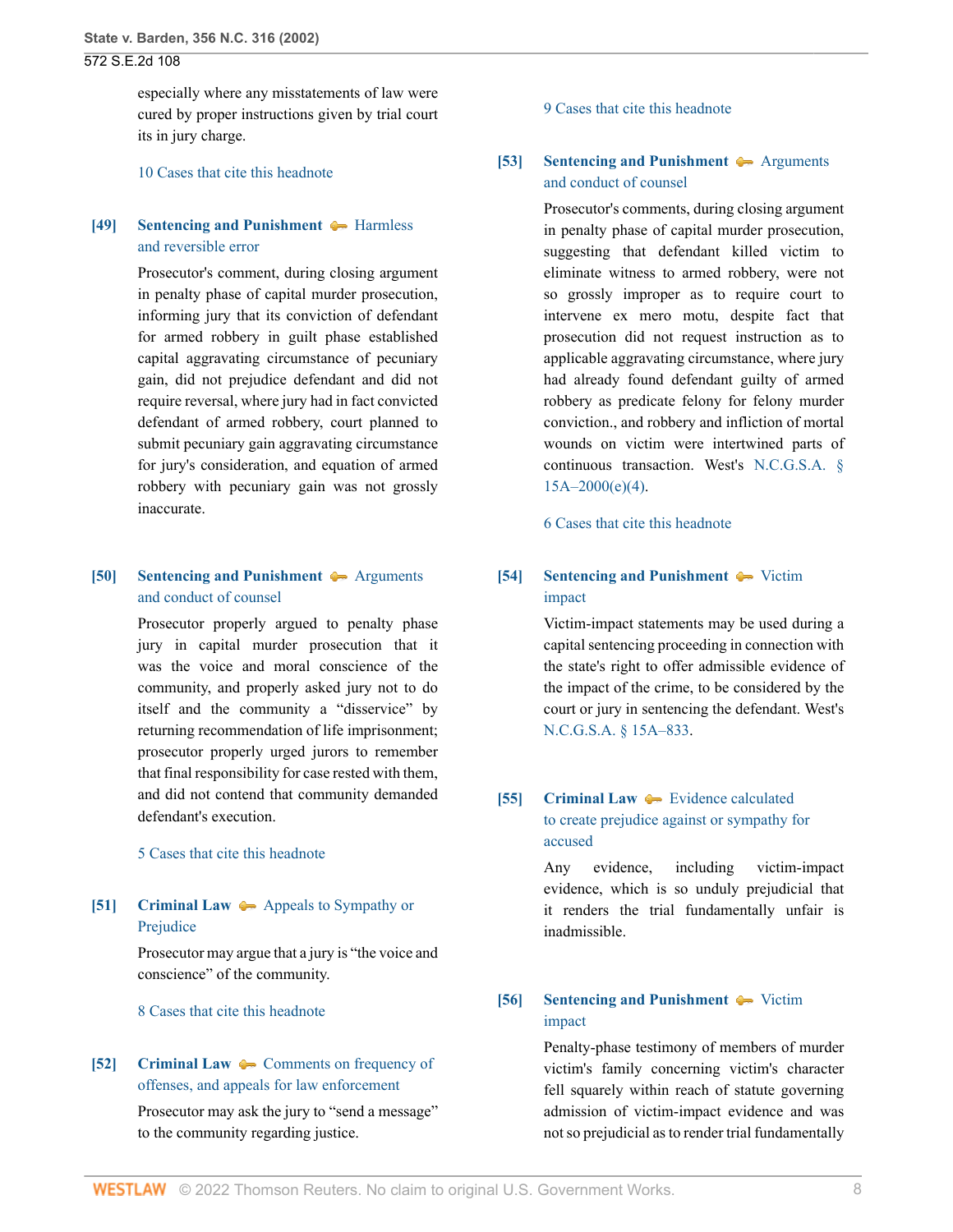especially where any misstatements of law were cured by proper instructions given by trial court its in jury charge.

10 Cases that cite this headnote

**[49]** **Sentencing and Punishment** Harmless and reversible error

Prosecutor's comment, during closing argument in penalty phase of capital murder prosecution, informing jury that its conviction of defendant for armed robbery in guilt phase established capital aggravating circumstance of pecuniary gain, did not prejudice defendant and did not require reversal, where jury had in fact convicted defendant of armed robbery, court planned to submit pecuniary gain aggravating circumstance for jury's consideration, and equation of armed robbery with pecuniary gain was not grossly inaccurate.

**[50]** **Sentencing and Punishment** Arguments and conduct of counsel

Prosecutor properly argued to penalty phase jury in capital murder prosecution that it was the voice and moral conscience of the community, and properly asked jury not to do itself and the community a "disservice" by returning recommendation of life imprisonment; prosecutor properly urged jurors to remember that final responsibility for case rested with them, and did not contend that community demanded defendant's execution.

5 Cases that cite this headnote

**[51]** **Criminal Law** Appeals to Sympathy or Prejudice

Prosecutor may argue that a jury is "the voice and conscience" of the community.

8 Cases that cite this headnote

**[52]** **Criminal Law** Comments on frequency of offenses, and appeals for law enforcement

Prosecutor may ask the jury to "send a message" to the community regarding justice.

9 Cases that cite this headnote

**[53]** **Sentencing and Punishment** Arguments and conduct of counsel

Prosecutor's comments, during closing argument in penalty phase of capital murder prosecution, suggesting that defendant killed victim to eliminate witness to armed robbery, were not so grossly improper as to require court to intervene ex mero motu, despite fact that prosecution did not request instruction as to applicable aggravating circumstance, where jury had already found defendant guilty of armed robbery as predicate felony for felony murder conviction., and robbery and infliction of mortal wounds on victim were intertwined parts of continuous transaction. West's N.C.G.S.A. § 15A–2000(e)(4).

6 Cases that cite this headnote

**[54]** **Sentencing and Punishment** Victim impact

Victim-impact statements may be used during a capital sentencing proceeding in connection with the state's right to offer admissible evidence of the impact of the crime, to be considered by the court or jury in sentencing the defendant. West's N.C.G.S.A. § 15A–833.

**[55]** **Criminal Law** Evidence calculated to create prejudice against or sympathy for accused

Any evidence, including victim-impact evidence, which is so unduly prejudicial that it renders the trial fundamentally unfair is inadmissible.

**[56]** **Sentencing and Punishment** Victim impact

Penalty-phase testimony of members of murder victim's family concerning victim's character fell squarely within reach of statute governing admission of victim-impact evidence and was not so prejudicial as to render trial fundamentally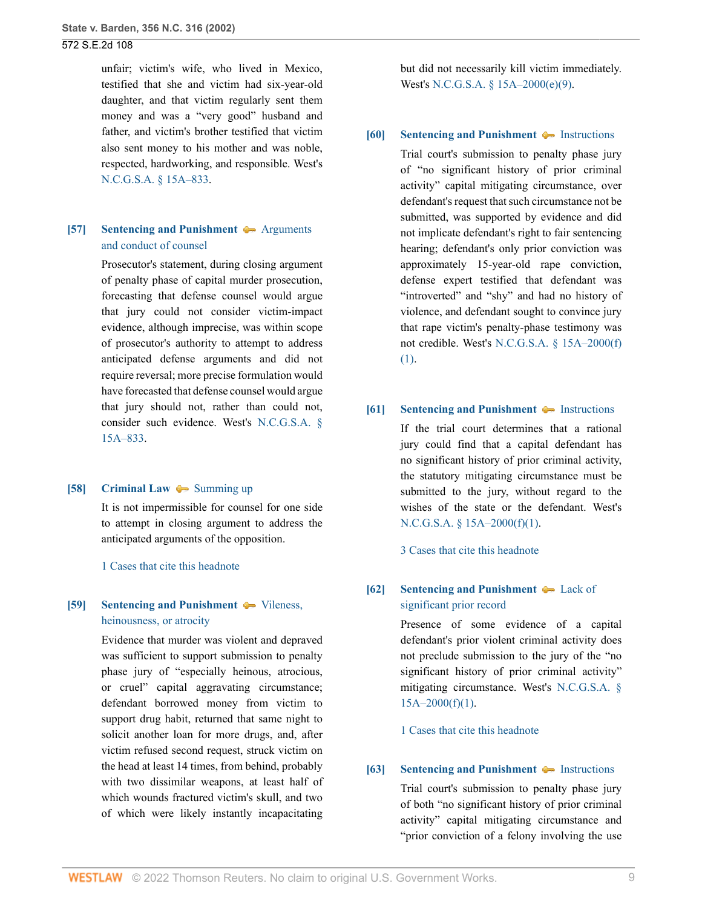unfair; victim's wife, who lived in Mexico, testified that she and victim had six-year-old daughter, and that victim regularly sent them money and was a "very good" husband and father, and victim's brother testified that victim also sent money to his mother and was noble, respected, hardworking, and responsible. West's N.C.G.S.A. § 15A–833.

**[57] Sentencing and Punishment** Arguments and conduct of counsel

Prosecutor's statement, during closing argument of penalty phase of capital murder prosecution, forecasting that defense counsel would argue that jury could not consider victim-impact evidence, although imprecise, was within scope of prosecutor's authority to attempt to address anticipated defense arguments and did not require reversal; more precise formulation would have forecasted that defense counsel would argue that jury should not, rather than could not, consider such evidence. West's N.C.G.S.A. § 15A–833.

**[58] Criminal Law** Summing up

It is not impermissible for counsel for one side to attempt in closing argument to address the anticipated arguments of the opposition.

1 Cases that cite this headnote

**[59] Sentencing and Punishment** Vileness, heinousness, or atrocity

Evidence that murder was violent and depraved was sufficient to support submission to penalty phase jury of "especially heinous, atrocious, or cruel" capital aggravating circumstance; defendant borrowed money from victim to support drug habit, returned that same night to solicit another loan for more drugs, and, after victim refused second request, struck victim on the head at least 14 times, from behind, probably with two dissimilar weapons, at least half of which wounds fractured victim's skull, and two of which were likely instantly incapacitating but did not necessarily kill victim immediately. West's N.C.G.S.A. § 15A–2000(e)(9).

**[60] Sentencing and Punishment** Instructions

Trial court's submission to penalty phase jury of "no significant history of prior criminal activity" capital mitigating circumstance, over defendant's request that such circumstance not be submitted, was supported by evidence and did not implicate defendant's right to fair sentencing hearing; defendant's only prior conviction was approximately 15-year-old rape conviction, defense expert testified that defendant was "introverted" and "shy" and had no history of violence, and defendant sought to convince jury that rape victim's penalty-phase testimony was not credible. West's N.C.G.S.A. § 15A–2000(f)(1).

**[61] Sentencing and Punishment** Instructions

If the trial court determines that a rational jury could find that a capital defendant has no significant history of prior criminal activity, the statutory mitigating circumstance must be submitted to the jury, without regard to the wishes of the state or the defendant. West's N.C.G.S.A. § 15A–2000(f)(1).

3 Cases that cite this headnote

**[62] Sentencing and Punishment** Lack of significant prior record

Presence of some evidence of a capital defendant's prior violent criminal activity does not preclude submission to the jury of the "no significant history of prior criminal activity" mitigating circumstance. West's N.C.G.S.A. § 15A–2000(f)(1).

1 Cases that cite this headnote

**[63] Sentencing and Punishment** Instructions

Trial court's submission to penalty phase jury of both "no significant history of prior criminal activity" capital mitigating circumstance and "prior conviction of a felony involving the use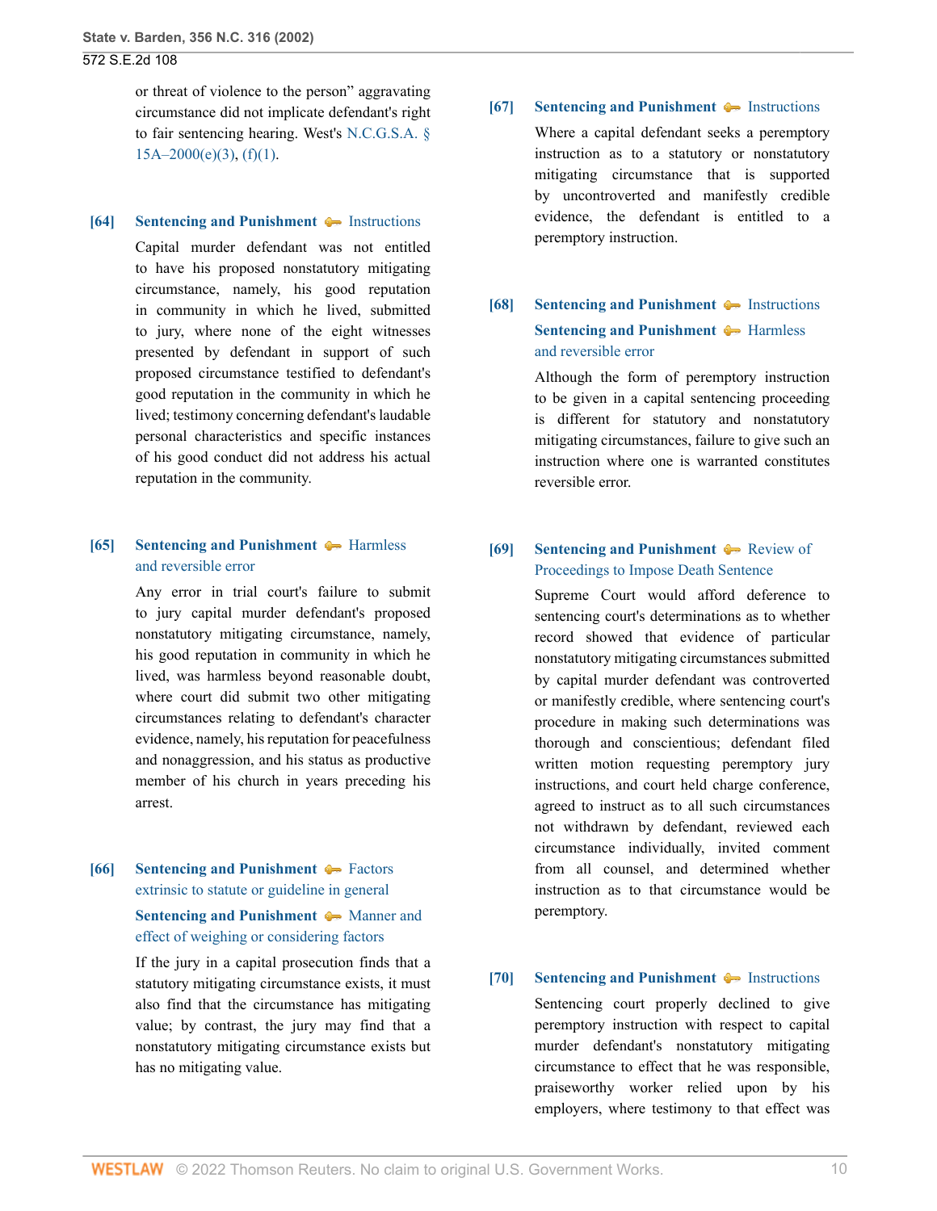or threat of violence to the person" aggravating circumstance did not implicate defendant's right to fair sentencing hearing. West's N.C.G.S.A. § 15A–2000(e)(3), (f)(1).

**[64] Sentencing and Punishment** ⊶ Instructions

Capital murder defendant was not entitled to have his proposed nonstatutory mitigating circumstance, namely, his good reputation in community in which he lived, submitted to jury, where none of the eight witnesses presented by defendant in support of such proposed circumstance testified to defendant's good reputation in the community in which he lived; testimony concerning defendant's laudable personal characteristics and specific instances of his good conduct did not address his actual reputation in the community.

**[65] Sentencing and Punishment** ⊶ Harmless and reversible error

Any error in trial court's failure to submit to jury capital murder defendant's proposed nonstatutory mitigating circumstance, namely, his good reputation in community in which he lived, was harmless beyond reasonable doubt, where court did submit two other mitigating circumstances relating to defendant's character evidence, namely, his reputation for peacefulness and nonaggression, and his status as productive member of his church in years preceding his arrest.

**[66] Sentencing and Punishment** ⊶ Factors extrinsic to statute or guideline in general

**Sentencing and Punishment** ⊶ Manner and effect of weighing or considering factors

If the jury in a capital prosecution finds that a statutory mitigating circumstance exists, it must also find that the circumstance has mitigating value; by contrast, the jury may find that a nonstatutory mitigating circumstance exists but has no mitigating value.

**[67] Sentencing and Punishment** ⊶ Instructions

Where a capital defendant seeks a peremptory instruction as to a statutory or nonstatutory mitigating circumstance that is supported by uncontroverted and manifestly credible evidence, the defendant is entitled to a peremptory instruction.

**[68] Sentencing and Punishment** ⊶ Instructions

**Sentencing and Punishment** ⊶ Harmless and reversible error

Although the form of peremptory instruction to be given in a capital sentencing proceeding is different for statutory and nonstatutory mitigating circumstances, failure to give such an instruction where one is warranted constitutes reversible error.

**[69] Sentencing and Punishment** ⊶ Review of Proceedings to Impose Death Sentence

Supreme Court would afford deference to sentencing court's determinations as to whether record showed that evidence of particular nonstatutory mitigating circumstances submitted by capital murder defendant was controverted or manifestly credible, where sentencing court's procedure in making such determinations was thorough and conscientious; defendant filed written motion requesting peremptory jury instructions, and court held charge conference, agreed to instruct as to all such circumstances not withdrawn by defendant, reviewed each circumstance individually, invited comment from all counsel, and determined whether instruction as to that circumstance would be peremptory.

**[70] Sentencing and Punishment** ⊶ Instructions

Sentencing court properly declined to give peremptory instruction with respect to capital murder defendant's nonstatutory mitigating circumstance to effect that he was responsible, praiseworthy worker relied upon by his employers, where testimony to that effect was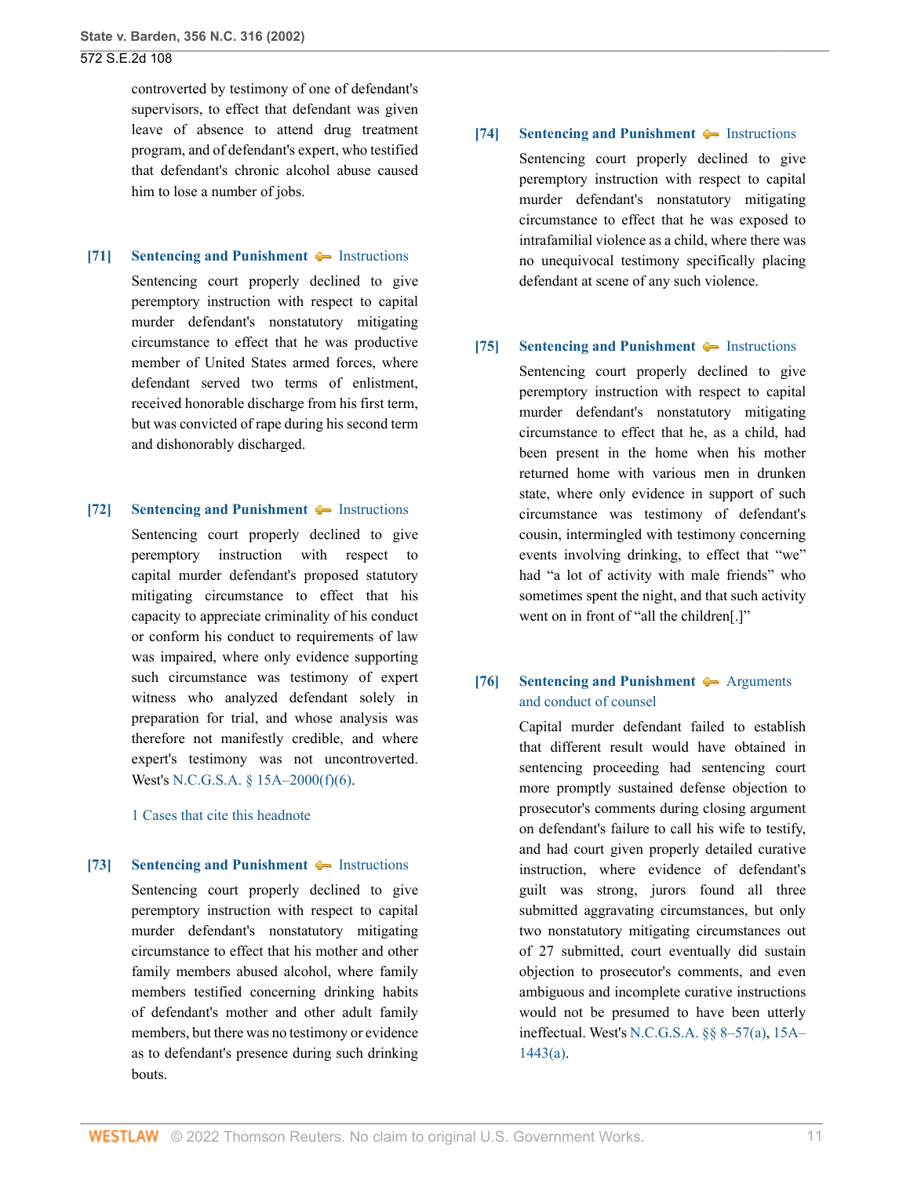controverted by testimony of one of defendant's supervisors, to effect that defendant was given leave of absence to attend drug treatment program, and of defendant's expert, who testified that defendant's chronic alcohol abuse caused him to lose a number of jobs.

**[71] Sentencing and Punishment — Instructions**

Sentencing court properly declined to give peremptory instruction with respect to capital murder defendant's nonstatutory mitigating circumstance to effect that he was productive member of United States armed forces, where defendant served two terms of enlistment, received honorable discharge from his first term, but was convicted of rape during his second term and dishonorably discharged.

**[72] Sentencing and Punishment — Instructions**

Sentencing court properly declined to give peremptory instruction with respect to capital murder defendant's proposed statutory mitigating circumstance to effect that his capacity to appreciate criminality of his conduct or conform his conduct to requirements of law was impaired, where only evidence supporting such circumstance was testimony of expert witness who analyzed defendant solely in preparation for trial, and whose analysis was therefore not manifestly credible, and where expert's testimony was not uncontroverted. West's N.C.G.S.A. § 15A–2000(f)(6).

1 Cases that cite this headnote

**[73] Sentencing and Punishment — Instructions**

Sentencing court properly declined to give peremptory instruction with respect to capital murder defendant's nonstatutory mitigating circumstance to effect that his mother and other family members abused alcohol, where family members testified concerning drinking habits of defendant's mother and other adult family members, but there was no testimony or evidence as to defendant's presence during such drinking bouts.

**[74] Sentencing and Punishment — Instructions**

Sentencing court properly declined to give peremptory instruction with respect to capital murder defendant's nonstatutory mitigating circumstance to effect that he was exposed to intrafamilial violence as a child, where there was no unequivocal testimony specifically placing defendant at scene of any such violence.

**[75] Sentencing and Punishment — Instructions**

Sentencing court properly declined to give peremptory instruction with respect to capital murder defendant's nonstatutory mitigating circumstance to effect that he, as a child, had been present in the home when his mother returned home with various men in drunken state, where only evidence in support of such circumstance was testimony of defendant's cousin, intermingled with testimony concerning events involving drinking, to effect that "we" had "a lot of activity with male friends" who sometimes spent the night, and that such activity went on in front of "all the children[.]"

**[76] Sentencing and Punishment — Arguments and conduct of counsel**

Capital murder defendant failed to establish that different result would have obtained in sentencing proceeding had sentencing court more promptly sustained defense objection to prosecutor's comments during closing argument on defendant's failure to call his wife to testify, and had court given properly detailed curative instruction, where evidence of defendant's guilt was strong, jurors found all three submitted aggravating circumstances, but only two nonstatutory mitigating circumstances out of 27 submitted, court eventually did sustain objection to prosecutor's comments, and even ambiguous and incomplete curative instructions would not be presumed to have been utterly ineffectual. West's N.C.G.S.A. §§ 8–57(a), 15A–1443(a).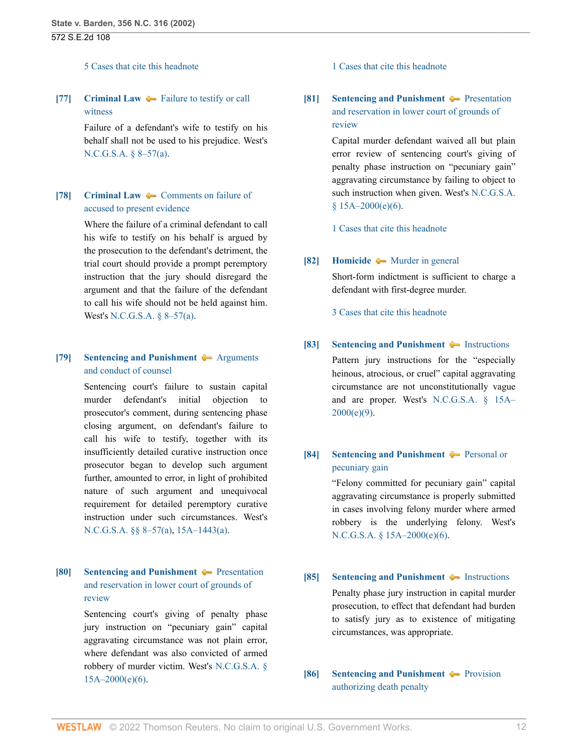5 Cases that cite this headnote

**[77]** **Criminal Law** Failure to testify or call witness

Failure of a defendant's wife to testify on his behalf shall not be used to his prejudice. West's N.C.G.S.A. § 8–57(a).

**[78]** **Criminal Law** Comments on failure of accused to present evidence

Where the failure of a criminal defendant to call his wife to testify on his behalf is argued by the prosecution to the defendant's detriment, the trial court should provide a prompt peremptory instruction that the jury should disregard the argument and that the failure of the defendant to call his wife should not be held against him. West's N.C.G.S.A. § 8–57(a).

**[79]** **Sentencing and Punishment** Arguments and conduct of counsel

Sentencing court's failure to sustain capital murder defendant's initial objection to prosecutor's comment, during sentencing phase closing argument, on defendant's failure to call his wife to testify, together with its insufficiently detailed curative instruction once prosecutor began to develop such argument further, amounted to error, in light of prohibited nature of such argument and unequivocal requirement for detailed peremptory curative instruction under such circumstances. West's N.C.G.S.A. §§ 8–57(a), 15A–1443(a).

**[80]** **Sentencing and Punishment** Presentation and reservation in lower court of grounds of review

Sentencing court's giving of penalty phase jury instruction on "pecuniary gain" capital aggravating circumstance was not plain error, where defendant was also convicted of armed robbery of murder victim. West's N.C.G.S.A. § 15A–2000(e)(6).

1 Cases that cite this headnote

**[81]** **Sentencing and Punishment** Presentation and reservation in lower court of grounds of review

Capital murder defendant waived all but plain error review of sentencing court's giving of penalty phase instruction on "pecuniary gain" aggravating circumstance by failing to object to such instruction when given. West's N.C.G.S.A. § 15A–2000(e)(6).

1 Cases that cite this headnote

**[82]** **Homicide** Murder in general

Short-form indictment is sufficient to charge a defendant with first-degree murder.

3 Cases that cite this headnote

**[83]** **Sentencing and Punishment** Instructions

Pattern jury instructions for the "especially heinous, atrocious, or cruel" capital aggravating circumstance are not unconstitutionally vague and are proper. West's N.C.G.S.A. § 15A–2000(e)(9).

**[84]** **Sentencing and Punishment** Personal or pecuniary gain

"Felony committed for pecuniary gain" capital aggravating circumstance is properly submitted in cases involving felony murder where armed robbery is the underlying felony. West's N.C.G.S.A. § 15A–2000(e)(6).

**[85]** **Sentencing and Punishment** Instructions

Penalty phase jury instruction in capital murder prosecution, to effect that defendant had burden to satisfy jury as to existence of mitigating circumstances, was appropriate.

**[86]** **Sentencing and Punishment** Provision authorizing death penalty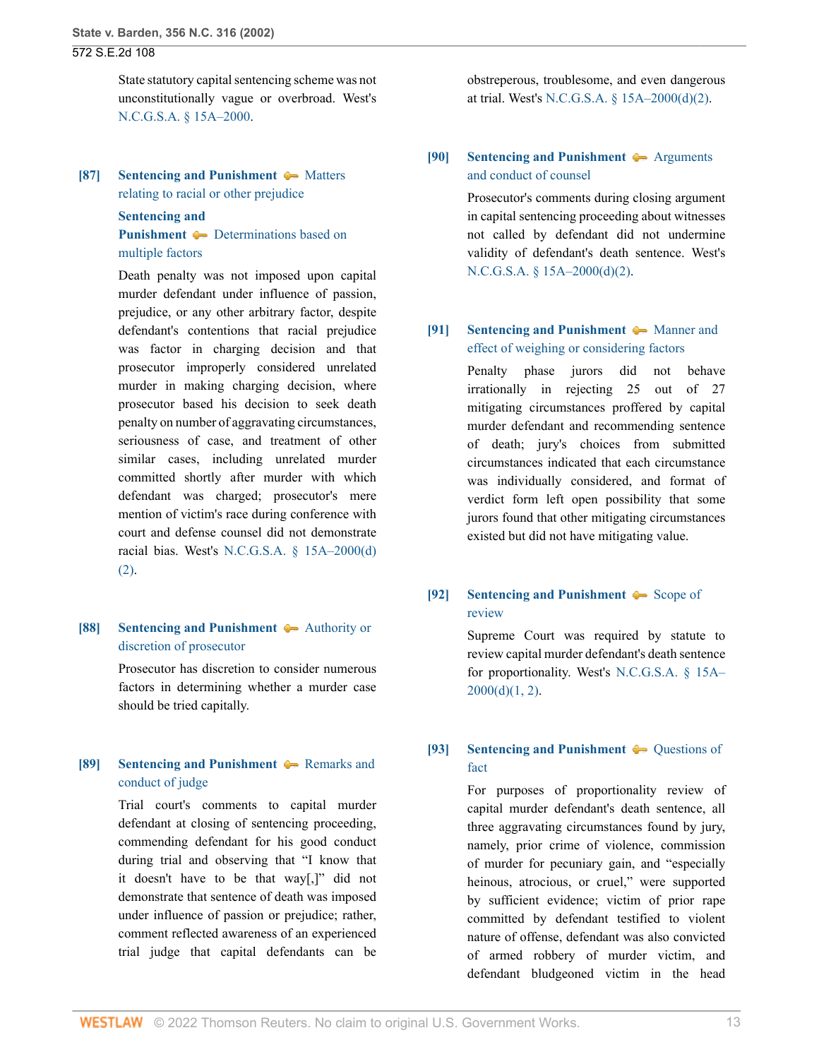State statutory capital sentencing scheme was not unconstitutionally vague or overbroad. West's N.C.G.S.A. § 15A–2000.

**[87]** **Sentencing and Punishment** Matters relating to racial or other prejudice

**Sentencing and Punishment** Determinations based on multiple factors

Death penalty was not imposed upon capital murder defendant under influence of passion, prejudice, or any other arbitrary factor, despite defendant's contentions that racial prejudice was factor in charging decision and that prosecutor improperly considered unrelated murder in making charging decision, where prosecutor based his decision to seek death penalty on number of aggravating circumstances, seriousness of case, and treatment of other similar cases, including unrelated murder committed shortly after murder with which defendant was charged; prosecutor's mere mention of victim's race during conference with court and defense counsel did not demonstrate racial bias. West's N.C.G.S.A. § 15A–2000(d)(2).

**[88]** **Sentencing and Punishment** Authority or discretion of prosecutor

Prosecutor has discretion to consider numerous factors in determining whether a murder case should be tried capitally.

**[89]** **Sentencing and Punishment** Remarks and conduct of judge

Trial court's comments to capital murder defendant at closing of sentencing proceeding, commending defendant for his good conduct during trial and observing that "I know that it doesn't have to be that way[,]" did not demonstrate that sentence of death was imposed under influence of passion or prejudice; rather, comment reflected awareness of an experienced trial judge that capital defendants can be obstreperous, troublesome, and even dangerous at trial. West's N.C.G.S.A. § 15A–2000(d)(2).

**[90]** **Sentencing and Punishment** Arguments and conduct of counsel

Prosecutor's comments during closing argument in capital sentencing proceeding about witnesses not called by defendant did not undermine validity of defendant's death sentence. West's N.C.G.S.A. § 15A–2000(d)(2).

**[91]** **Sentencing and Punishment** Manner and effect of weighing or considering factors

Penalty phase jurors did not behave irrationally in rejecting 25 out of 27 mitigating circumstances proffered by capital murder defendant and recommending sentence of death; jury's choices from submitted circumstances indicated that each circumstance was individually considered, and format of verdict form left open possibility that some jurors found that other mitigating circumstances existed but did not have mitigating value.

**[92]** **Sentencing and Punishment** Scope of review

Supreme Court was required by statute to review capital murder defendant's death sentence for proportionality. West's N.C.G.S.A. § 15A–2000(d)(1, 2).

**[93]** **Sentencing and Punishment** Questions of fact

For purposes of proportionality review of capital murder defendant's death sentence, all three aggravating circumstances found by jury, namely, prior crime of violence, commission of murder for pecuniary gain, and "especially heinous, atrocious, or cruel," were supported by sufficient evidence; victim of prior rape committed by defendant testified to violent nature of offense, defendant was also convicted of armed robbery of murder victim, and defendant bludgeoned victim in the head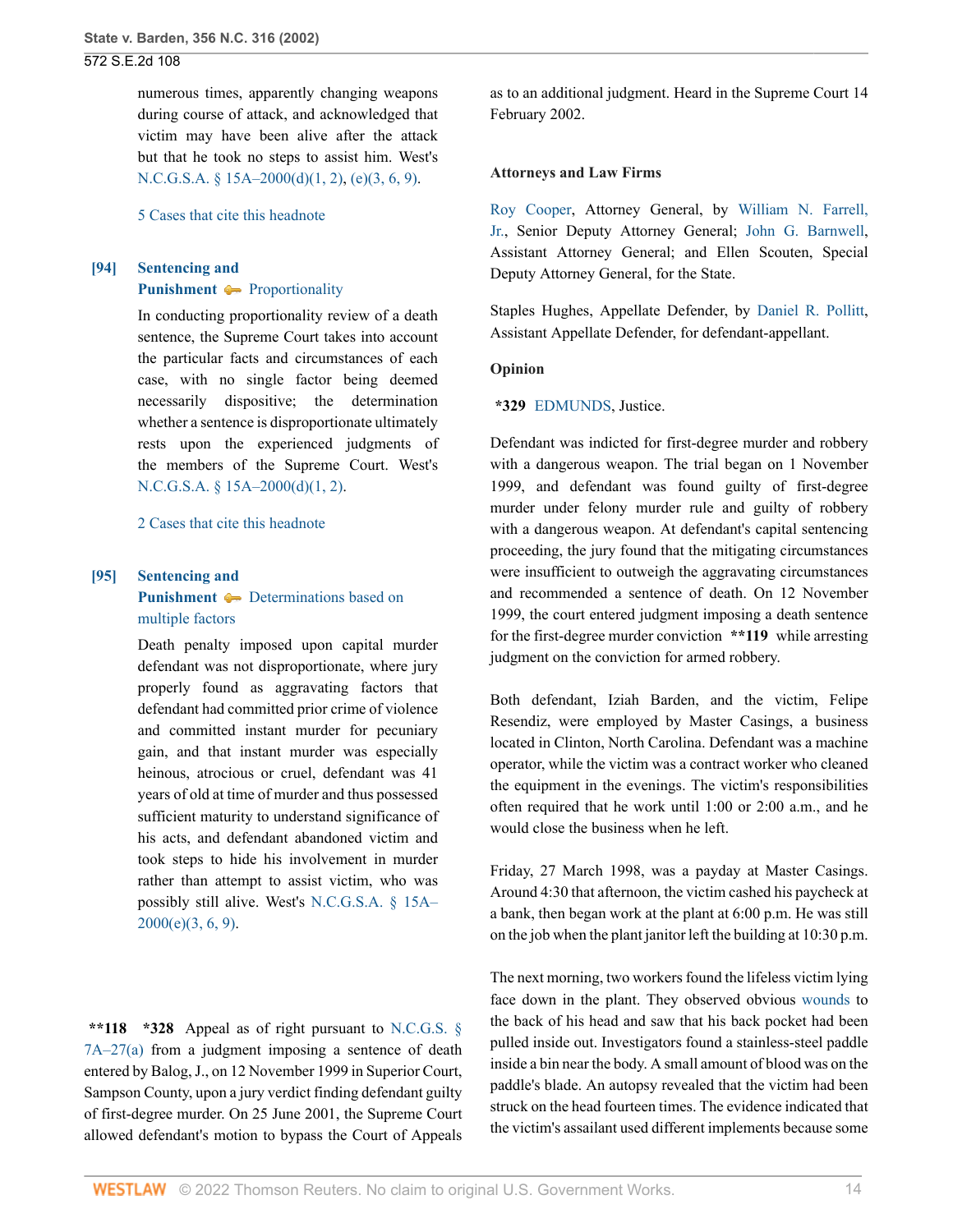numerous times, apparently changing weapons during course of attack, and acknowledged that victim may have been alive after the attack but that he took no steps to assist him. West's N.C.G.S.A. § 15A–2000(d)(1, 2), (e)(3, 6, 9).

5 Cases that cite this headnote

**[94] Sentencing and Punishment** — Proportionality

In conducting proportionality review of a death sentence, the Supreme Court takes into account the particular facts and circumstances of each case, with no single factor being deemed necessarily dispositive; the determination whether a sentence is disproportionate ultimately rests upon the experienced judgments of the members of the Supreme Court. West's N.C.G.S.A. § 15A–2000(d)(1, 2).

2 Cases that cite this headnote

**[95] Sentencing and Punishment** — Determinations based on multiple factors

Death penalty imposed upon capital murder defendant was not disproportionate, where jury properly found as aggravating factors that defendant had committed prior crime of violence and committed instant murder for pecuniary gain, and that instant murder was especially heinous, atrocious or cruel, defendant was 41 years of old at time of murder and thus possessed sufficient maturity to understand significance of his acts, and defendant abandoned victim and took steps to hide his involvement in murder rather than attempt to assist victim, who was possibly still alive. West's N.C.G.S.A. § 15A–2000(e)(3, 6, 9).

**\*\*118 \*328** Appeal as of right pursuant to N.C.G.S. § 7A–27(a) from a judgment imposing a sentence of death entered by Balog, J., on 12 November 1999 in Superior Court, Sampson County, upon a jury verdict finding defendant guilty of first-degree murder. On 25 June 2001, the Supreme Court allowed defendant's motion to bypass the Court of Appeals as to an additional judgment. Heard in the Supreme Court 14 February 2002.

**Attorneys and Law Firms**

Roy Cooper, Attorney General, by William N. Farrell, Jr., Senior Deputy Attorney General; John G. Barnwell, Assistant Attorney General; and Ellen Scouten, Special Deputy Attorney General, for the State.

Staples Hughes, Appellate Defender, by Daniel R. Pollitt, Assistant Appellate Defender, for defendant-appellant.

**Opinion**

**\*329** EDMUNDS, Justice.

Defendant was indicted for first-degree murder and robbery with a dangerous weapon. The trial began on 1 November 1999, and defendant was found guilty of first-degree murder under felony murder rule and guilty of robbery with a dangerous weapon. At defendant's capital sentencing proceeding, the jury found that the mitigating circumstances were insufficient to outweigh the aggravating circumstances and recommended a sentence of death. On 12 November 1999, the court entered judgment imposing a death sentence for the first-degree murder conviction **\*\*119** while arresting judgment on the conviction for armed robbery.

Both defendant, Iziah Barden, and the victim, Felipe Resendiz, were employed by Master Casings, a business located in Clinton, North Carolina. Defendant was a machine operator, while the victim was a contract worker who cleaned the equipment in the evenings. The victim's responsibilities often required that he work until 1:00 or 2:00 a.m., and he would close the business when he left.

Friday, 27 March 1998, was a payday at Master Casings. Around 4:30 that afternoon, the victim cashed his paycheck at a bank, then began work at the plant at 6:00 p.m. He was still on the job when the plant janitor left the building at 10:30 p.m.

The next morning, two workers found the lifeless victim lying face down in the plant. They observed obvious wounds to the back of his head and saw that his back pocket had been pulled inside out. Investigators found a stainless-steel paddle inside a bin near the body. A small amount of blood was on the paddle's blade. An autopsy revealed that the victim had been struck on the head fourteen times. The evidence indicated that the victim's assailant used different implements because some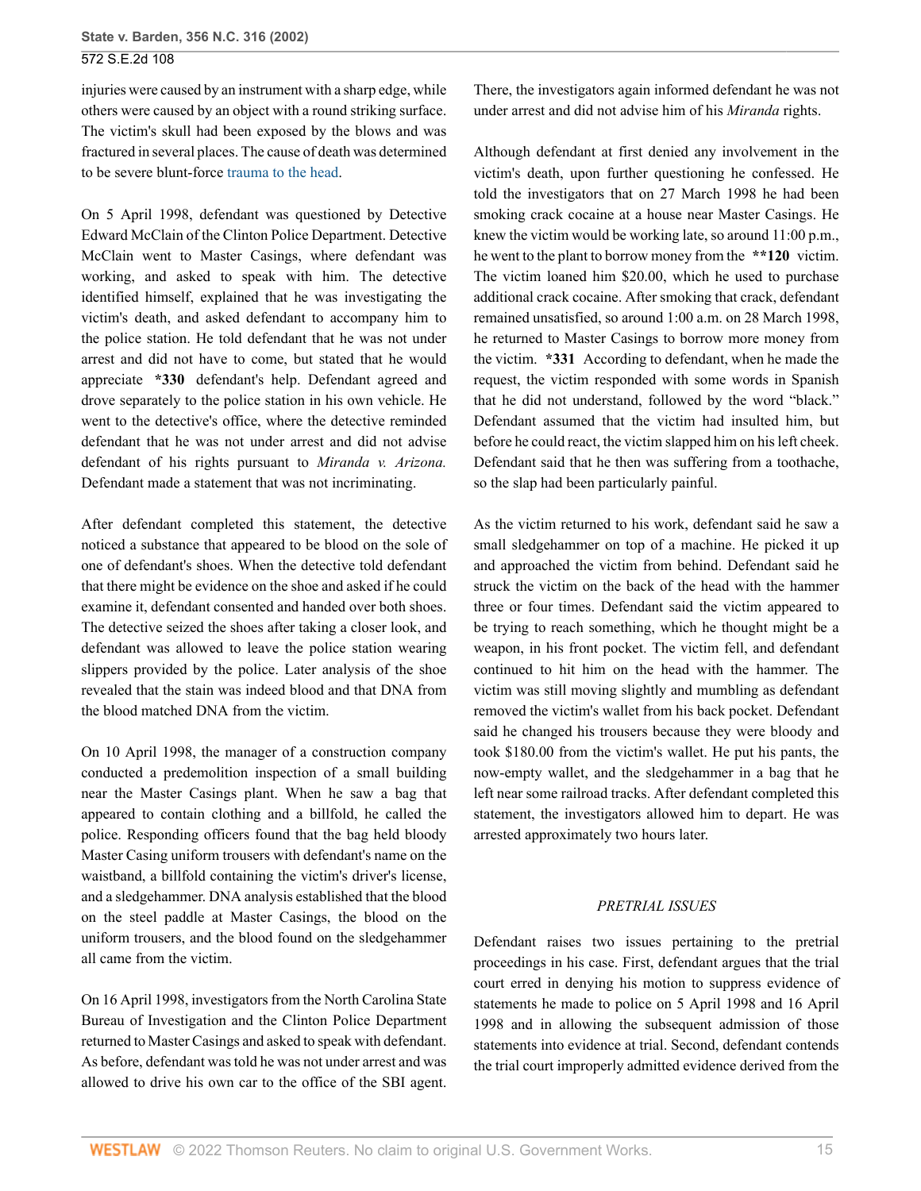injuries were caused by an instrument with a sharp edge, while others were caused by an object with a round striking surface. The victim's skull had been exposed by the blows and was fractured in several places. The cause of death was determined to be severe blunt-force trauma to the head.

On 5 April 1998, defendant was questioned by Detective Edward McClain of the Clinton Police Department. Detective McClain went to Master Casings, where defendant was working, and asked to speak with him. The detective identified himself, explained that he was investigating the victim's death, and asked defendant to accompany him to the police station. He told defendant that he was not under arrest and did not have to come, but stated that he would appreciate **\*330** defendant's help. Defendant agreed and drove separately to the police station in his own vehicle. He went to the detective's office, where the detective reminded defendant that he was not under arrest and did not advise defendant of his rights pursuant to *Miranda v. Arizona.* Defendant made a statement that was not incriminating.

After defendant completed this statement, the detective noticed a substance that appeared to be blood on the sole of one of defendant's shoes. When the detective told defendant that there might be evidence on the shoe and asked if he could examine it, defendant consented and handed over both shoes. The detective seized the shoes after taking a closer look, and defendant was allowed to leave the police station wearing slippers provided by the police. Later analysis of the shoe revealed that the stain was indeed blood and that DNA from the blood matched DNA from the victim.

On 10 April 1998, the manager of a construction company conducted a predemolition inspection of a small building near the Master Casings plant. When he saw a bag that appeared to contain clothing and a billfold, he called the police. Responding officers found that the bag held bloody Master Casing uniform trousers with defendant's name on the waistband, a billfold containing the victim's driver's license, and a sledgehammer. DNA analysis established that the blood on the steel paddle at Master Casings, the blood on the uniform trousers, and the blood found on the sledgehammer all came from the victim.

On 16 April 1998, investigators from the North Carolina State Bureau of Investigation and the Clinton Police Department returned to Master Casings and asked to speak with defendant. As before, defendant was told he was not under arrest and was allowed to drive his own car to the office of the SBI agent. There, the investigators again informed defendant he was not under arrest and did not advise him of his *Miranda* rights.

Although defendant at first denied any involvement in the victim's death, upon further questioning he confessed. He told the investigators that on 27 March 1998 he had been smoking crack cocaine at a house near Master Casings. He knew the victim would be working late, so around 11:00 p.m., he went to the plant to borrow money from the **\*\*120** victim. The victim loaned him $20.00, which he used to purchase additional crack cocaine. After smoking that crack, defendant remained unsatisfied, so around 1:00 a.m. on 28 March 1998, he returned to Master Casings to borrow more money from the victim. **\*331** According to defendant, when he made the request, the victim responded with some words in Spanish that he did not understand, followed by the word "black." Defendant assumed that the victim had insulted him, but before he could react, the victim slapped him on his left cheek. Defendant said that he then was suffering from a toothache, so the slap had been particularly painful.

As the victim returned to his work, defendant said he saw a small sledgehammer on top of a machine. He picked it up and approached the victim from behind. Defendant said he struck the victim on the back of the head with the hammer three or four times. Defendant said the victim appeared to be trying to reach something, which he thought might be a weapon, in his front pocket. The victim fell, and defendant continued to hit him on the head with the hammer. The victim was still moving slightly and mumbling as defendant removed the victim's wallet from his back pocket. Defendant said he changed his trousers because they were bloody and took $180.00 from the victim's wallet. He put his pants, the now-empty wallet, and the sledgehammer in a bag that he left near some railroad tracks. After defendant completed this statement, the investigators allowed him to depart. He was arrested approximately two hours later.

## *PRETRIAL ISSUES*

Defendant raises two issues pertaining to the pretrial proceedings in his case. First, defendant argues that the trial court erred in denying his motion to suppress evidence of statements he made to police on 5 April 1998 and 16 April 1998 and in allowing the subsequent admission of those statements into evidence at trial. Second, defendant contends the trial court improperly admitted evidence derived from the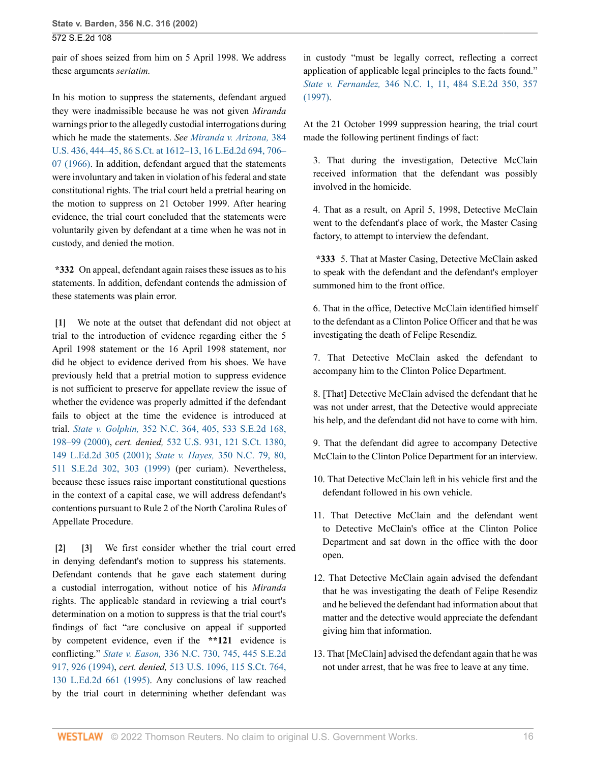pair of shoes seized from him on 5 April 1998. We address these arguments *seriatim.*

In his motion to suppress the statements, defendant argued they were inadmissible because he was not given *Miranda* warnings prior to the allegedly custodial interrogations during which he made the statements. *See Miranda v. Arizona,* 384 U.S. 436, 444–45, 86 S.Ct. at 1612–13, 16 L.Ed.2d 694, 706–07 (1966). In addition, defendant argued that the statements were involuntary and taken in violation of his federal and state constitutional rights. The trial court held a pretrial hearing on the motion to suppress on 21 October 1999. After hearing evidence, the trial court concluded that the statements were voluntarily given by defendant at a time when he was not in custody, and denied the motion.

**\*332** On appeal, defendant again raises these issues as to his statements. In addition, defendant contends the admission of these statements was plain error.

**[1]** We note at the outset that defendant did not object at trial to the introduction of evidence regarding either the 5 April 1998 statement or the 16 April 1998 statement, nor did he object to evidence derived from his shoes. We have previously held that a pretrial motion to suppress evidence is not sufficient to preserve for appellate review the issue of whether the evidence was properly admitted if the defendant fails to object at the time the evidence is introduced at trial. *State v. Golphin,* 352 N.C. 364, 405, 533 S.E.2d 168, 198–99 (2000), *cert. denied,* 532 U.S. 931, 121 S.Ct. 1380, 149 L.Ed.2d 305 (2001); *State v. Hayes,* 350 N.C. 79, 80, 511 S.E.2d 302, 303 (1999) (per curiam). Nevertheless, because these issues raise important constitutional questions in the context of a capital case, we will address defendant's contentions pursuant to Rule 2 of the North Carolina Rules of Appellate Procedure.

**[2]** **[3]** We first consider whether the trial court erred in denying defendant's motion to suppress his statements. Defendant contends that he gave each statement during a custodial interrogation, without notice of his *Miranda* rights. The applicable standard in reviewing a trial court's determination on a motion to suppress is that the trial court's findings of fact "are conclusive on appeal if supported by competent evidence, even if the **\*\*121** evidence is conflicting." *State v. Eason,* 336 N.C. 730, 745, 445 S.E.2d 917, 926 (1994), *cert. denied,* 513 U.S. 1096, 115 S.Ct. 764, 130 L.Ed.2d 661 (1995). Any conclusions of law reached by the trial court in determining whether defendant was in custody "must be legally correct, reflecting a correct application of applicable legal principles to the facts found." *State v. Fernandez,* 346 N.C. 1, 11, 484 S.E.2d 350, 357 (1997).

At the 21 October 1999 suppression hearing, the trial court made the following pertinent findings of fact:

> 3. That during the investigation, Detective McClain received information that the defendant was possibly involved in the homicide.
>
> 4. That as a result, on April 5, 1998, Detective McClain went to the defendant's place of work, the Master Casing factory, to attempt to interview the defendant.
>
> **\*333** 5. That at Master Casing, Detective McClain asked to speak with the defendant and the defendant's employer summoned him to the front office.
>
> 6. That in the office, Detective McClain identified himself to the defendant as a Clinton Police Officer and that he was investigating the death of Felipe Resendiz.
>
> 7. That Detective McClain asked the defendant to accompany him to the Clinton Police Department.
>
> 8. [That] Detective McClain advised the defendant that he was not under arrest, that the Detective would appreciate his help, and the defendant did not have to come with him.
>
> 9. That the defendant did agree to accompany Detective McClain to the Clinton Police Department for an interview.
>
> 10. That Detective McClain left in his vehicle first and the defendant followed in his own vehicle.
>
> 11. That Detective McClain and the defendant went to Detective McClain's office at the Clinton Police Department and sat down in the office with the door open.
>
> 12. That Detective McClain again advised the defendant that he was investigating the death of Felipe Resendiz and he believed the defendant had information about that matter and the detective would appreciate the defendant giving him that information.
>
> 13. That [McClain] advised the defendant again that he was not under arrest, that he was free to leave at any time.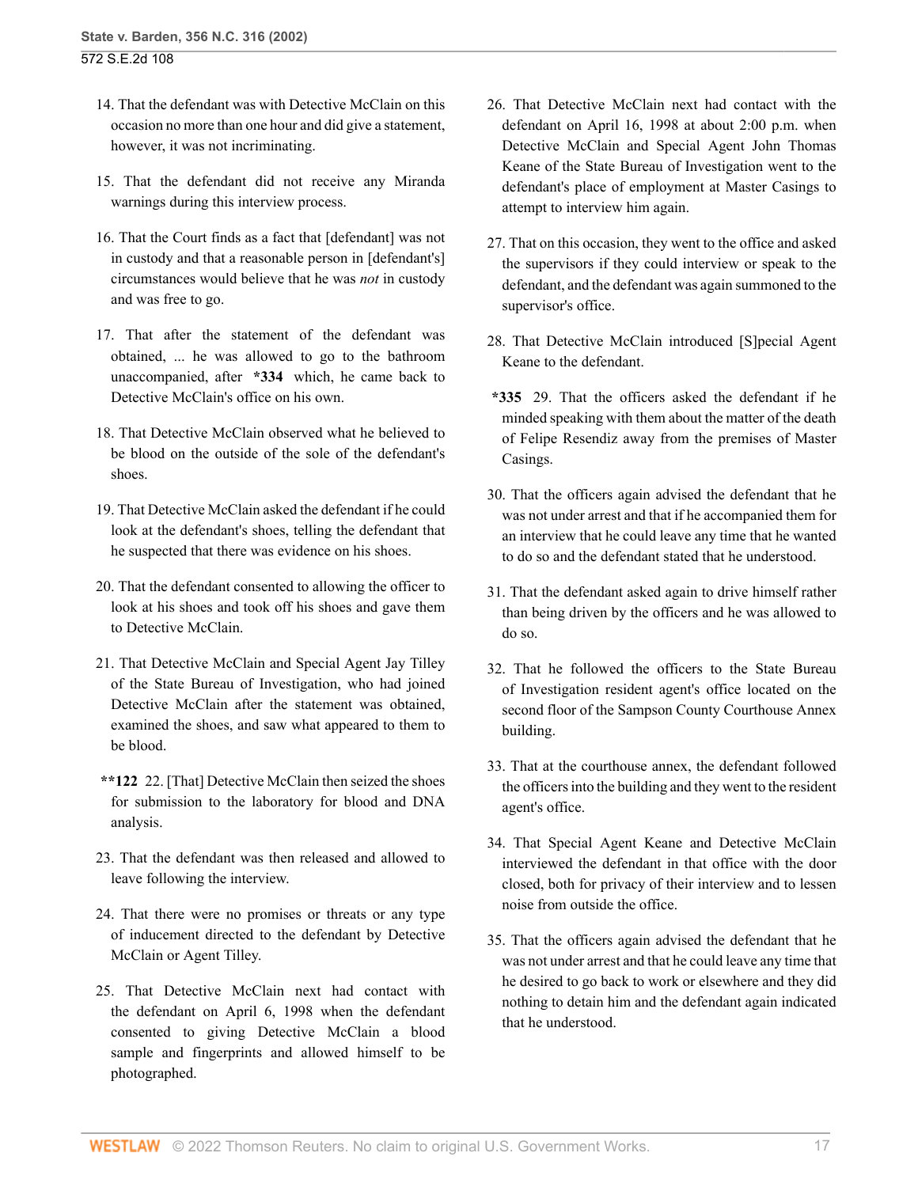14. That the defendant was with Detective McClain on this occasion no more than one hour and did give a statement, however, it was not incriminating.

15. That the defendant did not receive any Miranda warnings during this interview process.

16. That the Court finds as a fact that [defendant] was not in custody and that a reasonable person in [defendant's] circumstances would believe that he was *not* in custody and was free to go.

17. That after the statement of the defendant was obtained, ... he was allowed to go to the bathroom unaccompanied, after **\*334** which, he came back to Detective McClain's office on his own.

18. That Detective McClain observed what he believed to be blood on the outside of the sole of the defendant's shoes.

19. That Detective McClain asked the defendant if he could look at the defendant's shoes, telling the defendant that he suspected that there was evidence on his shoes.

20. That the defendant consented to allowing the officer to look at his shoes and took off his shoes and gave them to Detective McClain.

21. That Detective McClain and Special Agent Jay Tilley of the State Bureau of Investigation, who had joined Detective McClain after the statement was obtained, examined the shoes, and saw what appeared to them to be blood.

**\*\*122** 22. [That] Detective McClain then seized the shoes for submission to the laboratory for blood and DNA analysis.

23. That the defendant was then released and allowed to leave following the interview.

24. That there were no promises or threats or any type of inducement directed to the defendant by Detective McClain or Agent Tilley.

25. That Detective McClain next had contact with the defendant on April 6, 1998 when the defendant consented to giving Detective McClain a blood sample and fingerprints and allowed himself to be photographed.

26. That Detective McClain next had contact with the defendant on April 16, 1998 at about 2:00 p.m. when Detective McClain and Special Agent John Thomas Keane of the State Bureau of Investigation went to the defendant's place of employment at Master Casings to attempt to interview him again.

27. That on this occasion, they went to the office and asked the supervisors if they could interview or speak to the defendant, and the defendant was again summoned to the supervisor's office.

28. That Detective McClain introduced [S]pecial Agent Keane to the defendant.

**\*335** 29. That the officers asked the defendant if he minded speaking with them about the matter of the death of Felipe Resendiz away from the premises of Master Casings.

30. That the officers again advised the defendant that he was not under arrest and that if he accompanied them for an interview that he could leave any time that he wanted to do so and the defendant stated that he understood.

31. That the defendant asked again to drive himself rather than being driven by the officers and he was allowed to do so.

32. That he followed the officers to the State Bureau of Investigation resident agent's office located on the second floor of the Sampson County Courthouse Annex building.

33. That at the courthouse annex, the defendant followed the officers into the building and they went to the resident agent's office.

34. That Special Agent Keane and Detective McClain interviewed the defendant in that office with the door closed, both for privacy of their interview and to lessen noise from outside the office.

35. That the officers again advised the defendant that he was not under arrest and that he could leave any time that he desired to go back to work or elsewhere and they did nothing to detain him and the defendant again indicated that he understood.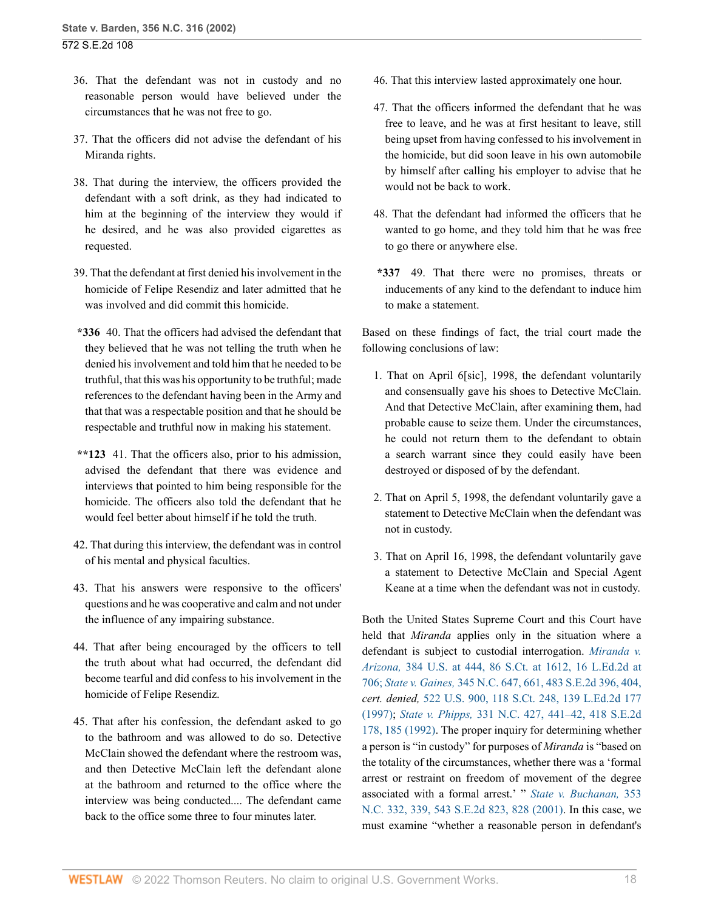36. That the defendant was not in custody and no reasonable person would have believed under the circumstances that he was not free to go.

37. That the officers did not advise the defendant of his Miranda rights.

38. That during the interview, the officers provided the defendant with a soft drink, as they had indicated to him at the beginning of the interview they would if he desired, and he was also provided cigarettes as requested.

39. That the defendant at first denied his involvement in the homicide of Felipe Resendiz and later admitted that he was involved and did commit this homicide.

**\*336** 40. That the officers had advised the defendant that they believed that he was not telling the truth when he denied his involvement and told him that he needed to be truthful, that this was his opportunity to be truthful; made references to the defendant having been in the Army and that that was a respectable position and that he should be respectable and truthful now in making his statement.

**\*\*123** 41. That the officers also, prior to his admission, advised the defendant that there was evidence and interviews that pointed to him being responsible for the homicide. The officers also told the defendant that he would feel better about himself if he told the truth.

42. That during this interview, the defendant was in control of his mental and physical faculties.

43. That his answers were responsive to the officers' questions and he was cooperative and calm and not under the influence of any impairing substance.

44. That after being encouraged by the officers to tell the truth about what had occurred, the defendant did become tearful and did confess to his involvement in the homicide of Felipe Resendiz.

45. That after his confession, the defendant asked to go to the bathroom and was allowed to do so. Detective McClain showed the defendant where the restroom was, and then Detective McClain left the defendant alone at the bathroom and returned to the office where the interview was being conducted.... The defendant came back to the office some three to four minutes later.

46. That this interview lasted approximately one hour.

47. That the officers informed the defendant that he was free to leave, and he was at first hesitant to leave, still being upset from having confessed to his involvement in the homicide, but did soon leave in his own automobile by himself after calling his employer to advise that he would not be back to work.

48. That the defendant had informed the officers that he wanted to go home, and they told him that he was free to go there or anywhere else.

**\*337** 49. That there were no promises, threats or inducements of any kind to the defendant to induce him to make a statement.

Based on these findings of fact, the trial court made the following conclusions of law:

1. That on April 6[sic], 1998, the defendant voluntarily and consensually gave his shoes to Detective McClain. And that Detective McClain, after examining them, had probable cause to seize them. Under the circumstances, he could not return them to the defendant to obtain a search warrant since they could easily have been destroyed or disposed of by the defendant.

2. That on April 5, 1998, the defendant voluntarily gave a statement to Detective McClain when the defendant was not in custody.

3. That on April 16, 1998, the defendant voluntarily gave a statement to Detective McClain and Special Agent Keane at a time when the defendant was not in custody.

Both the United States Supreme Court and this Court have held that *Miranda* applies only in the situation where a defendant is subject to custodial interrogation. *Miranda v. Arizona,* 384 U.S. at 444, 86 S.Ct. at 1612, 16 L.Ed.2d at 706; *State v. Gaines,* 345 N.C. 647, 661, 483 S.E.2d 396, 404, *cert. denied,* 522 U.S. 900, 118 S.Ct. 248, 139 L.Ed.2d 177 (1997); *State v. Phipps,* 331 N.C. 427, 441–42, 418 S.E.2d 178, 185 (1992). The proper inquiry for determining whether a person is "in custody" for purposes of *Miranda* is "based on the totality of the circumstances, whether there was a 'formal arrest or restraint on freedom of movement of the degree associated with a formal arrest.' " *State v. Buchanan,* 353 N.C. 332, 339, 543 S.E.2d 823, 828 (2001). In this case, we must examine "whether a reasonable person in defendant's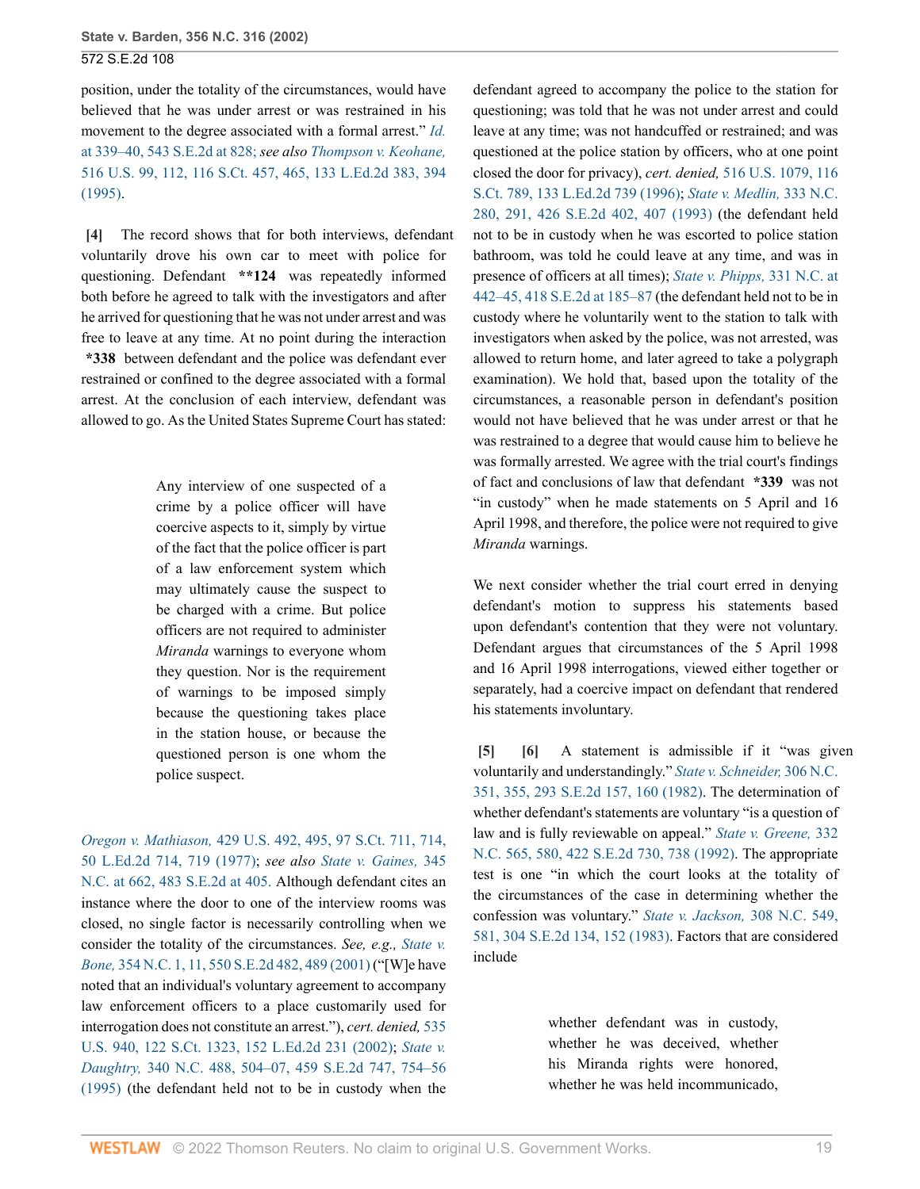position, under the totality of the circumstances, would have believed that he was under arrest or was restrained in his movement to the degree associated with a formal arrest." *Id.* at 339–40, 543 S.E.2d at 828; *see also Thompson v. Keohane,* 516 U.S. 99, 112, 116 S.Ct. 457, 465, 133 L.Ed.2d 383, 394 (1995).

**[4]** The record shows that for both interviews, defendant voluntarily drove his own car to meet with police for questioning. Defendant **\*\*124** was repeatedly informed both before he agreed to talk with the investigators and after he arrived for questioning that he was not under arrest and was free to leave at any time. At no point during the interaction **\*338** between defendant and the police was defendant ever restrained or confined to the degree associated with a formal arrest. At the conclusion of each interview, defendant was allowed to go. As the United States Supreme Court has stated:

> Any interview of one suspected of a crime by a police officer will have coercive aspects to it, simply by virtue of the fact that the police officer is part of a law enforcement system which may ultimately cause the suspect to be charged with a crime. But police officers are not required to administer *Miranda* warnings to everyone whom they question. Nor is the requirement of warnings to be imposed simply because the questioning takes place in the station house, or because the questioned person is one whom the police suspect.

*Oregon v. Mathiason,* 429 U.S. 492, 495, 97 S.Ct. 711, 714, 50 L.Ed.2d 714, 719 (1977); *see also State v. Gaines,* 345 N.C. at 662, 483 S.E.2d at 405. Although defendant cites an instance where the door to one of the interview rooms was closed, no single factor is necessarily controlling when we consider the totality of the circumstances. *See, e.g., State v. Bone,* 354 N.C. 1, 11, 550 S.E.2d 482, 489 (2001) ("[W]e have noted that an individual's voluntary agreement to accompany law enforcement officers to a place customarily used for interrogation does not constitute an arrest."), *cert. denied,* 535 U.S. 940, 122 S.Ct. 1323, 152 L.Ed.2d 231 (2002); *State v. Daughtry,* 340 N.C. 488, 504–07, 459 S.E.2d 747, 754–56 (1995) (the defendant held not to be in custody when the defendant agreed to accompany the police to the station for questioning; was told that he was not under arrest and could leave at any time; was not handcuffed or restrained; and was questioned at the police station by officers, who at one point closed the door for privacy), *cert. denied,* 516 U.S. 1079, 116 S.Ct. 789, 133 L.Ed.2d 739 (1996); *State v. Medlin,* 333 N.C. 280, 291, 426 S.E.2d 402, 407 (1993) (the defendant held not to be in custody when he was escorted to police station bathroom, was told he could leave at any time, and was in presence of officers at all times); *State v. Phipps,* 331 N.C. at 442–45, 418 S.E.2d at 185–87 (the defendant held not to be in custody where he voluntarily went to the station to talk with investigators when asked by the police, was not arrested, was allowed to return home, and later agreed to take a polygraph examination). We hold that, based upon the totality of the circumstances, a reasonable person in defendant's position would not have believed that he was under arrest or that he was restrained to a degree that would cause him to believe he was formally arrested. We agree with the trial court's findings of fact and conclusions of law that defendant **\*339** was not "in custody" when he made statements on 5 April and 16 April 1998, and therefore, the police were not required to give *Miranda* warnings.

We next consider whether the trial court erred in denying defendant's motion to suppress his statements based upon defendant's contention that they were not voluntary. Defendant argues that circumstances of the 5 April 1998 and 16 April 1998 interrogations, viewed either together or separately, had a coercive impact on defendant that rendered his statements involuntary.

**[5]** **[6]** A statement is admissible if it "was given voluntarily and understandingly." *State v. Schneider,* 306 N.C. 351, 355, 293 S.E.2d 157, 160 (1982). The determination of whether defendant's statements are voluntary "is a question of law and is fully reviewable on appeal." *State v. Greene,* 332 N.C. 565, 580, 422 S.E.2d 730, 738 (1992). The appropriate test is one "in which the court looks at the totality of the circumstances of the case in determining whether the confession was voluntary." *State v. Jackson,* 308 N.C. 549, 581, 304 S.E.2d 134, 152 (1983). Factors that are considered include

> whether defendant was in custody, whether he was deceived, whether his Miranda rights were honored, whether he was held incommunicado,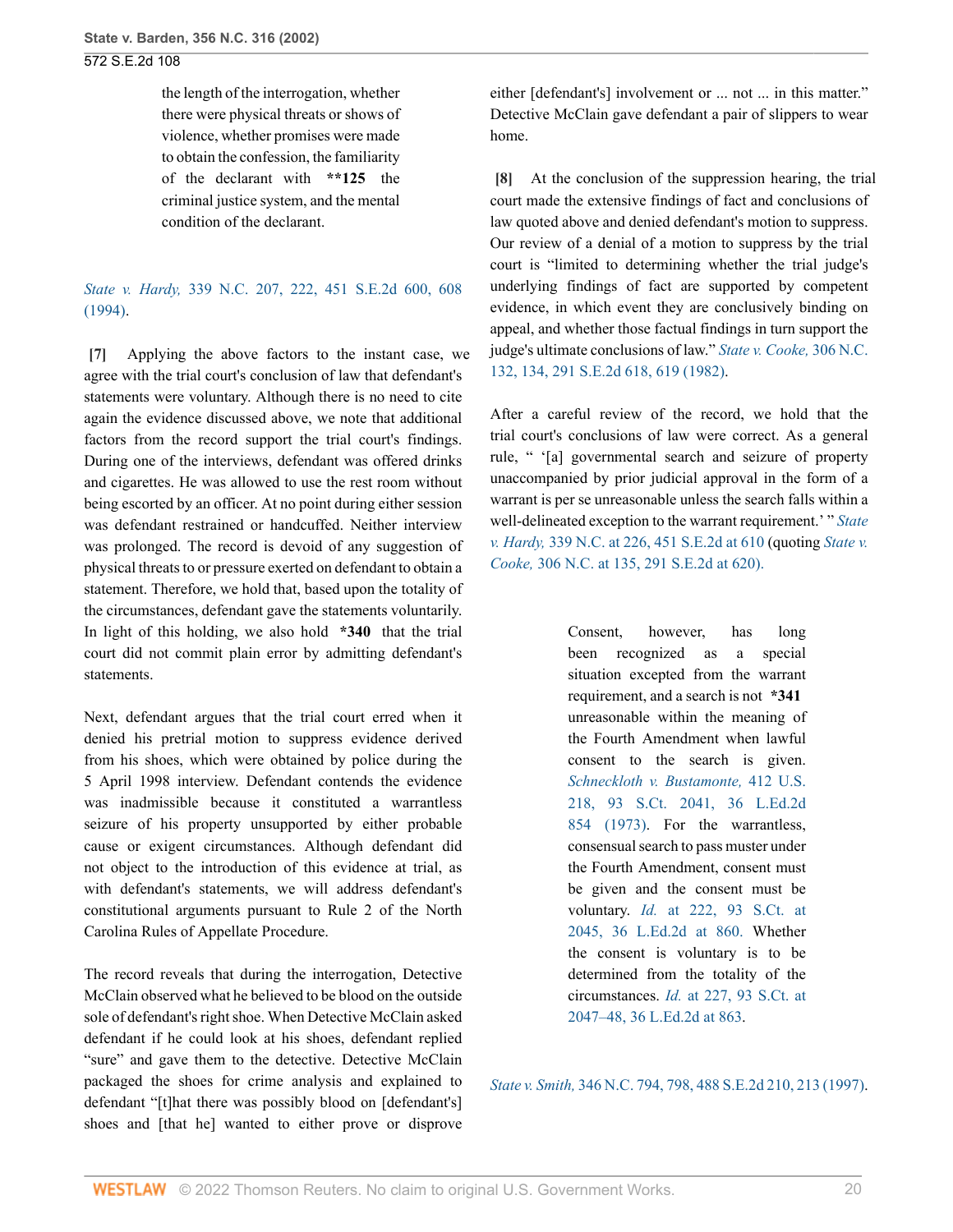the length of the interrogation, whether there were physical threats or shows of violence, whether promises were made to obtain the confession, the familiarity of the declarant with **\*\*125** the criminal justice system, and the mental condition of the declarant.

*State v. Hardy,* 339 N.C. 207, 222, 451 S.E.2d 600, 608 (1994).

**[7]** Applying the above factors to the instant case, we agree with the trial court's conclusion of law that defendant's statements were voluntary. Although there is no need to cite again the evidence discussed above, we note that additional factors from the record support the trial court's findings. During one of the interviews, defendant was offered drinks and cigarettes. He was allowed to use the rest room without being escorted by an officer. At no point during either session was defendant restrained or handcuffed. Neither interview was prolonged. The record is devoid of any suggestion of physical threats to or pressure exerted on defendant to obtain a statement. Therefore, we hold that, based upon the totality of the circumstances, defendant gave the statements voluntarily. In light of this holding, we also hold **\*340** that the trial court did not commit plain error by admitting defendant's statements.

Next, defendant argues that the trial court erred when it denied his pretrial motion to suppress evidence derived from his shoes, which were obtained by police during the 5 April 1998 interview. Defendant contends the evidence was inadmissible because it constituted a warrantless seizure of his property unsupported by either probable cause or exigent circumstances. Although defendant did not object to the introduction of this evidence at trial, as with defendant's statements, we will address defendant's constitutional arguments pursuant to Rule 2 of the North Carolina Rules of Appellate Procedure.

The record reveals that during the interrogation, Detective McClain observed what he believed to be blood on the outside sole of defendant's right shoe. When Detective McClain asked defendant if he could look at his shoes, defendant replied "sure" and gave them to the detective. Detective McClain packaged the shoes for crime analysis and explained to defendant "[t]hat there was possibly blood on [defendant's] shoes and [that he] wanted to either prove or disprove either [defendant's] involvement or ... not ... in this matter." Detective McClain gave defendant a pair of slippers to wear home.

**[8]** At the conclusion of the suppression hearing, the trial court made the extensive findings of fact and conclusions of law quoted above and denied defendant's motion to suppress. Our review of a denial of a motion to suppress by the trial court is "limited to determining whether the trial judge's underlying findings of fact are supported by competent evidence, in which event they are conclusively binding on appeal, and whether those factual findings in turn support the judge's ultimate conclusions of law." *State v. Cooke,* 306 N.C. 132, 134, 291 S.E.2d 618, 619 (1982).

After a careful review of the record, we hold that the trial court's conclusions of law were correct. As a general rule, " '[a] governmental search and seizure of property unaccompanied by prior judicial approval in the form of a warrant is per se unreasonable unless the search falls within a well-delineated exception to the warrant requirement.' " *State v. Hardy,* 339 N.C. at 226, 451 S.E.2d at 610 (quoting *State v. Cooke,* 306 N.C. at 135, 291 S.E.2d at 620).

> Consent, however, has long been recognized as a special situation excepted from the warrant requirement, and a search is not **\*341** unreasonable within the meaning of the Fourth Amendment when lawful consent to the search is given. *Schneckloth v. Bustamonte,* 412 U.S. 218, 93 S.Ct. 2041, 36 L.Ed.2d 854 (1973). For the warrantless, consensual search to pass muster under the Fourth Amendment, consent must be given and the consent must be voluntary. *Id.* at 222, 93 S.Ct. at 2045, 36 L.Ed.2d at 860. Whether the consent is voluntary is to be determined from the totality of the circumstances. *Id.* at 227, 93 S.Ct. at 2047–48, 36 L.Ed.2d at 863.

*State v. Smith,* 346 N.C. 794, 798, 488 S.E.2d 210, 213 (1997).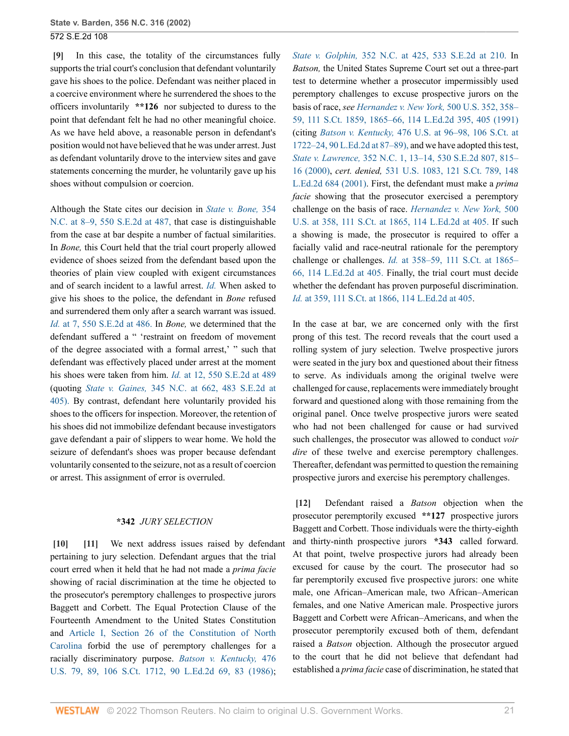**[9]** In this case, the totality of the circumstances fully supports the trial court's conclusion that defendant voluntarily gave his shoes to the police. Defendant was neither placed in a coercive environment where he surrendered the shoes to the officers involuntarily **\*\*126** nor subjected to duress to the point that defendant felt he had no other meaningful choice. As we have held above, a reasonable person in defendant's position would not have believed that he was under arrest. Just as defendant voluntarily drove to the interview sites and gave statements concerning the murder, he voluntarily gave up his shoes without compulsion or coercion.

Although the State cites our decision in *State v. Bone,* 354 N.C. at 8–9, 550 S.E.2d at 487, that case is distinguishable from the case at bar despite a number of factual similarities. In *Bone,* this Court held that the trial court properly allowed evidence of shoes seized from the defendant based upon the theories of plain view coupled with exigent circumstances and of search incident to a lawful arrest. *Id.* When asked to give his shoes to the police, the defendant in *Bone* refused and surrendered them only after a search warrant was issued. *Id.* at 7, 550 S.E.2d at 486. In *Bone,* we determined that the defendant suffered a " 'restraint on freedom of movement of the degree associated with a formal arrest,' " such that defendant was effectively placed under arrest at the moment his shoes were taken from him. *Id.* at 12, 550 S.E.2d at 489 (quoting *State v. Gaines,* 345 N.C. at 662, 483 S.E.2d at 405). By contrast, defendant here voluntarily provided his shoes to the officers for inspection. Moreover, the retention of his shoes did not immobilize defendant because investigators gave defendant a pair of slippers to wear home. We hold the seizure of defendant's shoes was proper because defendant voluntarily consented to the seizure, not as a result of coercion or arrest. This assignment of error is overruled.

**\*342** *JURY SELECTION*

**[10] [11]** We next address issues raised by defendant pertaining to jury selection. Defendant argues that the trial court erred when it held that he had not made a *prima facie* showing of racial discrimination at the time he objected to the prosecutor's peremptory challenges to prospective jurors Baggett and Corbett. The Equal Protection Clause of the Fourteenth Amendment to the United States Constitution and Article I, Section 26 of the Constitution of North Carolina forbid the use of peremptory challenges for a racially discriminatory purpose. *Batson v. Kentucky,* 476 U.S. 79, 89, 106 S.Ct. 1712, 90 L.Ed.2d 69, 83 (1986); *State v. Golphin,* 352 N.C. at 425, 533 S.E.2d at 210. In *Batson,* the United States Supreme Court set out a three-part test to determine whether a prosecutor impermissibly used peremptory challenges to excuse prospective jurors on the basis of race, *see Hernandez v. New York,* 500 U.S. 352, 358–59, 111 S.Ct. 1859, 1865–66, 114 L.Ed.2d 395, 405 (1991) (citing *Batson v. Kentucky,* 476 U.S. at 96–98, 106 S.Ct. at 1722–24, 90 L.Ed.2d at 87–89), and we have adopted this test, *State v. Lawrence,* 352 N.C. 1, 13–14, 530 S.E.2d 807, 815–16 (2000), *cert. denied,* 531 U.S. 1083, 121 S.Ct. 789, 148 L.Ed.2d 684 (2001). First, the defendant must make a *prima facie* showing that the prosecutor exercised a peremptory challenge on the basis of race. *Hernandez v. New York,* 500 U.S. at 358, 111 S.Ct. at 1865, 114 L.Ed.2d at 405. If such a showing is made, the prosecutor is required to offer a facially valid and race-neutral rationale for the peremptory challenge or challenges. *Id.* at 358–59, 111 S.Ct. at 1865–66, 114 L.Ed.2d at 405. Finally, the trial court must decide whether the defendant has proven purposeful discrimination. *Id.* at 359, 111 S.Ct. at 1866, 114 L.Ed.2d at 405.

In the case at bar, we are concerned only with the first prong of this test. The record reveals that the court used a rolling system of jury selection. Twelve prospective jurors were seated in the jury box and questioned about their fitness to serve. As individuals among the original twelve were challenged for cause, replacements were immediately brought forward and questioned along with those remaining from the original panel. Once twelve prospective jurors were seated who had not been challenged for cause or had survived such challenges, the prosecutor was allowed to conduct *voir dire* of these twelve and exercise peremptory challenges. Thereafter, defendant was permitted to question the remaining prospective jurors and exercise his peremptory challenges.

**[12]** Defendant raised a *Batson* objection when the prosecutor peremptorily excused **\*\*127** prospective jurors Baggett and Corbett. Those individuals were the thirty-eighth and thirty-ninth prospective jurors **\*343** called forward. At that point, twelve prospective jurors had already been excused for cause by the court. The prosecutor had so far peremptorily excused five prospective jurors: one white male, one African–American male, two African–American females, and one Native American male. Prospective jurors Baggett and Corbett were African–Americans, and when the prosecutor peremptorily excused both of them, defendant raised a *Batson* objection. Although the prosecutor argued to the court that he did not believe that defendant had established a *prima facie* case of discrimination, he stated that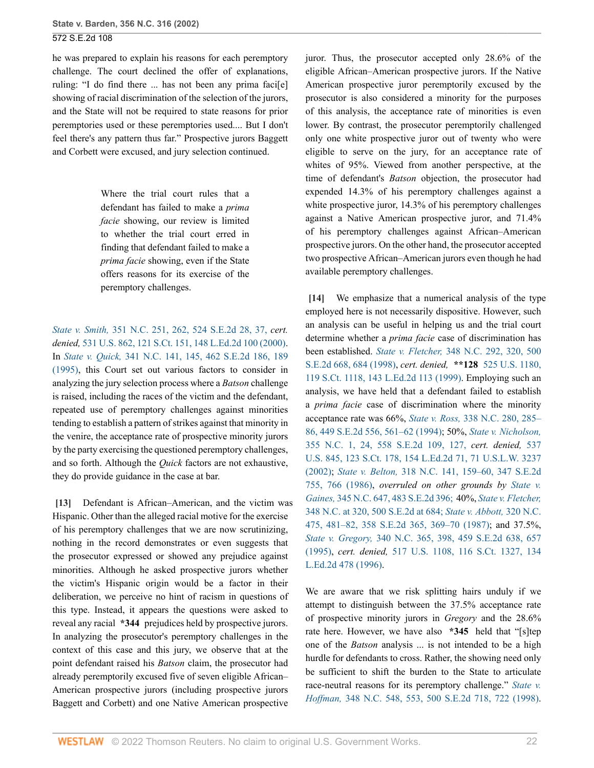he was prepared to explain his reasons for each peremptory challenge. The court declined the offer of explanations, ruling: "I do find there ... has not been any prima faci[e] showing of racial discrimination of the selection of the jurors, and the State will not be required to state reasons for prior peremptories used or these peremptories used.... But I don't feel there's any pattern thus far." Prospective jurors Baggett and Corbett were excused, and jury selection continued.

> Where the trial court rules that a defendant has failed to make a *prima facie* showing, our review is limited to whether the trial court erred in finding that defendant failed to make a *prima facie* showing, even if the State offers reasons for its exercise of the peremptory challenges.

*State v. Smith,* 351 N.C. 251, 262, 524 S.E.2d 28, 37, *cert. denied,* 531 U.S. 862, 121 S.Ct. 151, 148 L.Ed.2d 100 (2000). In *State v. Quick,* 341 N.C. 141, 145, 462 S.E.2d 186, 189 (1995), this Court set out various factors to consider in analyzing the jury selection process where a *Batson* challenge is raised, including the races of the victim and the defendant, repeated use of peremptory challenges against minorities tending to establish a pattern of strikes against that minority in the venire, the acceptance rate of prospective minority jurors by the party exercising the questioned peremptory challenges, and so forth. Although the *Quick* factors are not exhaustive, they do provide guidance in the case at bar.

**[13]** Defendant is African–American, and the victim was Hispanic. Other than the alleged racial motive for the exercise of his peremptory challenges that we are now scrutinizing, nothing in the record demonstrates or even suggests that the prosecutor expressed or showed any prejudice against minorities. Although he asked prospective jurors whether the victim's Hispanic origin would be a factor in their deliberation, we perceive no hint of racism in questions of this type. Instead, it appears the questions were asked to reveal any racial **\*344** prejudices held by prospective jurors. In analyzing the prosecutor's peremptory challenges in the context of this case and this jury, we observe that at the point defendant raised his *Batson* claim, the prosecutor had already peremptorily excused five of seven eligible African–American prospective jurors (including prospective jurors Baggett and Corbett) and one Native American prospective juror. Thus, the prosecutor accepted only 28.6% of the eligible African–American prospective jurors. If the Native American prospective juror peremptorily excused by the prosecutor is also considered a minority for the purposes of this analysis, the acceptance rate of minorities is even lower. By contrast, the prosecutor peremptorily challenged only one white prospective juror out of twenty who were eligible to serve on the jury, for an acceptance rate of whites of 95%. Viewed from another perspective, at the time of defendant's *Batson* objection, the prosecutor had expended 14.3% of his peremptory challenges against a white prospective juror, 14.3% of his peremptory challenges against a Native American prospective juror, and 71.4% of his peremptory challenges against African–American prospective jurors. On the other hand, the prosecutor accepted two prospective African–American jurors even though he had available peremptory challenges.

**[14]** We emphasize that a numerical analysis of the type employed here is not necessarily dispositive. However, such an analysis can be useful in helping us and the trial court determine whether a *prima facie* case of discrimination has been established. *State v. Fletcher,* 348 N.C. 292, 320, 500 S.E.2d 668, 684 (1998), *cert. denied,* **\*\*128** 525 U.S. 1180, 119 S.Ct. 1118, 143 L.Ed.2d 113 (1999). Employing such an analysis, we have held that a defendant failed to establish a *prima facie* case of discrimination where the minority acceptance rate was 66%, *State v. Ross,* 338 N.C. 280, 285–86, 449 S.E.2d 556, 561–62 (1994); 50%, *State v. Nicholson,* 355 N.C. 1, 24, 558 S.E.2d 109, 127, *cert. denied,* 537 U.S. 845, 123 S.Ct. 178, 154 L.Ed.2d 71, 71 U.S.L.W. 3237 (2002); *State v. Belton,* 318 N.C. 141, 159–60, 347 S.E.2d 755, 766 (1986), *overruled on other grounds by State v. Gaines,* 345 N.C. 647, 483 S.E.2d 396; 40%, *State v. Fletcher,* 348 N.C. at 320, 500 S.E.2d at 684; *State v. Abbott,* 320 N.C. 475, 481–82, 358 S.E.2d 365, 369–70 (1987); and 37.5%, *State v. Gregory,* 340 N.C. 365, 398, 459 S.E.2d 638, 657 (1995), *cert. denied,* 517 U.S. 1108, 116 S.Ct. 1327, 134 L.Ed.2d 478 (1996).

We are aware that we risk splitting hairs unduly if we attempt to distinguish between the 37.5% acceptance rate of prospective minority jurors in *Gregory* and the 28.6% rate here. However, we have also **\*345** held that "[s]tep one of the *Batson* analysis ... is not intended to be a high hurdle for defendants to cross. Rather, the showing need only be sufficient to shift the burden to the State to articulate race-neutral reasons for its peremptory challenge." *State v. Hoffman,* 348 N.C. 548, 553, 500 S.E.2d 718, 722 (1998).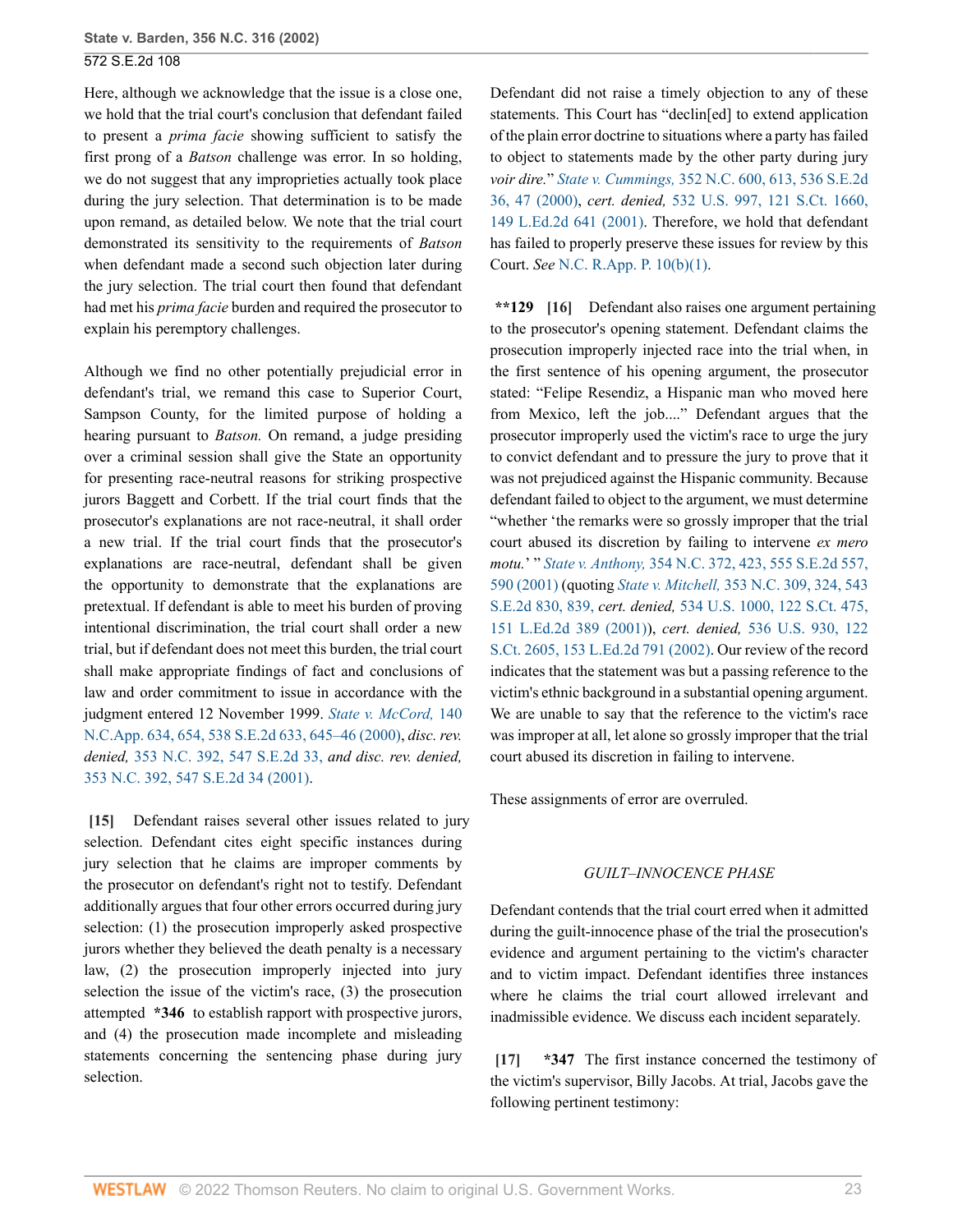Here, although we acknowledge that the issue is a close one, we hold that the trial court's conclusion that defendant failed to present a *prima facie* showing sufficient to satisfy the first prong of a *Batson* challenge was error. In so holding, we do not suggest that any improprieties actually took place during the jury selection. That determination is to be made upon remand, as detailed below. We note that the trial court demonstrated its sensitivity to the requirements of *Batson* when defendant made a second such objection later during the jury selection. The trial court then found that defendant had met his *prima facie* burden and required the prosecutor to explain his peremptory challenges.

Although we find no other potentially prejudicial error in defendant's trial, we remand this case to Superior Court, Sampson County, for the limited purpose of holding a hearing pursuant to *Batson.* On remand, a judge presiding over a criminal session shall give the State an opportunity for presenting race-neutral reasons for striking prospective jurors Baggett and Corbett. If the trial court finds that the prosecutor's explanations are not race-neutral, it shall order a new trial. If the trial court finds that the prosecutor's explanations are race-neutral, defendant shall be given the opportunity to demonstrate that the explanations are pretextual. If defendant is able to meet his burden of proving intentional discrimination, the trial court shall order a new trial, but if defendant does not meet this burden, the trial court shall make appropriate findings of fact and conclusions of law and order commitment to issue in accordance with the judgment entered 12 November 1999. *State v. McCord,* 140 N.C.App. 634, 654, 538 S.E.2d 633, 645–46 (2000), *disc. rev. denied,* 353 N.C. 392, 547 S.E.2d 33, *and disc. rev. denied,* 353 N.C. 392, 547 S.E.2d 34 (2001).

**[15]** Defendant raises several other issues related to jury selection. Defendant cites eight specific instances during jury selection that he claims are improper comments by the prosecutor on defendant's right not to testify. Defendant additionally argues that four other errors occurred during jury selection: (1) the prosecution improperly asked prospective jurors whether they believed the death penalty is a necessary law, (2) the prosecution improperly injected into jury selection the issue of the victim's race, (3) the prosecution attempted **\*346** to establish rapport with prospective jurors, and (4) the prosecution made incomplete and misleading statements concerning the sentencing phase during jury selection.

Defendant did not raise a timely objection to any of these statements. This Court has "declin[ed] to extend application of the plain error doctrine to situations where a party has failed to object to statements made by the other party during jury *voir dire.*" *State v. Cummings,* 352 N.C. 600, 613, 536 S.E.2d 36, 47 (2000), *cert. denied,* 532 U.S. 997, 121 S.Ct. 1660, 149 L.Ed.2d 641 (2001). Therefore, we hold that defendant has failed to properly preserve these issues for review by this Court. *See* N.C. R.App. P. 10(b)(1).

**\*\*129 [16]** Defendant also raises one argument pertaining to the prosecutor's opening statement. Defendant claims the prosecution improperly injected race into the trial when, in the first sentence of his opening argument, the prosecutor stated: "Felipe Resendiz, a Hispanic man who moved here from Mexico, left the job...." Defendant argues that the prosecutor improperly used the victim's race to urge the jury to convict defendant and to pressure the jury to prove that it was not prejudiced against the Hispanic community. Because defendant failed to object to the argument, we must determine "whether 'the remarks were so grossly improper that the trial court abused its discretion by failing to intervene *ex mero motu.*' " *State v. Anthony,* 354 N.C. 372, 423, 555 S.E.2d 557, 590 (2001) (quoting *State v. Mitchell,* 353 N.C. 309, 324, 543 S.E.2d 830, 839, *cert. denied,* 534 U.S. 1000, 122 S.Ct. 475, 151 L.Ed.2d 389 (2001)), *cert. denied,* 536 U.S. 930, 122 S.Ct. 2605, 153 L.Ed.2d 791 (2002). Our review of the record indicates that the statement was but a passing reference to the victim's ethnic background in a substantial opening argument. We are unable to say that the reference to the victim's race was improper at all, let alone so grossly improper that the trial court abused its discretion in failing to intervene.

These assignments of error are overruled.

### *GUILT–INNOCENCE PHASE*

Defendant contends that the trial court erred when it admitted during the guilt-innocence phase of the trial the prosecution's evidence and argument pertaining to the victim's character and to victim impact. Defendant identifies three instances where he claims the trial court allowed irrelevant and inadmissible evidence. We discuss each incident separately.

**[17] \*347** The first instance concerned the testimony of the victim's supervisor, Billy Jacobs. At trial, Jacobs gave the following pertinent testimony: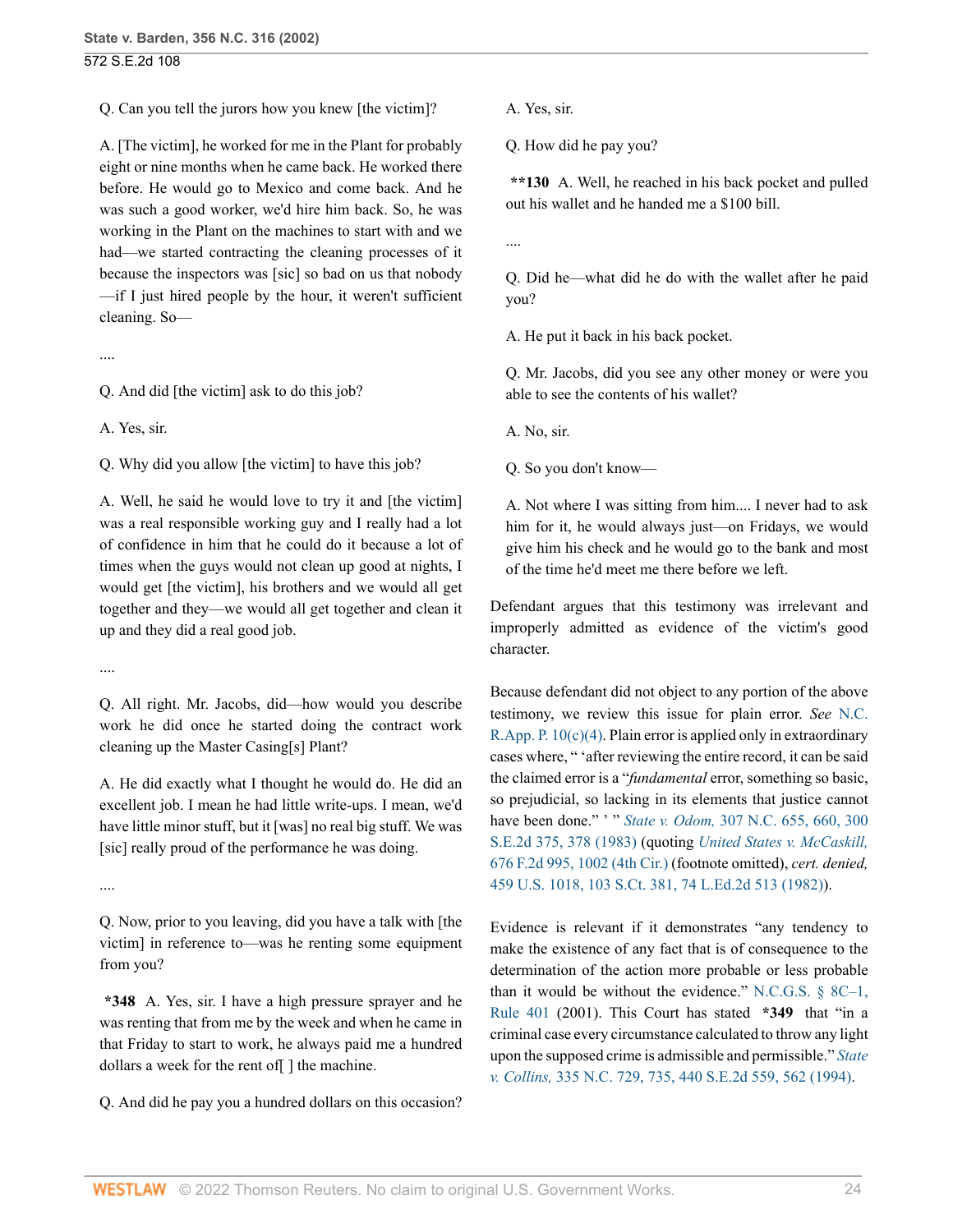Q. Can you tell the jurors how you knew [the victim]?

A. [The victim], he worked for me in the Plant for probably eight or nine months when he came back. He worked there before. He would go to Mexico and come back. And he was such a good worker, we'd hire him back. So, he was working in the Plant on the machines to start with and we had—we started contracting the cleaning processes of it because the inspectors was [sic] so bad on us that nobody—if I just hired people by the hour, it weren't sufficient cleaning. So—

....

Q. And did [the victim] ask to do this job?

A. Yes, sir.

Q. Why did you allow [the victim] to have this job?

A. Well, he said he would love to try it and [the victim] was a real responsible working guy and I really had a lot of confidence in him that he could do it because a lot of times when the guys would not clean up good at nights, I would get [the victim], his brothers and we would all get together and they—we would all get together and clean it up and they did a real good job.

....

Q. All right. Mr. Jacobs, did—how would you describe work he did once he started doing the contract work cleaning up the Master Casing[s] Plant?

A. He did exactly what I thought he would do. He did an excellent job. I mean he had little write-ups. I mean, we'd have little minor stuff, but it [was] no real big stuff. We was [sic] really proud of the performance he was doing.

....

Q. Now, prior to you leaving, did you have a talk with [the victim] in reference to—was he renting some equipment from you?

**\*348** A. Yes, sir. I have a high pressure sprayer and he was renting that from me by the week and when he came in that Friday to start to work, he always paid me a hundred dollars a week for the rent of[ ] the machine.

Q. And did he pay you a hundred dollars on this occasion?

A. Yes, sir.

Q. How did he pay you?

**\*\*130** A. Well, he reached in his back pocket and pulled out his wallet and he handed me a $100 bill.

....

Q. Did he—what did he do with the wallet after he paid you?

A. He put it back in his back pocket.

Q. Mr. Jacobs, did you see any other money or were you able to see the contents of his wallet?

A. No, sir.

Q. So you don't know—

A. Not where I was sitting from him.... I never had to ask him for it, he would always just—on Fridays, we would give him his check and he would go to the bank and most of the time he'd meet me there before we left.

Defendant argues that this testimony was irrelevant and improperly admitted as evidence of the victim's good character.

Because defendant did not object to any portion of the above testimony, we review this issue for plain error. *See* N.C. R.App. P. 10(c)(4). Plain error is applied only in extraordinary cases where, " 'after reviewing the entire record, it can be said the claimed error is a "*fundamental* error, something so basic, so prejudicial, so lacking in its elements that justice cannot have been done." ' " *State v. Odom,* 307 N.C. 655, 660, 300 S.E.2d 375, 378 (1983) (quoting *United States v. McCaskill,* 676 F.2d 995, 1002 (4th Cir.) (footnote omitted), *cert. denied,* 459 U.S. 1018, 103 S.Ct. 381, 74 L.Ed.2d 513 (1982)).

Evidence is relevant if it demonstrates "any tendency to make the existence of any fact that is of consequence to the determination of the action more probable or less probable than it would be without the evidence." N.C.G.S. § 8C–1, Rule 401 (2001). This Court has stated **\*349** that "in a criminal case every circumstance calculated to throw any light upon the supposed crime is admissible and permissible." *State v. Collins,* 335 N.C. 729, 735, 440 S.E.2d 559, 562 (1994).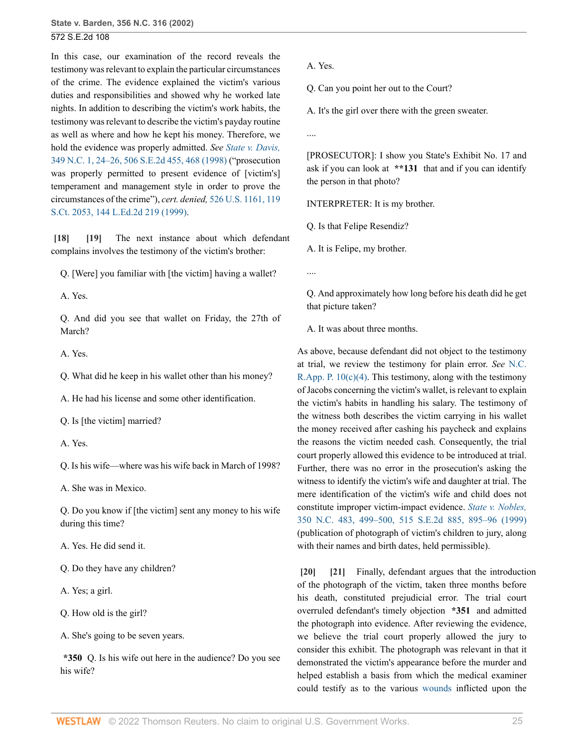In this case, our examination of the record reveals the testimony was relevant to explain the particular circumstances of the crime. The evidence explained the victim's various duties and responsibilities and showed why he worked late nights. In addition to describing the victim's work habits, the testimony was relevant to describe the victim's payday routine as well as where and how he kept his money. Therefore, we hold the evidence was properly admitted. *See State v. Davis,* 349 N.C. 1, 24–26, 506 S.E.2d 455, 468 (1998) ("prosecution was properly permitted to present evidence of [victim's] temperament and management style in order to prove the circumstances of the crime"), *cert. denied,* 526 U.S. 1161, 119 S.Ct. 2053, 144 L.Ed.2d 219 (1999).

**[18]** **[19]** The next instance about which defendant complains involves the testimony of the victim's brother:

> Q. [Were] you familiar with [the victim] having a wallet?
>
> A. Yes.
>
> Q. And did you see that wallet on Friday, the 27th of March?
>
> A. Yes.
>
> Q. What did he keep in his wallet other than his money?
>
> A. He had his license and some other identification.
>
> Q. Is [the victim] married?
>
> A. Yes.
>
> Q. Is his wife—where was his wife back in March of 1998?
>
> A. She was in Mexico.
>
> Q. Do you know if [the victim] sent any money to his wife during this time?
>
> A. Yes. He did send it.
>
> Q. Do they have any children?
>
> A. Yes; a girl.
>
> Q. How old is the girl?
>
> A. She's going to be seven years.
>
> **\*350** Q. Is his wife out here in the audience? Do you see his wife?
>
> A. Yes.
>
> Q. Can you point her out to the Court?
>
> A. It's the girl over there with the green sweater.
>
> ....
>
> [PROSECUTOR]: I show you State's Exhibit No. 17 and ask if you can look at **\*\*131** that and if you can identify the person in that photo?
>
> INTERPRETER: It is my brother.
>
> Q. Is that Felipe Resendiz?
>
> A. It is Felipe, my brother.
>
> ....
>
> Q. And approximately how long before his death did he get that picture taken?
>
> A. It was about three months.

As above, because defendant did not object to the testimony at trial, we review the testimony for plain error. *See* N.C. R.App. P. 10(c)(4). This testimony, along with the testimony of Jacobs concerning the victim's wallet, is relevant to explain the victim's habits in handling his salary. The testimony of the witness both describes the victim carrying in his wallet the money received after cashing his paycheck and explains the reasons the victim needed cash. Consequently, the trial court properly allowed this evidence to be introduced at trial. Further, there was no error in the prosecution's asking the witness to identify the victim's wife and daughter at trial. The mere identification of the victim's wife and child does not constitute improper victim-impact evidence. *State v. Nobles,* 350 N.C. 483, 499–500, 515 S.E.2d 885, 895–96 (1999) (publication of photograph of victim's children to jury, along with their names and birth dates, held permissible).

**[20]** **[21]** Finally, defendant argues that the introduction of the photograph of the victim, taken three months before his death, constituted prejudicial error. The trial court overruled defendant's timely objection **\*351** and admitted the photograph into evidence. After reviewing the evidence, we believe the trial court properly allowed the jury to consider this exhibit. The photograph was relevant in that it demonstrated the victim's appearance before the murder and helped establish a basis from which the medical examiner could testify as to the various wounds inflicted upon the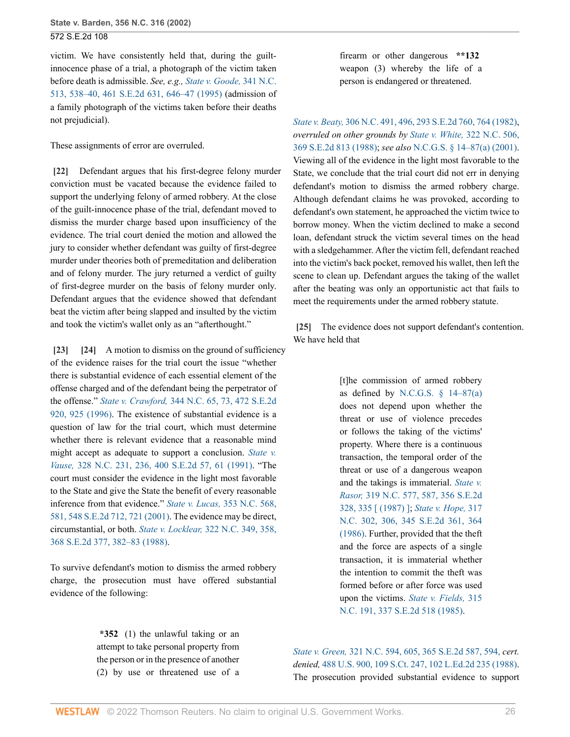victim. We have consistently held that, during the guilt-innocence phase of a trial, a photograph of the victim taken before death is admissible. *See, e.g., State v. Goode,* 341 N.C. 513, 538–40, 461 S.E.2d 631, 646–47 (1995) (admission of a family photograph of the victims taken before their deaths not prejudicial).

These assignments of error are overruled.

**[22]** Defendant argues that his first-degree felony murder conviction must be vacated because the evidence failed to support the underlying felony of armed robbery. At the close of the guilt-innocence phase of the trial, defendant moved to dismiss the murder charge based upon insufficiency of the evidence. The trial court denied the motion and allowed the jury to consider whether defendant was guilty of first-degree murder under theories both of premeditation and deliberation and of felony murder. The jury returned a verdict of guilty of first-degree murder on the basis of felony murder only. Defendant argues that the evidence showed that defendant beat the victim after being slapped and insulted by the victim and took the victim's wallet only as an "afterthought."

**[23]** **[24]** A motion to dismiss on the ground of sufficiency of the evidence raises for the trial court the issue "whether there is substantial evidence of each essential element of the offense charged and of the defendant being the perpetrator of the offense." *State v. Crawford,* 344 N.C. 65, 73, 472 S.E.2d 920, 925 (1996). The existence of substantial evidence is a question of law for the trial court, which must determine whether there is relevant evidence that a reasonable mind might accept as adequate to support a conclusion. *State v. Vause,* 328 N.C. 231, 236, 400 S.E.2d 57, 61 (1991). "The court must consider the evidence in the light most favorable to the State and give the State the benefit of every reasonable inference from that evidence." *State v. Lucas,* 353 N.C. 568, 581, 548 S.E.2d 712, 721 (2001). The evidence may be direct, circumstantial, or both. *State v. Locklear,* 322 N.C. 349, 358, 368 S.E.2d 377, 382–83 (1988).

To survive defendant's motion to dismiss the armed robbery charge, the prosecution must have offered substantial evidence of the following:

> **\*352** (1) the unlawful taking or an attempt to take personal property from the person or in the presence of another (2) by use or threatened use of a firearm or other dangerous **\*\*132** weapon (3) whereby the life of a person is endangered or threatened.

*State v. Beaty,* 306 N.C. 491, 496, 293 S.E.2d 760, 764 (1982), *overruled on other grounds by State v. White,* 322 N.C. 506, 369 S.E.2d 813 (1988); *see also* N.C.G.S. § 14–87(a) (2001). Viewing all of the evidence in the light most favorable to the State, we conclude that the trial court did not err in denying defendant's motion to dismiss the armed robbery charge. Although defendant claims he was provoked, according to defendant's own statement, he approached the victim twice to borrow money. When the victim declined to make a second loan, defendant struck the victim several times on the head with a sledgehammer. After the victim fell, defendant reached into the victim's back pocket, removed his wallet, then left the scene to clean up. Defendant argues the taking of the wallet after the beating was only an opportunistic act that fails to meet the requirements under the armed robbery statute.

**[25]** The evidence does not support defendant's contention. We have held that

> [t]he commission of armed robbery as defined by N.C.G.S. § 14–87(a) does not depend upon whether the threat or use of violence precedes or follows the taking of the victims' property. Where there is a continuous transaction, the temporal order of the threat or use of a dangerous weapon and the takings is immaterial. *State v. Rasor,* 319 N.C. 577, 587, 356 S.E.2d 328, 335 [ (1987) ]; *State v. Hope,* 317 N.C. 302, 306, 345 S.E.2d 361, 364 (1986). Further, provided that the theft and the force are aspects of a single transaction, it is immaterial whether the intention to commit the theft was formed before or after force was used upon the victims. *State v. Fields,* 315 N.C. 191, 337 S.E.2d 518 (1985).

*State v. Green,* 321 N.C. 594, 605, 365 S.E.2d 587, 594, *cert. denied,* 488 U.S. 900, 109 S.Ct. 247, 102 L.Ed.2d 235 (1988). The prosecution provided substantial evidence to support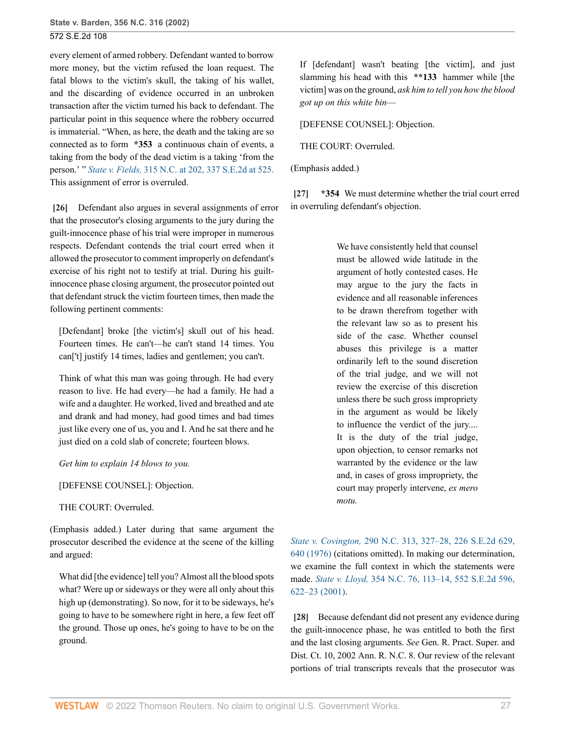every element of armed robbery. Defendant wanted to borrow more money, but the victim refused the loan request. The fatal blows to the victim's skull, the taking of his wallet, and the discarding of evidence occurred in an unbroken transaction after the victim turned his back to defendant. The particular point in this sequence where the robbery occurred is immaterial. "When, as here, the death and the taking are so connected as to form **\*353** a continuous chain of events, a taking from the body of the dead victim is a taking 'from the person.' " *State v. Fields,* 315 N.C. at 202, 337 S.E.2d at 525. This assignment of error is overruled.

**[26]** Defendant also argues in several assignments of error that the prosecutor's closing arguments to the jury during the guilt-innocence phase of his trial were improper in numerous respects. Defendant contends the trial court erred when it allowed the prosecutor to comment improperly on defendant's exercise of his right not to testify at trial. During his guilt-innocence phase closing argument, the prosecutor pointed out that defendant struck the victim fourteen times, then made the following pertinent comments:

> [Defendant] broke [the victim's] skull out of his head. Fourteen times. He can't—he can't stand 14 times. You can['t] justify 14 times, ladies and gentlemen; you can't.
>
> Think of what this man was going through. He had every reason to live. He had every—he had a family. He had a wife and a daughter. He worked, lived and breathed and ate and drank and had money, had good times and bad times just like every one of us, you and I. And he sat there and he just died on a cold slab of concrete; fourteen blows.
>
> *Get him to explain 14 blows to you.*
>
> [DEFENSE COUNSEL]: Objection.
>
> THE COURT: Overruled.

(Emphasis added.) Later during that same argument the prosecutor described the evidence at the scene of the killing and argued:

> What did [the evidence] tell you? Almost all the blood spots what? Were up or sideways or they were all only about this high up (demonstrating). So now, for it to be sideways, he's going to have to be somewhere right in here, a few feet off the ground. Those up ones, he's going to have to be on the ground.
>
> If [defendant] wasn't beating [the victim], and just slamming his head with this **\*\*133** hammer while [the victim] was on the ground, *ask him to tell you how the blood got up on this white bin*—
>
> [DEFENSE COUNSEL]: Objection.
>
> THE COURT: Overruled.

(Emphasis added.)

**[27]** **\*354** We must determine whether the trial court erred in overruling defendant's objection.

> We have consistently held that counsel must be allowed wide latitude in the argument of hotly contested cases. He may argue to the jury the facts in evidence and all reasonable inferences to be drawn therefrom together with the relevant law so as to present his side of the case. Whether counsel abuses this privilege is a matter ordinarily left to the sound discretion of the trial judge, and we will not review the exercise of this discretion unless there be such gross impropriety in the argument as would be likely to influence the verdict of the jury.... It is the duty of the trial judge, upon objection, to censor remarks not warranted by the evidence or the law and, in cases of gross impropriety, the court may properly intervene, *ex mero motu.*

*State v. Covington,* 290 N.C. 313, 327–28, 226 S.E.2d 629, 640 (1976) (citations omitted). In making our determination, we examine the full context in which the statements were made. *State v. Lloyd,* 354 N.C. 76, 113–14, 552 S.E.2d 596, 622–23 (2001).

**[28]** Because defendant did not present any evidence during the guilt-innocence phase, he was entitled to both the first and the last closing arguments. *See* Gen. R. Pract. Super. and Dist. Ct. 10, 2002 Ann. R. N.C. 8. Our review of the relevant portions of trial transcripts reveals that the prosecutor was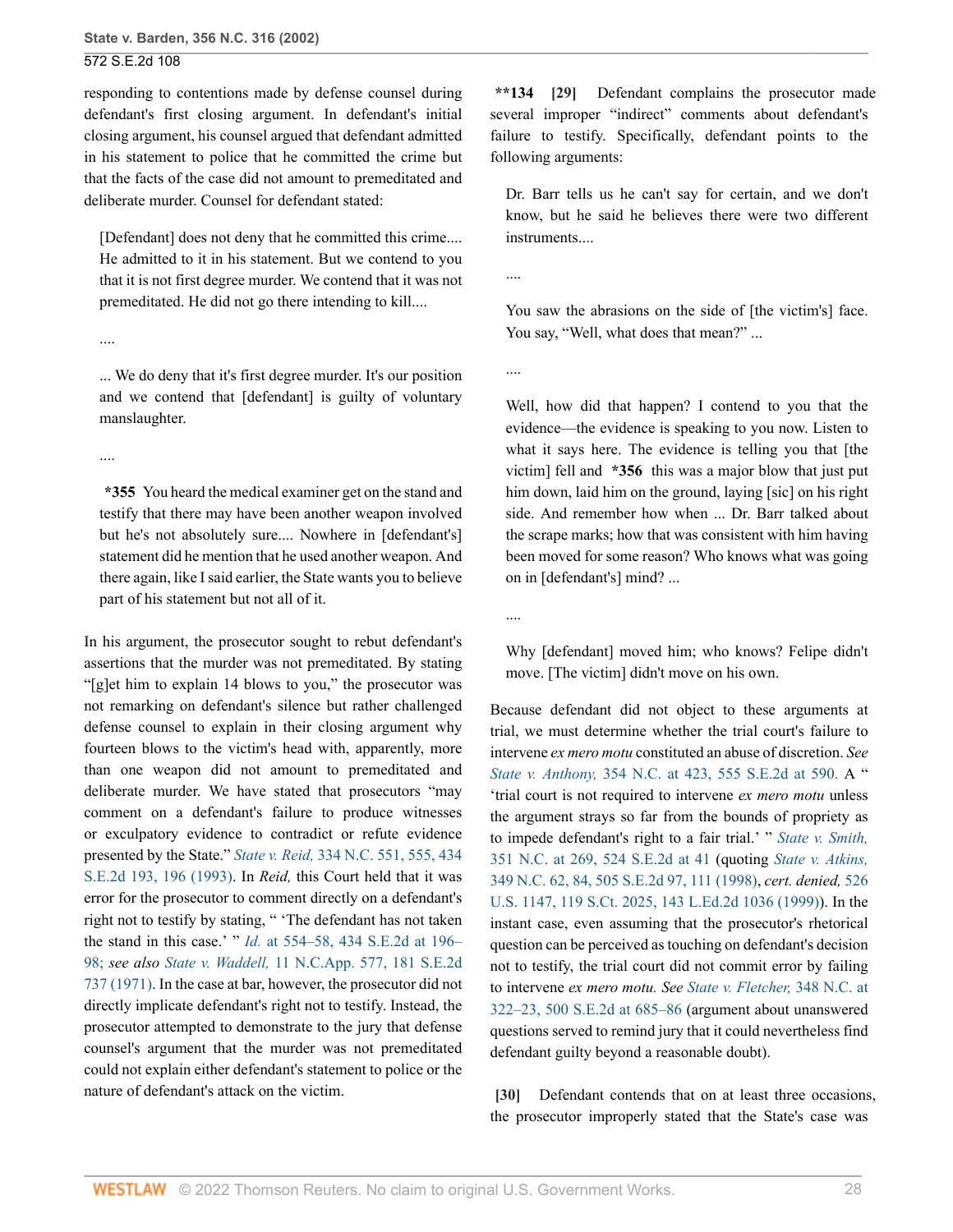responding to contentions made by defense counsel during defendant's first closing argument. In defendant's initial closing argument, his counsel argued that defendant admitted in his statement to police that he committed the crime but that the facts of the case did not amount to premeditated and deliberate murder. Counsel for defendant stated:

> [Defendant] does not deny that he committed this crime.... He admitted to it in his statement. But we contend to you that it is not first degree murder. We contend that it was not premeditated. He did not go there intending to kill....
>
> ....
>
> ... We do deny that it's first degree murder. It's our position and we contend that [defendant] is guilty of voluntary manslaughter.
>
> ....
>
> **\*355** You heard the medical examiner get on the stand and testify that there may have been another weapon involved but he's not absolutely sure.... Nowhere in [defendant's] statement did he mention that he used another weapon. And there again, like I said earlier, the State wants you to believe part of his statement but not all of it.

In his argument, the prosecutor sought to rebut defendant's assertions that the murder was not premeditated. By stating "[g]et him to explain 14 blows to you," the prosecutor was not remarking on defendant's silence but rather challenged defense counsel to explain in their closing argument why fourteen blows to the victim's head with, apparently, more than one weapon did not amount to premeditated and deliberate murder. We have stated that prosecutors "may comment on a defendant's failure to produce witnesses or exculpatory evidence to contradict or refute evidence presented by the State." *State v. Reid,* 334 N.C. 551, 555, 434 S.E.2d 193, 196 (1993). In *Reid,* this Court held that it was error for the prosecutor to comment directly on a defendant's right not to testify by stating, " 'The defendant has not taken the stand in this case.' " *Id.* at 554–58, 434 S.E.2d at 196–98; *see also State v. Waddell,* 11 N.C.App. 577, 181 S.E.2d 737 (1971). In the case at bar, however, the prosecutor did not directly implicate defendant's right not to testify. Instead, the prosecutor attempted to demonstrate to the jury that defense counsel's argument that the murder was not premeditated could not explain either defendant's statement to police or the nature of defendant's attack on the victim.

**\*\*134** **[29]** Defendant complains the prosecutor made several improper "indirect" comments about defendant's failure to testify. Specifically, defendant points to the following arguments:

> Dr. Barr tells us he can't say for certain, and we don't know, but he said he believes there were two different instruments....
>
> ....
>
> You saw the abrasions on the side of [the victim's] face. You say, "Well, what does that mean?" ...
>
> ....
>
> Well, how did that happen? I contend to you that the evidence—the evidence is speaking to you now. Listen to what it says here. The evidence is telling you that [the victim] fell and **\*356** this was a major blow that just put him down, laid him on the ground, laying [sic] on his right side. And remember how when ... Dr. Barr talked about the scrape marks; how that was consistent with him having been moved for some reason? Who knows what was going on in [defendant's] mind? ...
>
> ....
>
> Why [defendant] moved him; who knows? Felipe didn't move. [The victim] didn't move on his own.

Because defendant did not object to these arguments at trial, we must determine whether the trial court's failure to intervene *ex mero motu* constituted an abuse of discretion. *See State v. Anthony,* 354 N.C. at 423, 555 S.E.2d at 590. A " 'trial court is not required to intervene *ex mero motu* unless the argument strays so far from the bounds of propriety as to impede defendant's right to a fair trial.' " *State v. Smith,* 351 N.C. at 269, 524 S.E.2d at 41 (quoting *State v. Atkins,* 349 N.C. 62, 84, 505 S.E.2d 97, 111 (1998), *cert. denied,* 526 U.S. 1147, 119 S.Ct. 2025, 143 L.Ed.2d 1036 (1999)). In the instant case, even assuming that the prosecutor's rhetorical question can be perceived as touching on defendant's decision not to testify, the trial court did not commit error by failing to intervene *ex mero motu. See State v. Fletcher,* 348 N.C. at 322–23, 500 S.E.2d at 685–86 (argument about unanswered questions served to remind jury that it could nevertheless find defendant guilty beyond a reasonable doubt).

**[30]** Defendant contends that on at least three occasions, the prosecutor improperly stated that the State's case was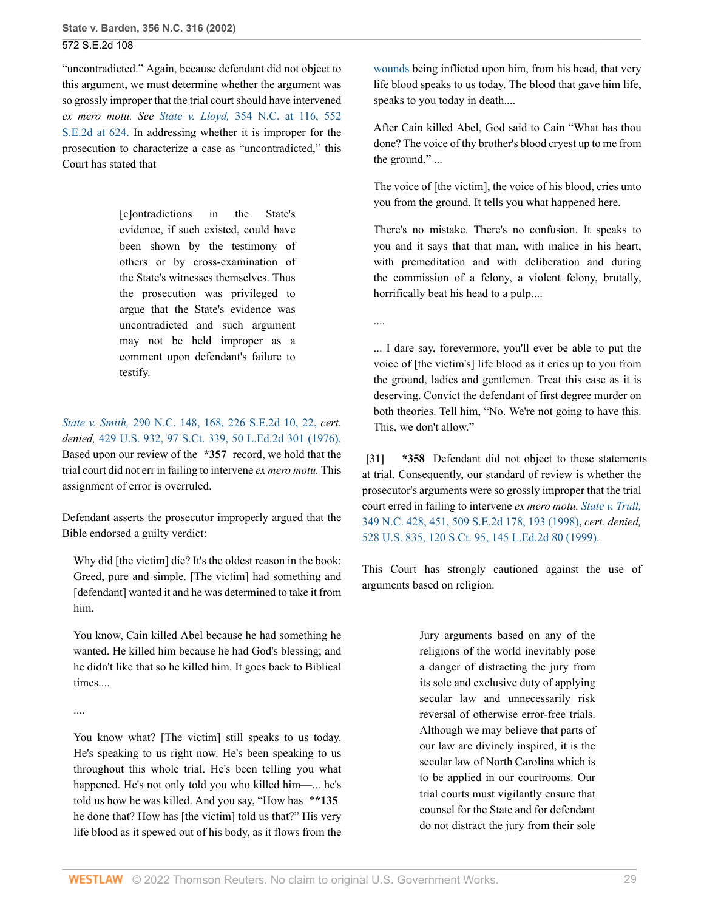"uncontradicted." Again, because defendant did not object to this argument, we must determine whether the argument was so grossly improper that the trial court should have intervened *ex mero motu. See State v. Lloyd,* 354 N.C. at 116, 552 S.E.2d at 624. In addressing whether it is improper for the prosecution to characterize a case as "uncontradicted," this Court has stated that

> [c]ontradictions in the State's evidence, if such existed, could have been shown by the testimony of others or by cross-examination of the State's witnesses themselves. Thus the prosecution was privileged to argue that the State's evidence was uncontradicted and such argument may not be held improper as a comment upon defendant's failure to testify.

*State v. Smith,* 290 N.C. 148, 168, 226 S.E.2d 10, 22, *cert. denied,* 429 U.S. 932, 97 S.Ct. 339, 50 L.Ed.2d 301 (1976). Based upon our review of the **\*357** record, we hold that the trial court did not err in failing to intervene *ex mero motu.* This assignment of error is overruled.

Defendant asserts the prosecutor improperly argued that the Bible endorsed a guilty verdict:

> Why did [the victim] die? It's the oldest reason in the book: Greed, pure and simple. [The victim] had something and [defendant] wanted it and he was determined to take it from him.
>
> You know, Cain killed Abel because he had something he wanted. He killed him because he had God's blessing; and he didn't like that so he killed him. It goes back to Biblical times....
>
> ....
>
> You know what? [The victim] still speaks to us today. He's speaking to us right now. He's been speaking to us throughout this whole trial. He's been telling you what happened. He's not only told you who killed him—... he's told us how he was killed. And you say, "How has **\*\*135** he done that? How has [the victim] told us that?" His very life blood as it spewed out of his body, as it flows from the wounds being inflicted upon him, from his head, that very life blood speaks to us today. The blood that gave him life, speaks to you today in death....
>
> After Cain killed Abel, God said to Cain "What has thou done? The voice of thy brother's blood cryest up to me from the ground." ...
>
> The voice of [the victim], the voice of his blood, cries unto you from the ground. It tells you what happened here.
>
> There's no mistake. There's no confusion. It speaks to you and it says that that man, with malice in his heart, with premeditation and with deliberation and during the commission of a felony, a violent felony, brutally, horrifically beat his head to a pulp....
>
> ....
>
> ... I dare say, forevermore, you'll ever be able to put the voice of [the victim's] life blood as it cries up to you from the ground, ladies and gentlemen. Treat this case as it is deserving. Convict the defendant of first degree murder on both theories. Tell him, "No. We're not going to have this. This, we don't allow."

**[31]** **\*358** Defendant did not object to these statements at trial. Consequently, our standard of review is whether the prosecutor's arguments were so grossly improper that the trial court erred in failing to intervene *ex mero motu. State v. Trull,* 349 N.C. 428, 451, 509 S.E.2d 178, 193 (1998), *cert. denied,* 528 U.S. 835, 120 S.Ct. 95, 145 L.Ed.2d 80 (1999).

This Court has strongly cautioned against the use of arguments based on religion.

> Jury arguments based on any of the religions of the world inevitably pose a danger of distracting the jury from its sole and exclusive duty of applying secular law and unnecessarily risk reversal of otherwise error-free trials. Although we may believe that parts of our law are divinely inspired, it is the secular law of North Carolina which is to be applied in our courtrooms. Our trial courts must vigilantly ensure that counsel for the State and for defendant do not distract the jury from their sole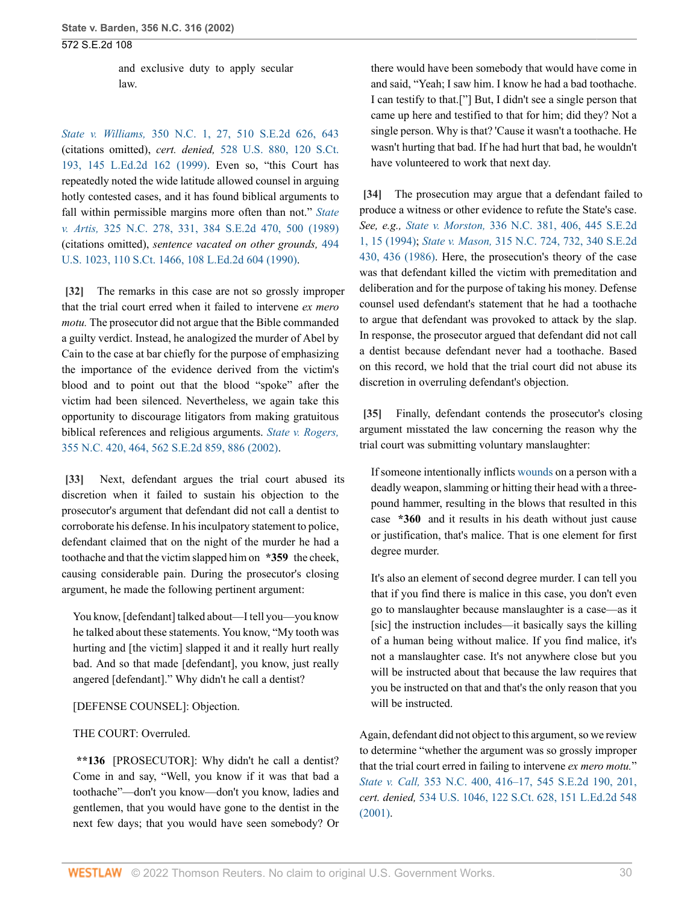and exclusive duty to apply secular law.

*State v. Williams,* 350 N.C. 1, 27, 510 S.E.2d 626, 643 (citations omitted), *cert. denied,* 528 U.S. 880, 120 S.Ct. 193, 145 L.Ed.2d 162 (1999). Even so, "this Court has repeatedly noted the wide latitude allowed counsel in arguing hotly contested cases, and it has found biblical arguments to fall within permissible margins more often than not." *State v. Artis,* 325 N.C. 278, 331, 384 S.E.2d 470, 500 (1989) (citations omitted), *sentence vacated on other grounds,* 494 U.S. 1023, 110 S.Ct. 1466, 108 L.Ed.2d 604 (1990).

**[32]** The remarks in this case are not so grossly improper that the trial court erred when it failed to intervene *ex mero motu.* The prosecutor did not argue that the Bible commanded a guilty verdict. Instead, he analogized the murder of Abel by Cain to the case at bar chiefly for the purpose of emphasizing the importance of the evidence derived from the victim's blood and to point out that the blood "spoke" after the victim had been silenced. Nevertheless, we again take this opportunity to discourage litigators from making gratuitous biblical references and religious arguments. *State v. Rogers,* 355 N.C. 420, 464, 562 S.E.2d 859, 886 (2002).

**[33]** Next, defendant argues the trial court abused its discretion when it failed to sustain his objection to the prosecutor's argument that defendant did not call a dentist to corroborate his defense. In his inculpatory statement to police, defendant claimed that on the night of the murder he had a toothache and that the victim slapped him on **\*359** the cheek, causing considerable pain. During the prosecutor's closing argument, he made the following pertinent argument:

> You know, [defendant] talked about—I tell you—you know he talked about these statements. You know, "My tooth was hurting and [the victim] slapped it and it really hurt really bad. And so that made [defendant], you know, just really angered [defendant]." Why didn't he call a dentist?
>
> [DEFENSE COUNSEL]: Objection.
>
> THE COURT: Overruled.
>
> **\*\*136** [PROSECUTOR]: Why didn't he call a dentist? Come in and say, "Well, you know if it was that bad a toothache"—don't you know—don't you know, ladies and gentlemen, that you would have gone to the dentist in the next few days; that you would have seen somebody? Or there would have been somebody that would have come in and said, "Yeah; I saw him. I know he had a bad toothache. I can testify to that.[''] But, I didn't see a single person that came up here and testified to that for him; did they? Not a single person. Why is that? 'Cause it wasn't a toothache. He wasn't hurting that bad. If he had hurt that bad, he wouldn't have volunteered to work that next day.

**[34]** The prosecution may argue that a defendant failed to produce a witness or other evidence to refute the State's case. *See, e.g., State v. Morston,* 336 N.C. 381, 406, 445 S.E.2d 1, 15 (1994); *State v. Mason,* 315 N.C. 724, 732, 340 S.E.2d 430, 436 (1986). Here, the prosecution's theory of the case was that defendant killed the victim with premeditation and deliberation and for the purpose of taking his money. Defense counsel used defendant's statement that he had a toothache to argue that defendant was provoked to attack by the slap. In response, the prosecutor argued that defendant did not call a dentist because defendant never had a toothache. Based on this record, we hold that the trial court did not abuse its discretion in overruling defendant's objection.

**[35]** Finally, defendant contends the prosecutor's closing argument misstated the law concerning the reason why the trial court was submitting voluntary manslaughter:

> If someone intentionally inflicts wounds on a person with a deadly weapon, slamming or hitting their head with a three-pound hammer, resulting in the blows that resulted in this case **\*360** and it results in his death without just cause or justification, that's malice. That is one element for first degree murder.
>
> It's also an element of second degree murder. I can tell you that if you find there is malice in this case, you don't even go to manslaughter because manslaughter is a case—as it [sic] the instruction includes—it basically says the killing of a human being without malice. If you find malice, it's not a manslaughter case. It's not anywhere close but you will be instructed about that because the law requires that you be instructed on that and that's the only reason that you will be instructed.

Again, defendant did not object to this argument, so we review to determine "whether the argument was so grossly improper that the trial court erred in failing to intervene *ex mero motu.*" *State v. Call,* 353 N.C. 400, 416–17, 545 S.E.2d 190, 201, *cert. denied,* 534 U.S. 1046, 122 S.Ct. 628, 151 L.Ed.2d 548 (2001).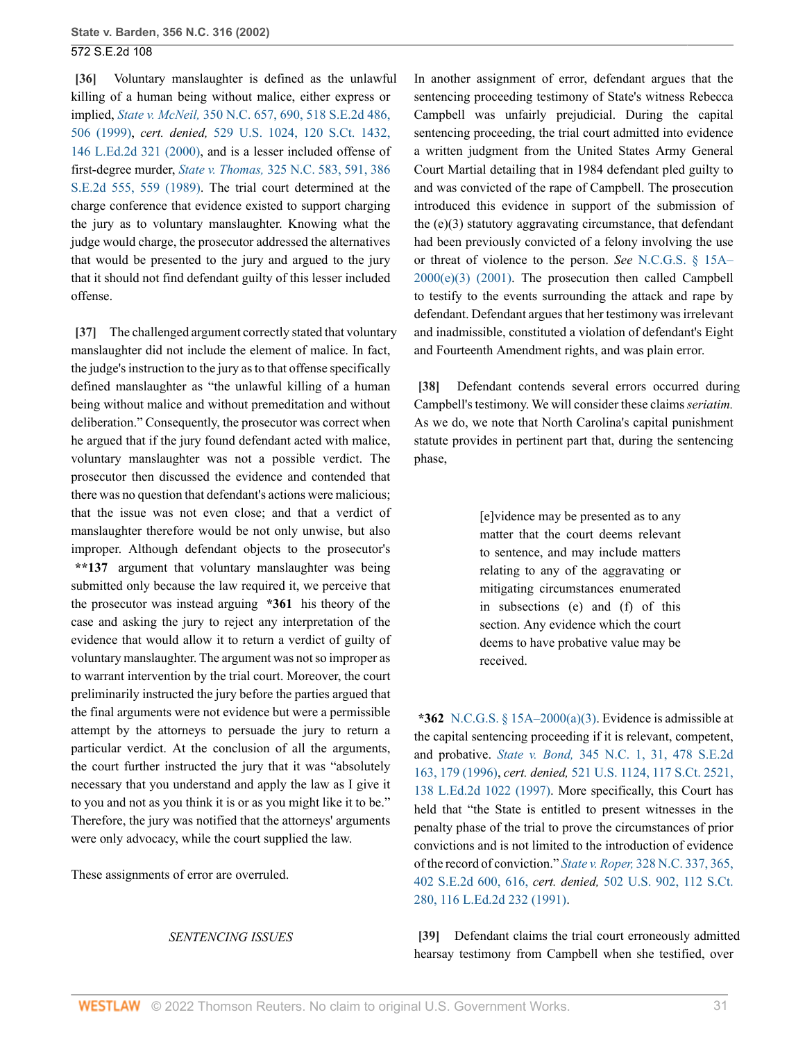**[36]** Voluntary manslaughter is defined as the unlawful killing of a human being without malice, either express or implied, *State v. McNeil,* 350 N.C. 657, 690, 518 S.E.2d 486, 506 (1999), *cert. denied,* 529 U.S. 1024, 120 S.Ct. 1432, 146 L.Ed.2d 321 (2000), and is a lesser included offense of first-degree murder, *State v. Thomas,* 325 N.C. 583, 591, 386 S.E.2d 555, 559 (1989). The trial court determined at the charge conference that evidence existed to support charging the jury as to voluntary manslaughter. Knowing what the judge would charge, the prosecutor addressed the alternatives that would be presented to the jury and argued to the jury that it should not find defendant guilty of this lesser included offense.

**[37]** The challenged argument correctly stated that voluntary manslaughter did not include the element of malice. In fact, the judge's instruction to the jury as to that offense specifically defined manslaughter as "the unlawful killing of a human being without malice and without premeditation and without deliberation." Consequently, the prosecutor was correct when he argued that if the jury found defendant acted with malice, voluntary manslaughter was not a possible verdict. The prosecutor then discussed the evidence and contended that there was no question that defendant's actions were malicious; that the issue was not even close; and that a verdict of manslaughter therefore would be not only unwise, but also improper. Although defendant objects to the prosecutor's **\*\*137** argument that voluntary manslaughter was being submitted only because the law required it, we perceive that the prosecutor was instead arguing **\*361** his theory of the case and asking the jury to reject any interpretation of the evidence that would allow it to return a verdict of guilty of voluntary manslaughter. The argument was not so improper as to warrant intervention by the trial court. Moreover, the court preliminarily instructed the jury before the parties argued that the final arguments were not evidence but were a permissible attempt by the attorneys to persuade the jury to return a particular verdict. At the conclusion of all the arguments, the court further instructed the jury that it was "absolutely necessary that you understand and apply the law as I give it to you and not as you think it is or as you might like it to be." Therefore, the jury was notified that the attorneys' arguments were only advocacy, while the court supplied the law.

These assignments of error are overruled.

*SENTENCING ISSUES*

In another assignment of error, defendant argues that the sentencing proceeding testimony of State's witness Rebecca Campbell was unfairly prejudicial. During the capital sentencing proceeding, the trial court admitted into evidence a written judgment from the United States Army General Court Martial detailing that in 1984 defendant pled guilty to and was convicted of the rape of Campbell. The prosecution introduced this evidence in support of the submission of the (e)(3) statutory aggravating circumstance, that defendant had been previously convicted of a felony involving the use or threat of violence to the person. *See* N.C.G.S. § 15A–2000(e)(3) (2001). The prosecution then called Campbell to testify to the events surrounding the attack and rape by defendant. Defendant argues that her testimony was irrelevant and inadmissible, constituted a violation of defendant's Eight and Fourteenth Amendment rights, and was plain error.

**[38]** Defendant contends several errors occurred during Campbell's testimony. We will consider these claims *seriatim.* As we do, we note that North Carolina's capital punishment statute provides in pertinent part that, during the sentencing phase,

> [e]vidence may be presented as to any matter that the court deems relevant to sentence, and may include matters relating to any of the aggravating or mitigating circumstances enumerated in subsections (e) and (f) of this section. Any evidence which the court deems to have probative value may be received.

**\*362** N.C.G.S. § 15A–2000(a)(3). Evidence is admissible at the capital sentencing proceeding if it is relevant, competent, and probative. *State v. Bond,* 345 N.C. 1, 31, 478 S.E.2d 163, 179 (1996), *cert. denied,* 521 U.S. 1124, 117 S.Ct. 2521, 138 L.Ed.2d 1022 (1997). More specifically, this Court has held that "the State is entitled to present witnesses in the penalty phase of the trial to prove the circumstances of prior convictions and is not limited to the introduction of evidence of the record of conviction." *State v. Roper,* 328 N.C. 337, 365, 402 S.E.2d 600, 616, *cert. denied,* 502 U.S. 902, 112 S.Ct. 280, 116 L.Ed.2d 232 (1991).

**[39]** Defendant claims the trial court erroneously admitted hearsay testimony from Campbell when she testified, over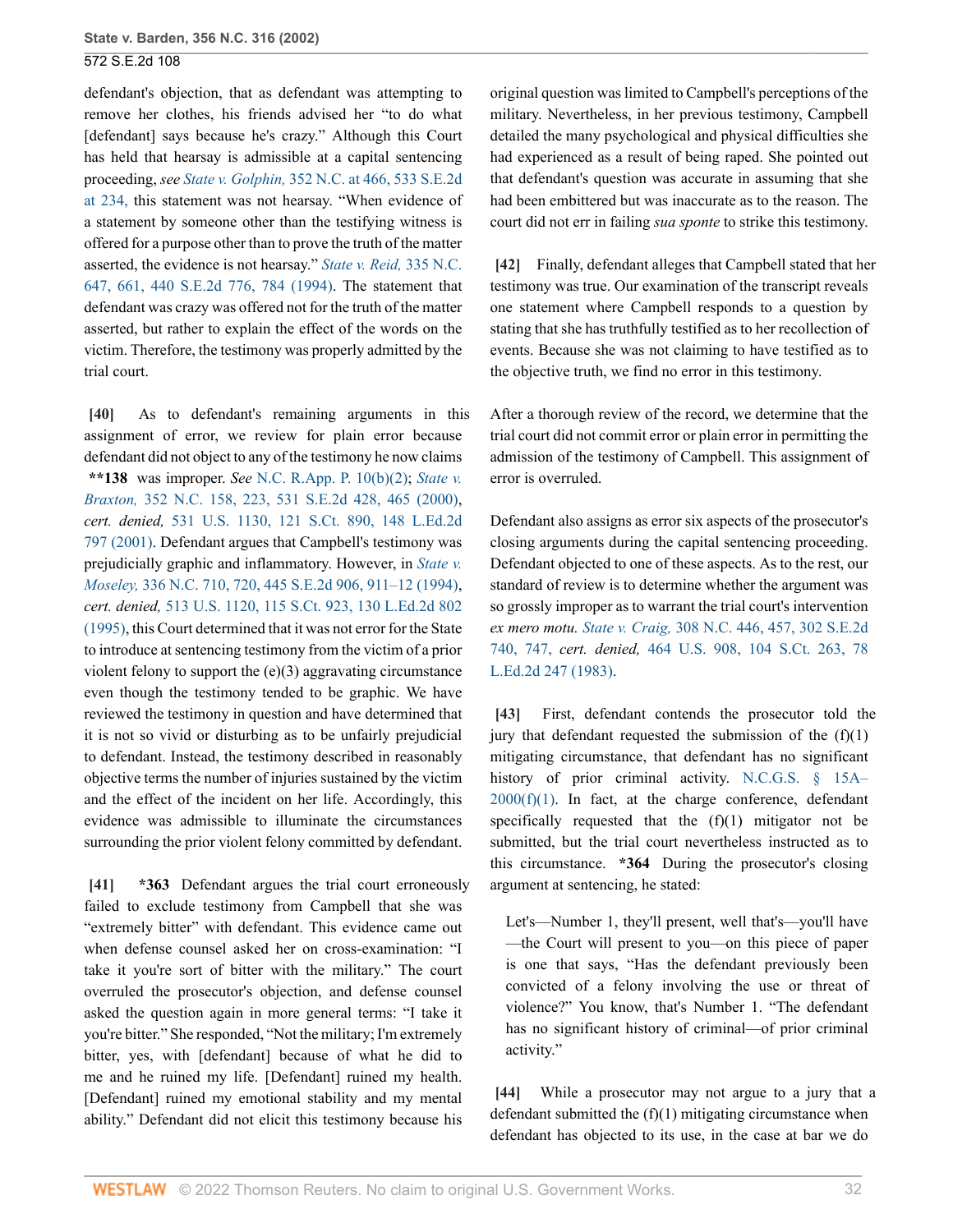defendant's objection, that as defendant was attempting to remove her clothes, his friends advised her "to do what [defendant] says because he's crazy." Although this Court has held that hearsay is admissible at a capital sentencing proceeding, *see State v. Golphin,* 352 N.C. at 466, 533 S.E.2d at 234, this statement was not hearsay. "When evidence of a statement by someone other than the testifying witness is offered for a purpose other than to prove the truth of the matter asserted, the evidence is not hearsay." *State v. Reid,* 335 N.C. 647, 661, 440 S.E.2d 776, 784 (1994). The statement that defendant was crazy was offered not for the truth of the matter asserted, but rather to explain the effect of the words on the victim. Therefore, the testimony was properly admitted by the trial court.

**[40]** As to defendant's remaining arguments in this assignment of error, we review for plain error because defendant did not object to any of the testimony he now claims **\*\*138** was improper. *See* N.C. R.App. P. 10(b)(2); *State v. Braxton,* 352 N.C. 158, 223, 531 S.E.2d 428, 465 (2000), *cert. denied,* 531 U.S. 1130, 121 S.Ct. 890, 148 L.Ed.2d 797 (2001). Defendant argues that Campbell's testimony was prejudicially graphic and inflammatory. However, in *State v. Moseley,* 336 N.C. 710, 720, 445 S.E.2d 906, 911–12 (1994), *cert. denied,* 513 U.S. 1120, 115 S.Ct. 923, 130 L.Ed.2d 802 (1995), this Court determined that it was not error for the State to introduce at sentencing testimony from the victim of a prior violent felony to support the (e)(3) aggravating circumstance even though the testimony tended to be graphic. We have reviewed the testimony in question and have determined that it is not so vivid or disturbing as to be unfairly prejudicial to defendant. Instead, the testimony described in reasonably objective terms the number of injuries sustained by the victim and the effect of the incident on her life. Accordingly, this evidence was admissible to illuminate the circumstances surrounding the prior violent felony committed by defendant.

**[41]** **\*363** Defendant argues the trial court erroneously failed to exclude testimony from Campbell that she was "extremely bitter" with defendant. This evidence came out when defense counsel asked her on cross-examination: "I take it you're sort of bitter with the military." The court overruled the prosecutor's objection, and defense counsel asked the question again in more general terms: "I take it you're bitter." She responded, "Not the military; I'm extremely bitter, yes, with [defendant] because of what he did to me and he ruined my life. [Defendant] ruined my health. [Defendant] ruined my emotional stability and my mental ability." Defendant did not elicit this testimony because his original question was limited to Campbell's perceptions of the military. Nevertheless, in her previous testimony, Campbell detailed the many psychological and physical difficulties she had experienced as a result of being raped. She pointed out that defendant's question was accurate in assuming that she had been embittered but was inaccurate as to the reason. The court did not err in failing *sua sponte* to strike this testimony.

**[42]** Finally, defendant alleges that Campbell stated that her testimony was true. Our examination of the transcript reveals one statement where Campbell responds to a question by stating that she has truthfully testified as to her recollection of events. Because she was not claiming to have testified as to the objective truth, we find no error in this testimony.

After a thorough review of the record, we determine that the trial court did not commit error or plain error in permitting the admission of the testimony of Campbell. This assignment of error is overruled.

Defendant also assigns as error six aspects of the prosecutor's closing arguments during the capital sentencing proceeding. Defendant objected to one of these aspects. As to the rest, our standard of review is to determine whether the argument was so grossly improper as to warrant the trial court's intervention *ex mero motu.* *State v. Craig,* 308 N.C. 446, 457, 302 S.E.2d 740, 747, *cert. denied,* 464 U.S. 908, 104 S.Ct. 263, 78 L.Ed.2d 247 (1983).

**[43]** First, defendant contends the prosecutor told the jury that defendant requested the submission of the (f)(1) mitigating circumstance, that defendant has no significant history of prior criminal activity. N.C.G.S. § 15A–2000(f)(1). In fact, at the charge conference, defendant specifically requested that the (f)(1) mitigator not be submitted, but the trial court nevertheless instructed as to this circumstance. **\*364** During the prosecutor's closing argument at sentencing, he stated:

> Let's—Number 1, they'll present, well that's—you'll have—the Court will present to you—on this piece of paper is one that says, "Has the defendant previously been convicted of a felony involving the use or threat of violence?" You know, that's Number 1. "The defendant has no significant history of criminal—of prior criminal activity."

**[44]** While a prosecutor may not argue to a jury that a defendant submitted the (f)(1) mitigating circumstance when defendant has objected to its use, in the case at bar we do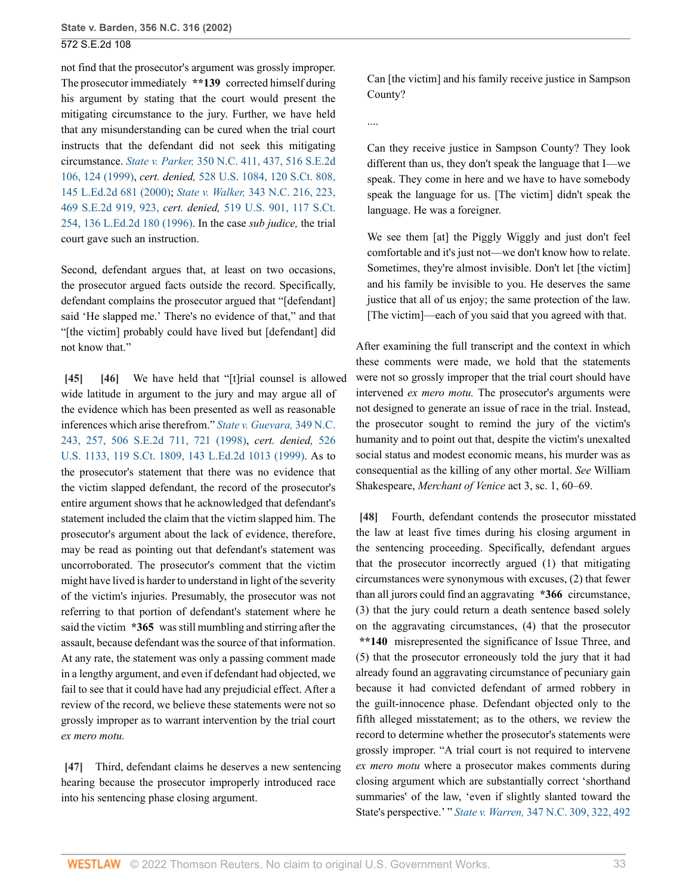not find that the prosecutor's argument was grossly improper. The prosecutor immediately **\*\*139** corrected himself during his argument by stating that the court would present the mitigating circumstance to the jury. Further, we have held that any misunderstanding can be cured when the trial court instructs that the defendant did not seek this mitigating circumstance. *State v. Parker,* 350 N.C. 411, 437, 516 S.E.2d 106, 124 (1999), *cert. denied,* 528 U.S. 1084, 120 S.Ct. 808, 145 L.Ed.2d 681 (2000); *State v. Walker,* 343 N.C. 216, 223, 469 S.E.2d 919, 923, *cert. denied,* 519 U.S. 901, 117 S.Ct. 254, 136 L.Ed.2d 180 (1996). In the case *sub judice,* the trial court gave such an instruction.

Second, defendant argues that, at least on two occasions, the prosecutor argued facts outside the record. Specifically, defendant complains the prosecutor argued that "[defendant] said 'He slapped me.' There's no evidence of that," and that "[the victim] probably could have lived but [defendant] did not know that."

**[45] [46]** We have held that "[t]rial counsel is allowed wide latitude in argument to the jury and may argue all of the evidence which has been presented as well as reasonable inferences which arise therefrom." *State v. Guevara,* 349 N.C. 243, 257, 506 S.E.2d 711, 721 (1998), *cert. denied,* 526 U.S. 1133, 119 S.Ct. 1809, 143 L.Ed.2d 1013 (1999). As to the prosecutor's statement that there was no evidence that the victim slapped defendant, the record of the prosecutor's entire argument shows that he acknowledged that defendant's statement included the claim that the victim slapped him. The prosecutor's argument about the lack of evidence, therefore, may be read as pointing out that defendant's statement was uncorroborated. The prosecutor's comment that the victim might have lived is harder to understand in light of the severity of the victim's injuries. Presumably, the prosecutor was not referring to that portion of defendant's statement where he said the victim **\*365** was still mumbling and stirring after the assault, because defendant was the source of that information. At any rate, the statement was only a passing comment made in a lengthy argument, and even if defendant had objected, we fail to see that it could have had any prejudicial effect. After a review of the record, we believe these statements were not so grossly improper as to warrant intervention by the trial court *ex mero motu.*

**[47]** Third, defendant claims he deserves a new sentencing hearing because the prosecutor improperly introduced race into his sentencing phase closing argument.

> Can [the victim] and his family receive justice in Sampson County?
>
> ....
>
> Can they receive justice in Sampson County? They look different than us, they don't speak the language that I—we speak. They come in here and we have to have somebody speak the language for us. [The victim] didn't speak the language. He was a foreigner.
>
> We see them [at] the Piggly Wiggly and just don't feel comfortable and it's just not—we don't know how to relate. Sometimes, they're almost invisible. Don't let [the victim] and his family be invisible to you. He deserves the same justice that all of us enjoy; the same protection of the law. [The victim]—each of you said that you agreed with that.

After examining the full transcript and the context in which these comments were made, we hold that the statements were not so grossly improper that the trial court should have intervened *ex mero motu.* The prosecutor's arguments were not designed to generate an issue of race in the trial. Instead, the prosecutor sought to remind the jury of the victim's humanity and to point out that, despite the victim's unexalted social status and modest economic means, his murder was as consequential as the killing of any other mortal. *See* William Shakespeare, *Merchant of Venice* act 3, sc. 1, 60–69.

**[48]** Fourth, defendant contends the prosecutor misstated the law at least five times during his closing argument in the sentencing proceeding. Specifically, defendant argues that the prosecutor incorrectly argued (1) that mitigating circumstances were synonymous with excuses, (2) that fewer than all jurors could find an aggravating **\*366** circumstance, (3) that the jury could return a death sentence based solely on the aggravating circumstances, (4) that the prosecutor **\*\*140** misrepresented the significance of Issue Three, and (5) that the prosecutor erroneously told the jury that it had already found an aggravating circumstance of pecuniary gain because it had convicted defendant of armed robbery in the guilt-innocence phase. Defendant objected only to the fifth alleged misstatement; as to the others, we review the record to determine whether the prosecutor's statements were grossly improper. "A trial court is not required to intervene *ex mero motu* where a prosecutor makes comments during closing argument which are substantially correct 'shorthand summaries' of the law, 'even if slightly slanted toward the State's perspective.' " *State v. Warren,* 347 N.C. 309, 322, 492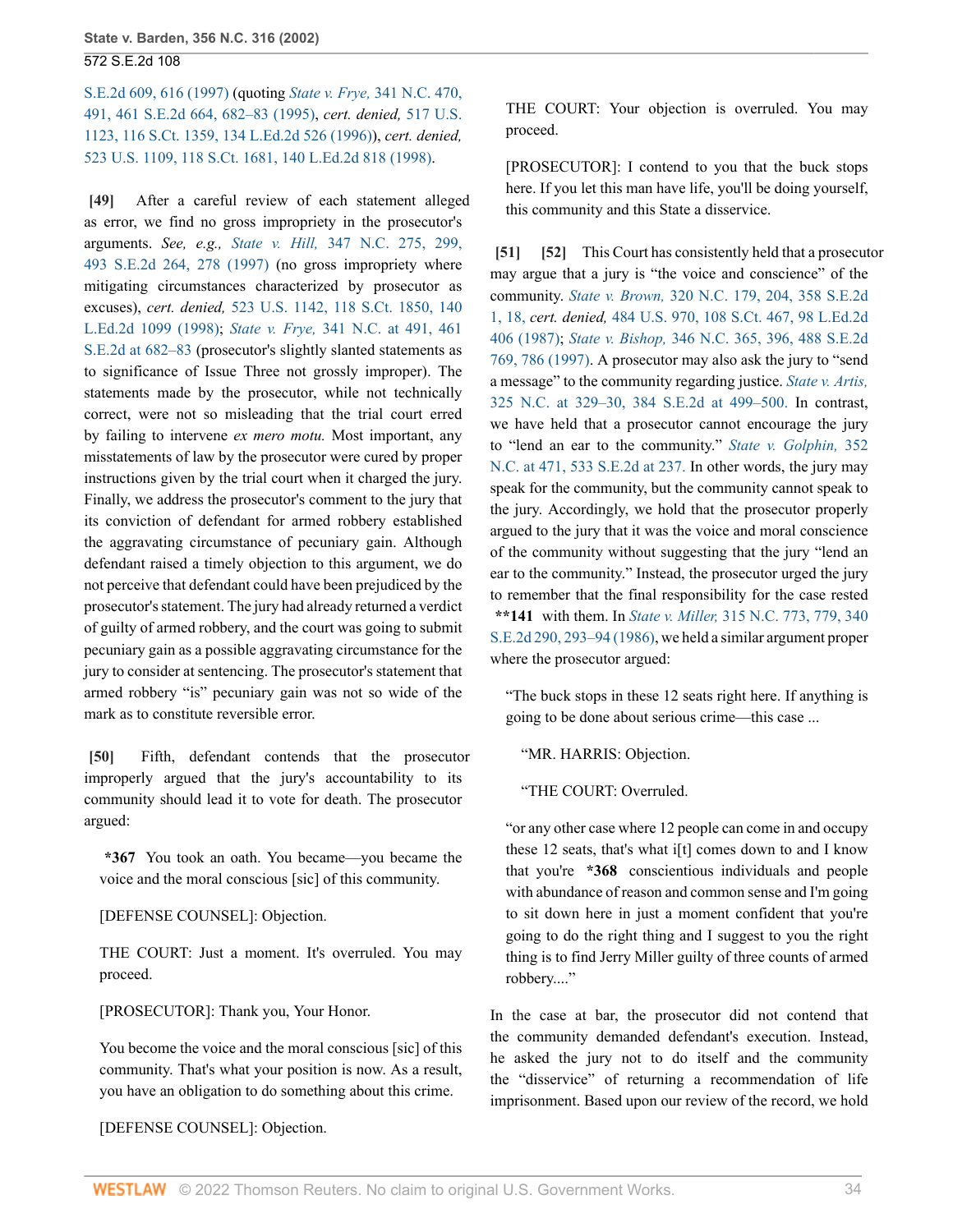S.E.2d 609, 616 (1997) (quoting *State v. Frye,* 341 N.C. 470, 491, 461 S.E.2d 664, 682–83 (1995), *cert. denied,* 517 U.S. 1123, 116 S.Ct. 1359, 134 L.Ed.2d 526 (1996)), *cert. denied,* 523 U.S. 1109, 118 S.Ct. 1681, 140 L.Ed.2d 818 (1998).

**[49]** After a careful review of each statement alleged as error, we find no gross impropriety in the prosecutor's arguments. *See, e.g., State v. Hill,* 347 N.C. 275, 299, 493 S.E.2d 264, 278 (1997) (no gross impropriety where mitigating circumstances characterized by prosecutor as excuses), *cert. denied,* 523 U.S. 1142, 118 S.Ct. 1850, 140 L.Ed.2d 1099 (1998); *State v. Frye,* 341 N.C. at 491, 461 S.E.2d at 682–83 (prosecutor's slightly slanted statements as to significance of Issue Three not grossly improper). The statements made by the prosecutor, while not technically correct, were not so misleading that the trial court erred by failing to intervene *ex mero motu.* Most important, any misstatements of law by the prosecutor were cured by proper instructions given by the trial court when it charged the jury. Finally, we address the prosecutor's comment to the jury that its conviction of defendant for armed robbery established the aggravating circumstance of pecuniary gain. Although defendant raised a timely objection to this argument, we do not perceive that defendant could have been prejudiced by the prosecutor's statement. The jury had already returned a verdict of guilty of armed robbery, and the court was going to submit pecuniary gain as a possible aggravating circumstance for the jury to consider at sentencing. The prosecutor's statement that armed robbery "is" pecuniary gain was not so wide of the mark as to constitute reversible error.

**[50]** Fifth, defendant contends that the prosecutor improperly argued that the jury's accountability to its community should lead it to vote for death. The prosecutor argued:

> **\*367** You took an oath. You became—you became the voice and the moral conscious [sic] of this community.
>
> [DEFENSE COUNSEL]: Objection.
>
> THE COURT: Just a moment. It's overruled. You may proceed.
>
> [PROSECUTOR]: Thank you, Your Honor.
>
> You become the voice and the moral conscious [sic] of this community. That's what your position is now. As a result, you have an obligation to do something about this crime.
>
> [DEFENSE COUNSEL]: Objection.
>
> THE COURT: Your objection is overruled. You may proceed.
>
> [PROSECUTOR]: I contend to you that the buck stops here. If you let this man have life, you'll be doing yourself, this community and this State a disservice.

**[51] [52]** This Court has consistently held that a prosecutor may argue that a jury is "the voice and conscience" of the community. *State v. Brown,* 320 N.C. 179, 204, 358 S.E.2d 1, 18, *cert. denied,* 484 U.S. 970, 108 S.Ct. 467, 98 L.Ed.2d 406 (1987); *State v. Bishop,* 346 N.C. 365, 396, 488 S.E.2d 769, 786 (1997). A prosecutor may also ask the jury to "send a message" to the community regarding justice. *State v. Artis,* 325 N.C. at 329–30, 384 S.E.2d at 499–500. In contrast, we have held that a prosecutor cannot encourage the jury to "lend an ear to the community." *State v. Golphin,* 352 N.C. at 471, 533 S.E.2d at 237. In other words, the jury may speak for the community, but the community cannot speak to the jury. Accordingly, we hold that the prosecutor properly argued to the jury that it was the voice and moral conscience of the community without suggesting that the jury "lend an ear to the community." Instead, the prosecutor urged the jury to remember that the final responsibility for the case rested **\*\*141** with them. In *State v. Miller,* 315 N.C. 773, 779, 340 S.E.2d 290, 293–94 (1986), we held a similar argument proper where the prosecutor argued:

> "The buck stops in these 12 seats right here. If anything is going to be done about serious crime—this case ...
>
> "MR. HARRIS: Objection.
>
> "THE COURT: Overruled.
>
> "or any other case where 12 people can come in and occupy these 12 seats, that's what i[t] comes down to and I know that you're **\*368** conscientious individuals and people with abundance of reason and common sense and I'm going to sit down here in just a moment confident that you're going to do the right thing and I suggest to you the right thing is to find Jerry Miller guilty of three counts of armed robbery...."

In the case at bar, the prosecutor did not contend that the community demanded defendant's execution. Instead, he asked the jury not to do itself and the community the "disservice" of returning a recommendation of life imprisonment. Based upon our review of the record, we hold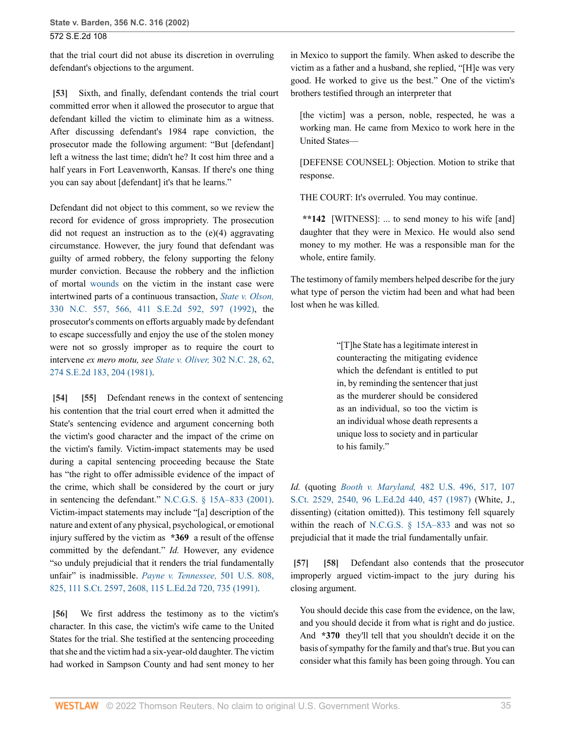that the trial court did not abuse its discretion in overruling defendant's objections to the argument.

**[53]** Sixth, and finally, defendant contends the trial court committed error when it allowed the prosecutor to argue that defendant killed the victim to eliminate him as a witness. After discussing defendant's 1984 rape conviction, the prosecutor made the following argument: "But [defendant] left a witness the last time; didn't he? It cost him three and a half years in Fort Leavenworth, Kansas. If there's one thing you can say about [defendant] it's that he learns."

Defendant did not object to this comment, so we review the record for evidence of gross impropriety. The prosecution did not request an instruction as to the (e)(4) aggravating circumstance. However, the jury found that defendant was guilty of armed robbery, the felony supporting the felony murder conviction. Because the robbery and the infliction of mortal wounds on the victim in the instant case were intertwined parts of a continuous transaction, *State v. Olson,* 330 N.C. 557, 566, 411 S.E.2d 592, 597 (1992), the prosecutor's comments on efforts arguably made by defendant to escape successfully and enjoy the use of the stolen money were not so grossly improper as to require the court to intervene *ex mero motu, see State v. Oliver,* 302 N.C. 28, 62, 274 S.E.2d 183, 204 (1981).

**[54]** **[55]** Defendant renews in the context of sentencing his contention that the trial court erred when it admitted the State's sentencing evidence and argument concerning both the victim's good character and the impact of the crime on the victim's family. Victim-impact statements may be used during a capital sentencing proceeding because the State has "the right to offer admissible evidence of the impact of the crime, which shall be considered by the court or jury in sentencing the defendant." N.C.G.S. § 15A–833 (2001). Victim-impact statements may include "[a] description of the nature and extent of any physical, psychological, or emotional injury suffered by the victim as **\*369** a result of the offense committed by the defendant." *Id.* However, any evidence "so unduly prejudicial that it renders the trial fundamentally unfair" is inadmissible. *Payne v. Tennessee,* 501 U.S. 808, 825, 111 S.Ct. 2597, 2608, 115 L.Ed.2d 720, 735 (1991).

**[56]** We first address the testimony as to the victim's character. In this case, the victim's wife came to the United States for the trial. She testified at the sentencing proceeding that she and the victim had a six-year-old daughter. The victim had worked in Sampson County and had sent money to her in Mexico to support the family. When asked to describe the victim as a father and a husband, she replied, "[H]e was very good. He worked to give us the best." One of the victim's brothers testified through an interpreter that

> [the victim] was a person, noble, respected, he was a working man. He came from Mexico to work here in the United States—
>
> [DEFENSE COUNSEL]: Objection. Motion to strike that response.
>
> THE COURT: It's overruled. You may continue.
>
> **\*\*142** [WITNESS]: ... to send money to his wife [and] daughter that they were in Mexico. He would also send money to my mother. He was a responsible man for the whole, entire family.

The testimony of family members helped describe for the jury what type of person the victim had been and what had been lost when he was killed.

> "[T]he State has a legitimate interest in counteracting the mitigating evidence which the defendant is entitled to put in, by reminding the sentencer that just as the murderer should be considered as an individual, so too the victim is an individual whose death represents a unique loss to society and in particular to his family."

*Id.* (quoting *Booth v. Maryland,* 482 U.S. 496, 517, 107 S.Ct. 2529, 2540, 96 L.Ed.2d 440, 457 (1987) (White, J., dissenting) (citation omitted)). This testimony fell squarely within the reach of N.C.G.S. § 15A–833 and was not so prejudicial that it made the trial fundamentally unfair.

**[57]** **[58]** Defendant also contends that the prosecutor improperly argued victim-impact to the jury during his closing argument.

> You should decide this case from the evidence, on the law, and you should decide it from what is right and do justice. And **\*370** they'll tell that you shouldn't decide it on the basis of sympathy for the family and that's true. But you can consider what this family has been going through. You can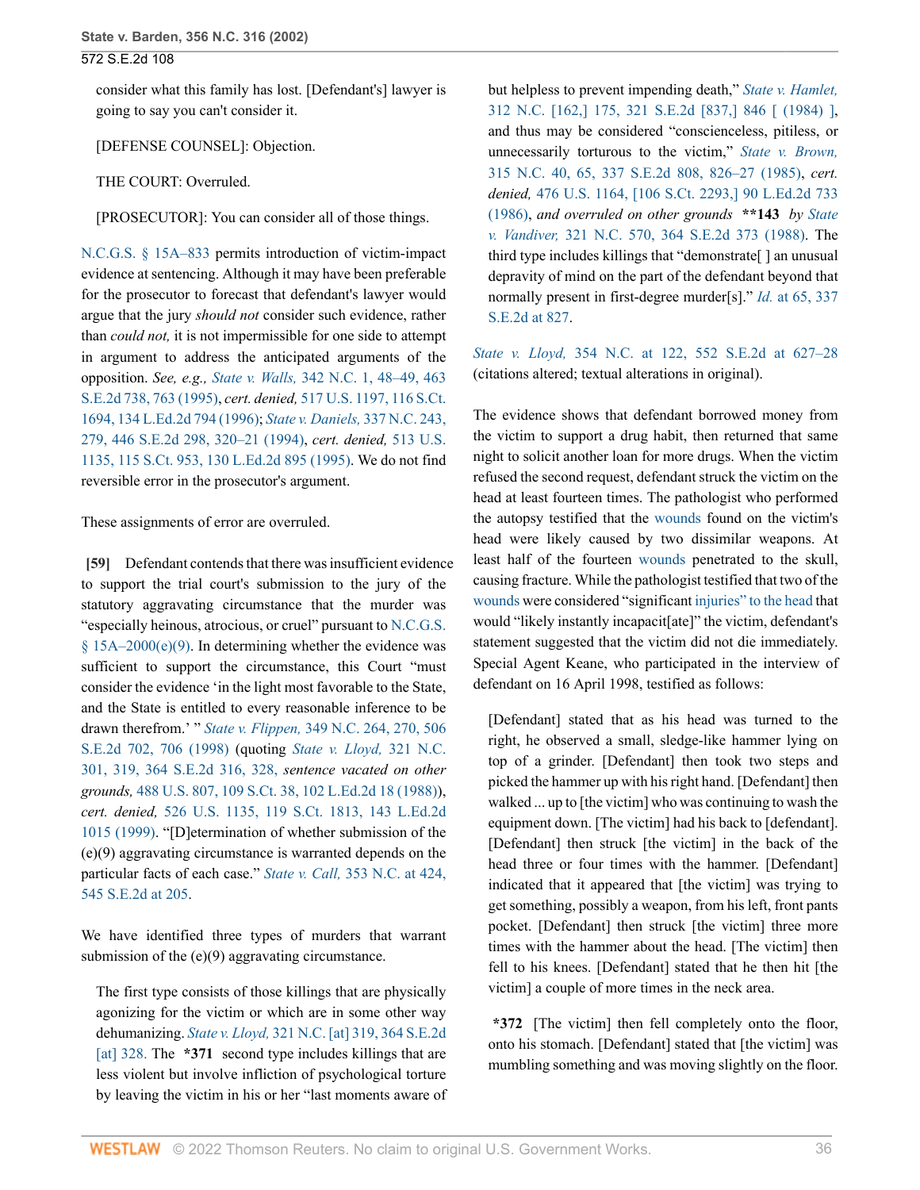consider what this family has lost. [Defendant's] lawyer is going to say you can't consider it.

[DEFENSE COUNSEL]: Objection.

THE COURT: Overruled.

[PROSECUTOR]: You can consider all of those things.

N.C.G.S. § 15A–833 permits introduction of victim-impact evidence at sentencing. Although it may have been preferable for the prosecutor to forecast that defendant's lawyer would argue that the jury *should not* consider such evidence, rather than *could not,* it is not impermissible for one side to attempt in argument to address the anticipated arguments of the opposition. *See, e.g., State v. Walls,* 342 N.C. 1, 48–49, 463 S.E.2d 738, 763 (1995), *cert. denied,* 517 U.S. 1197, 116 S.Ct. 1694, 134 L.Ed.2d 794 (1996); *State v. Daniels,* 337 N.C. 243, 279, 446 S.E.2d 298, 320–21 (1994), *cert. denied,* 513 U.S. 1135, 115 S.Ct. 953, 130 L.Ed.2d 895 (1995). We do not find reversible error in the prosecutor's argument.

These assignments of error are overruled.

**[59]** Defendant contends that there was insufficient evidence to support the trial court's submission to the jury of the statutory aggravating circumstance that the murder was "especially heinous, atrocious, or cruel" pursuant to N.C.G.S. § 15A–2000(e)(9). In determining whether the evidence was sufficient to support the circumstance, this Court "must consider the evidence 'in the light most favorable to the State, and the State is entitled to every reasonable inference to be drawn therefrom.' " *State v. Flippen,* 349 N.C. 264, 270, 506 S.E.2d 702, 706 (1998) (quoting *State v. Lloyd,* 321 N.C. 301, 319, 364 S.E.2d 316, 328, *sentence vacated on other grounds,* 488 U.S. 807, 109 S.Ct. 38, 102 L.Ed.2d 18 (1988)), *cert. denied,* 526 U.S. 1135, 119 S.Ct. 1813, 143 L.Ed.2d 1015 (1999). "[D]etermination of whether submission of the (e)(9) aggravating circumstance is warranted depends on the particular facts of each case." *State v. Call,* 353 N.C. at 424, 545 S.E.2d at 205.

We have identified three types of murders that warrant submission of the (e)(9) aggravating circumstance.

> The first type consists of those killings that are physically agonizing for the victim or which are in some other way dehumanizing. *State v. Lloyd,* 321 N.C. [at] 319, 364 S.E.2d [at] 328. The **\*371** second type includes killings that are less violent but involve infliction of psychological torture by leaving the victim in his or her "last moments aware of but helpless to prevent impending death," *State v. Hamlet,* 312 N.C. [162,] 175, 321 S.E.2d [837,] 846 [ (1984) ], and thus may be considered "conscienceless, pitiless, or unnecessarily torturous to the victim," *State v. Brown,* 315 N.C. 40, 65, 337 S.E.2d 808, 826–27 (1985), *cert. denied,* 476 U.S. 1164, [106 S.Ct. 2293,] 90 L.Ed.2d 733 (1986), *and overruled on other grounds* **\*\*143** *by State v. Vandiver,* 321 N.C. 570, 364 S.E.2d 373 (1988). The third type includes killings that "demonstrate[ ] an unusual depravity of mind on the part of the defendant beyond that normally present in first-degree murder[s]." *Id.* at 65, 337 S.E.2d at 827.

*State v. Lloyd,* 354 N.C. at 122, 552 S.E.2d at 627–28 (citations altered; textual alterations in original).

The evidence shows that defendant borrowed money from the victim to support a drug habit, then returned that same night to solicit another loan for more drugs. When the victim refused the second request, defendant struck the victim on the head at least fourteen times. The pathologist who performed the autopsy testified that the wounds found on the victim's head were likely caused by two dissimilar weapons. At least half of the fourteen wounds penetrated to the skull, causing fracture. While the pathologist testified that two of the wounds were considered "significant injuries" to the head that would "likely instantly incapacit[ate]" the victim, defendant's statement suggested that the victim did not die immediately. Special Agent Keane, who participated in the interview of defendant on 16 April 1998, testified as follows:

> [Defendant] stated that as his head was turned to the right, he observed a small, sledge-like hammer lying on top of a grinder. [Defendant] then took two steps and picked the hammer up with his right hand. [Defendant] then walked ... up to [the victim] who was continuing to wash the equipment down. [The victim] had his back to [defendant]. [Defendant] then struck [the victim] in the back of the head three or four times with the hammer. [Defendant] indicated that it appeared that [the victim] was trying to get something, possibly a weapon, from his left, front pants pocket. [Defendant] then struck [the victim] three more times with the hammer about the head. [The victim] then fell to his knees. [Defendant] stated that he then hit [the victim] a couple of more times in the neck area.
>
> **\*372** [The victim] then fell completely onto the floor, onto his stomach. [Defendant] stated that [the victim] was mumbling something and was moving slightly on the floor.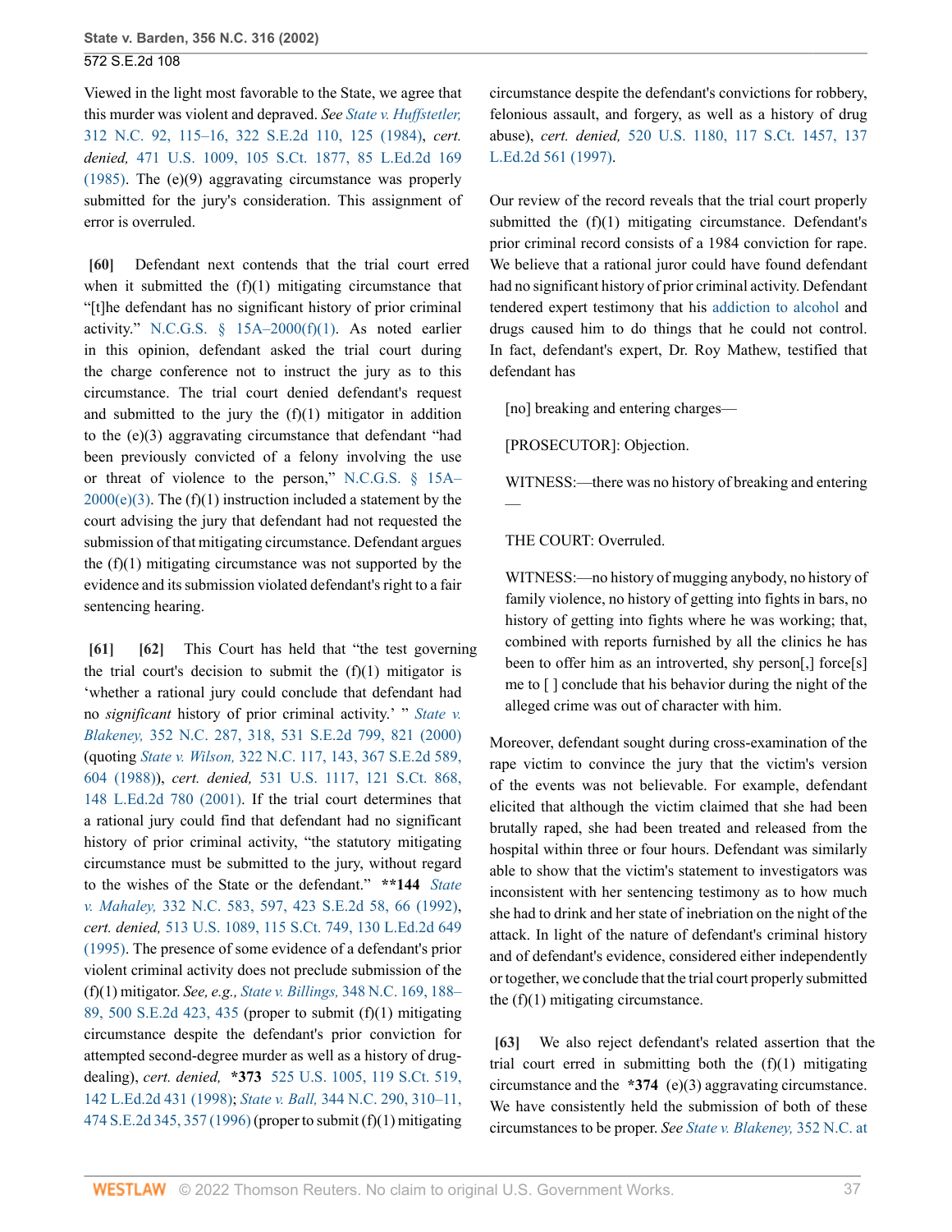Viewed in the light most favorable to the State, we agree that this murder was violent and depraved. *See State v. Huffstetler,* 312 N.C. 92, 115–16, 322 S.E.2d 110, 125 (1984), *cert. denied,* 471 U.S. 1009, 105 S.Ct. 1877, 85 L.Ed.2d 169 (1985). The (e)(9) aggravating circumstance was properly submitted for the jury's consideration. This assignment of error is overruled.

**[60]** Defendant next contends that the trial court erred when it submitted the (f)(1) mitigating circumstance that "[t]he defendant has no significant history of prior criminal activity." N.C.G.S. § 15A–2000(f)(1). As noted earlier in this opinion, defendant asked the trial court during the charge conference not to instruct the jury as to this circumstance. The trial court denied defendant's request and submitted to the jury the (f)(1) mitigator in addition to the (e)(3) aggravating circumstance that defendant "had been previously convicted of a felony involving the use or threat of violence to the person," N.C.G.S. § 15A–2000(e)(3). The (f)(1) instruction included a statement by the court advising the jury that defendant had not requested the submission of that mitigating circumstance. Defendant argues the (f)(1) mitigating circumstance was not supported by the evidence and its submission violated defendant's right to a fair sentencing hearing.

**[61]** **[62]** This Court has held that "the test governing the trial court's decision to submit the (f)(1) mitigator is 'whether a rational jury could conclude that defendant had no *significant* history of prior criminal activity.' " *State v. Blakeney,* 352 N.C. 287, 318, 531 S.E.2d 799, 821 (2000) (quoting *State v. Wilson,* 322 N.C. 117, 143, 367 S.E.2d 589, 604 (1988)), *cert. denied,* 531 U.S. 1117, 121 S.Ct. 868, 148 L.Ed.2d 780 (2001). If the trial court determines that a rational jury could find that defendant had no significant history of prior criminal activity, "the statutory mitigating circumstance must be submitted to the jury, without regard to the wishes of the State or the defendant." **\*\*144** *State v. Mahaley,* 332 N.C. 583, 597, 423 S.E.2d 58, 66 (1992), *cert. denied,* 513 U.S. 1089, 115 S.Ct. 749, 130 L.Ed.2d 649 (1995). The presence of some evidence of a defendant's prior violent criminal activity does not preclude submission of the (f)(1) mitigator. *See, e.g., State v. Billings,* 348 N.C. 169, 188–89, 500 S.E.2d 423, 435 (proper to submit (f)(1) mitigating circumstance despite the defendant's prior conviction for attempted second-degree murder as well as a history of drug-dealing), *cert. denied,* **\*373** 525 U.S. 1005, 119 S.Ct. 519, 142 L.Ed.2d 431 (1998); *State v. Ball,* 344 N.C. 290, 310–11, 474 S.E.2d 345, 357 (1996) (proper to submit (f)(1) mitigating circumstance despite the defendant's convictions for robbery, felonious assault, and forgery, as well as a history of drug abuse), *cert. denied,* 520 U.S. 1180, 117 S.Ct. 1457, 137 L.Ed.2d 561 (1997).

Our review of the record reveals that the trial court properly submitted the (f)(1) mitigating circumstance. Defendant's prior criminal record consists of a 1984 conviction for rape. We believe that a rational juror could have found defendant had no significant history of prior criminal activity. Defendant tendered expert testimony that his addiction to alcohol and drugs caused him to do things that he could not control. In fact, defendant's expert, Dr. Roy Mathew, testified that defendant has

> [no] breaking and entering charges—
>
> [PROSECUTOR]: Objection.
>
> WITNESS:—there was no history of breaking and entering —
>
> THE COURT: Overruled.
>
> WITNESS:—no history of mugging anybody, no history of family violence, no history of getting into fights in bars, no history of getting into fights where he was working; that, combined with reports furnished by all the clinics he has been to offer him as an introverted, shy person[,] force[s] me to [ ] conclude that his behavior during the night of the alleged crime was out of character with him.

Moreover, defendant sought during cross-examination of the rape victim to convince the jury that the victim's version of the events was not believable. For example, defendant elicited that although the victim claimed that she had been brutally raped, she had been treated and released from the hospital within three or four hours. Defendant was similarly able to show that the victim's statement to investigators was inconsistent with her sentencing testimony as to how much she had to drink and her state of inebriation on the night of the attack. In light of the nature of defendant's criminal history and of defendant's evidence, considered either independently or together, we conclude that the trial court properly submitted the (f)(1) mitigating circumstance.

**[63]** We also reject defendant's related assertion that the trial court erred in submitting both the (f)(1) mitigating circumstance and the **\*374** (e)(3) aggravating circumstance. We have consistently held the submission of both of these circumstances to be proper. *See State v. Blakeney,* 352 N.C. at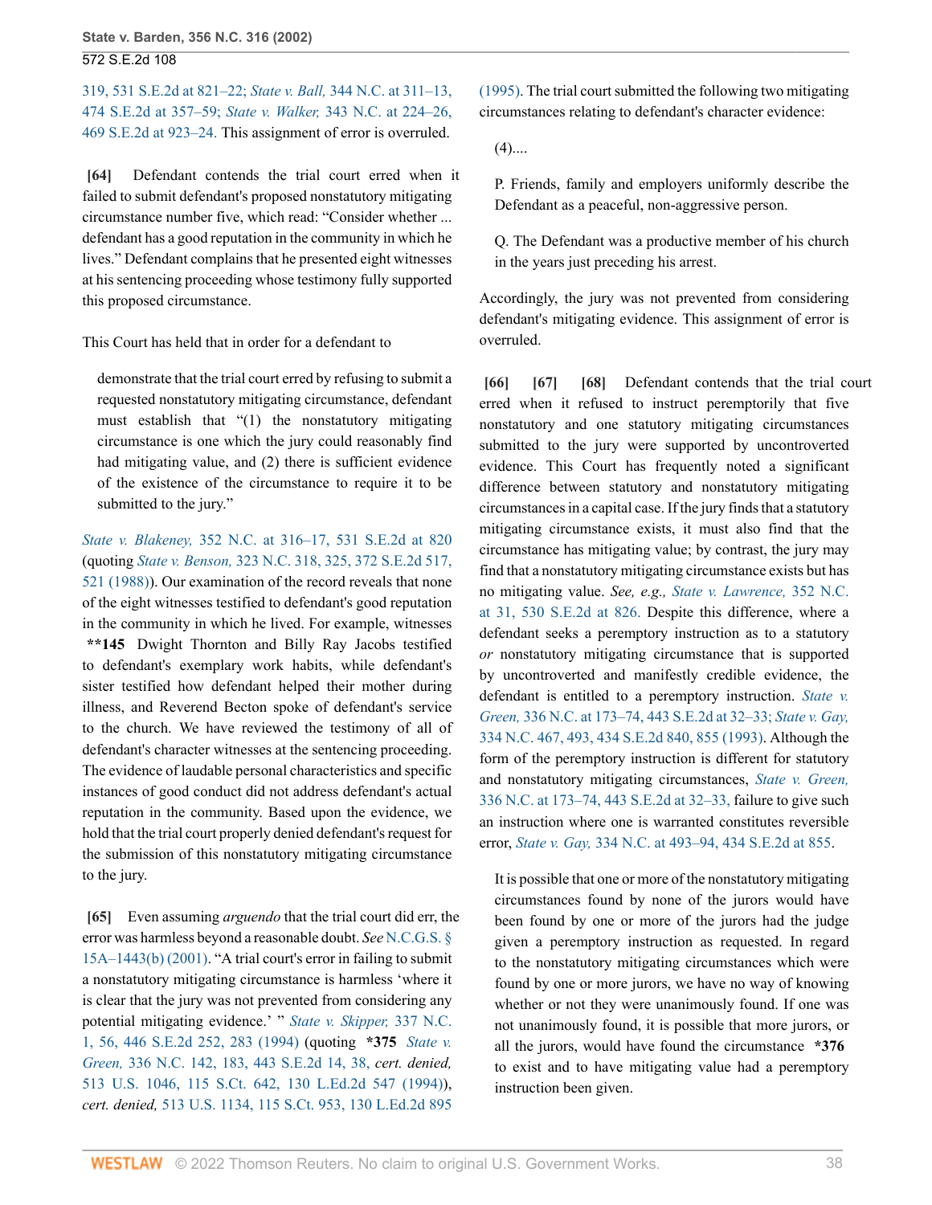319, 531 S.E.2d at 821–22; *State v. Ball,* 344 N.C. at 311–13, 474 S.E.2d at 357–59; *State v. Walker,* 343 N.C. at 224–26, 469 S.E.2d at 923–24. This assignment of error is overruled.

**[64]** Defendant contends the trial court erred when it failed to submit defendant's proposed nonstatutory mitigating circumstance number five, which read: "Consider whether ... defendant has a good reputation in the community in which he lives." Defendant complains that he presented eight witnesses at his sentencing proceeding whose testimony fully supported this proposed circumstance.

This Court has held that in order for a defendant to

> demonstrate that the trial court erred by refusing to submit a requested nonstatutory mitigating circumstance, defendant must establish that "(1) the nonstatutory mitigating circumstance is one which the jury could reasonably find had mitigating value, and (2) there is sufficient evidence of the existence of the circumstance to require it to be submitted to the jury."

*State v. Blakeney,* 352 N.C. at 316–17, 531 S.E.2d at 820 (quoting *State v. Benson,* 323 N.C. 318, 325, 372 S.E.2d 517, 521 (1988)). Our examination of the record reveals that none of the eight witnesses testified to defendant's good reputation in the community in which he lived. For example, witnesses **\*\*145** Dwight Thornton and Billy Ray Jacobs testified to defendant's exemplary work habits, while defendant's sister testified how defendant helped their mother during illness, and Reverend Becton spoke of defendant's service to the church. We have reviewed the testimony of all of defendant's character witnesses at the sentencing proceeding. The evidence of laudable personal characteristics and specific instances of good conduct did not address defendant's actual reputation in the community. Based upon the evidence, we hold that the trial court properly denied defendant's request for the submission of this nonstatutory mitigating circumstance to the jury.

**[65]** Even assuming *arguendo* that the trial court did err, the error was harmless beyond a reasonable doubt. *See* N.C.G.S. § 15A–1443(b) (2001). "A trial court's error in failing to submit a nonstatutory mitigating circumstance is harmless 'where it is clear that the jury was not prevented from considering any potential mitigating evidence.' " *State v. Skipper,* 337 N.C. 1, 56, 446 S.E.2d 252, 283 (1994) (quoting **\*375** *State v. Green,* 336 N.C. 142, 183, 443 S.E.2d 14, 38, *cert. denied,* 513 U.S. 1046, 115 S.Ct. 642, 130 L.Ed.2d 547 (1994)), *cert. denied,* 513 U.S. 1134, 115 S.Ct. 953, 130 L.Ed.2d 895 (1995). The trial court submitted the following two mitigating circumstances relating to defendant's character evidence:

> (4)....
>
> P. Friends, family and employers uniformly describe the Defendant as a peaceful, non-aggressive person.
>
> Q. The Defendant was a productive member of his church in the years just preceding his arrest.

Accordingly, the jury was not prevented from considering defendant's mitigating evidence. This assignment of error is overruled.

**[66]** **[67]** **[68]** Defendant contends that the trial court erred when it refused to instruct peremptorily that five nonstatutory and one statutory mitigating circumstances submitted to the jury were supported by uncontroverted evidence. This Court has frequently noted a significant difference between statutory and nonstatutory mitigating circumstances in a capital case. If the jury finds that a statutory mitigating circumstance exists, it must also find that the circumstance has mitigating value; by contrast, the jury may find that a nonstatutory mitigating circumstance exists but has no mitigating value. *See, e.g., State v. Lawrence,* 352 N.C. at 31, 530 S.E.2d at 826. Despite this difference, where a defendant seeks a peremptory instruction as to a statutory *or* nonstatutory mitigating circumstance that is supported by uncontroverted and manifestly credible evidence, the defendant is entitled to a peremptory instruction. *State v. Green,* 336 N.C. at 173–74, 443 S.E.2d at 32–33; *State v. Gay,* 334 N.C. 467, 493, 434 S.E.2d 840, 855 (1993). Although the form of the peremptory instruction is different for statutory and nonstatutory mitigating circumstances, *State v. Green,* 336 N.C. at 173–74, 443 S.E.2d at 32–33, failure to give such an instruction where one is warranted constitutes reversible error, *State v. Gay,* 334 N.C. at 493–94, 434 S.E.2d at 855.

> It is possible that one or more of the nonstatutory mitigating circumstances found by none of the jurors would have been found by one or more of the jurors had the judge given a peremptory instruction as requested. In regard to the nonstatutory mitigating circumstances which were found by one or more jurors, we have no way of knowing whether or not they were unanimously found. If one was not unanimously found, it is possible that more jurors, or all the jurors, would have found the circumstance **\*376** to exist and to have mitigating value had a peremptory instruction been given.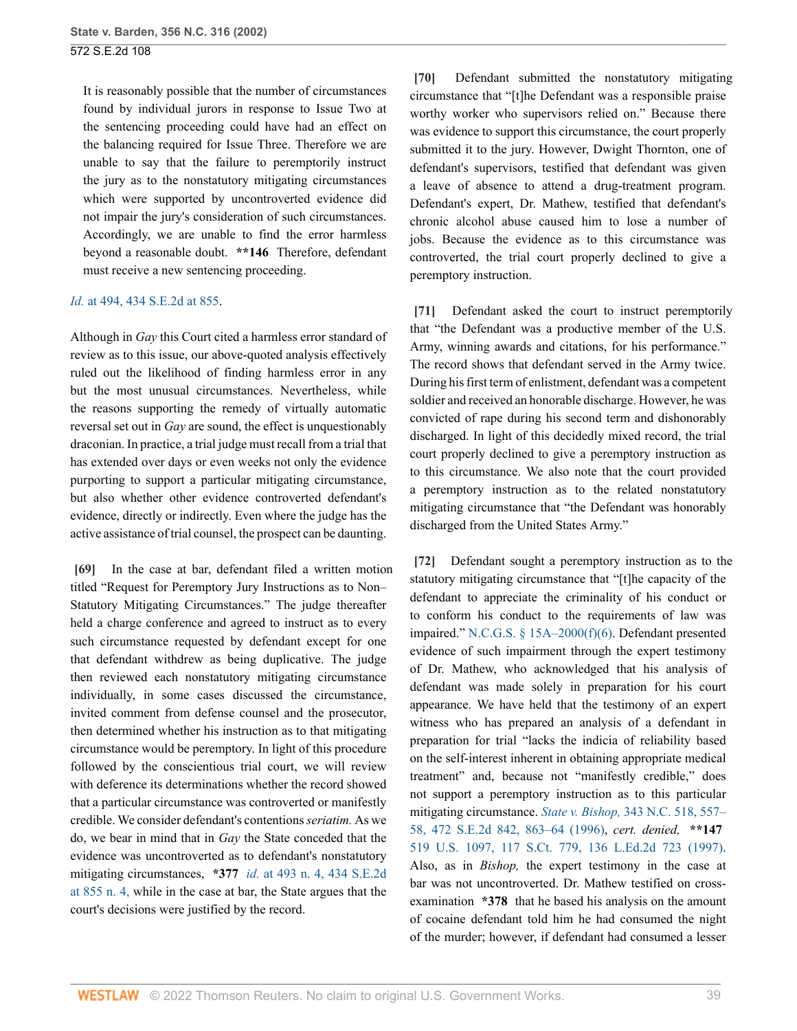It is reasonably possible that the number of circumstances found by individual jurors in response to Issue Two at the sentencing proceeding could have had an effect on the balancing required for Issue Three. Therefore we are unable to say that the failure to peremptorily instruct the jury as to the nonstatutory mitigating circumstances which were supported by uncontroverted evidence did not impair the jury's consideration of such circumstances. Accordingly, we are unable to find the error harmless beyond a reasonable doubt. **\*\*146** Therefore, defendant must receive a new sentencing proceeding.

*Id.* at 494, 434 S.E.2d at 855.

Although in *Gay* this Court cited a harmless error standard of review as to this issue, our above-quoted analysis effectively ruled out the likelihood of finding harmless error in any but the most unusual circumstances. Nevertheless, while the reasons supporting the remedy of virtually automatic reversal set out in *Gay* are sound, the effect is unquestionably draconian. In practice, a trial judge must recall from a trial that has extended over days or even weeks not only the evidence purporting to support a particular mitigating circumstance, but also whether other evidence controverted defendant's evidence, directly or indirectly. Even where the judge has the active assistance of trial counsel, the prospect can be daunting.

**[69]** In the case at bar, defendant filed a written motion titled "Request for Peremptory Jury Instructions as to Non–Statutory Mitigating Circumstances." The judge thereafter held a charge conference and agreed to instruct as to every such circumstance requested by defendant except for one that defendant withdrew as being duplicative. The judge then reviewed each nonstatutory mitigating circumstance individually, in some cases discussed the circumstance, invited comment from defense counsel and the prosecutor, then determined whether his instruction as to that mitigating circumstance would be peremptory. In light of this procedure followed by the conscientious trial court, we will review with deference its determinations whether the record showed that a particular circumstance was controverted or manifestly credible. We consider defendant's contentions *seriatim.* As we do, we bear in mind that in *Gay* the State conceded that the evidence was uncontroverted as to defendant's nonstatutory mitigating circumstances, **\*377** *id.* at 493 n. 4, 434 S.E.2d at 855 n. 4, while in the case at bar, the State argues that the court's decisions were justified by the record.

**[70]** Defendant submitted the nonstatutory mitigating circumstance that "[t]he Defendant was a responsible praise worthy worker who supervisors relied on." Because there was evidence to support this circumstance, the court properly submitted it to the jury. However, Dwight Thornton, one of defendant's supervisors, testified that defendant was given a leave of absence to attend a drug-treatment program. Defendant's expert, Dr. Mathew, testified that defendant's chronic alcohol abuse caused him to lose a number of jobs. Because the evidence as to this circumstance was controverted, the trial court properly declined to give a peremptory instruction.

**[71]** Defendant asked the court to instruct peremptorily that "the Defendant was a productive member of the U.S. Army, winning awards and citations, for his performance." The record shows that defendant served in the Army twice. During his first term of enlistment, defendant was a competent soldier and received an honorable discharge. However, he was convicted of rape during his second term and dishonorably discharged. In light of this decidedly mixed record, the trial court properly declined to give a peremptory instruction as to this circumstance. We also note that the court provided a peremptory instruction as to the related nonstatutory mitigating circumstance that "the Defendant was honorably discharged from the United States Army."

**[72]** Defendant sought a peremptory instruction as to the statutory mitigating circumstance that "[t]he capacity of the defendant to appreciate the criminality of his conduct or to conform his conduct to the requirements of law was impaired." N.C.G.S. § 15A–2000(f)(6). Defendant presented evidence of such impairment through the expert testimony of Dr. Mathew, who acknowledged that his analysis of defendant was made solely in preparation for his court appearance. We have held that the testimony of an expert witness who has prepared an analysis of a defendant in preparation for trial "lacks the indicia of reliability based on the self-interest inherent in obtaining appropriate medical treatment" and, because not "manifestly credible," does not support a peremptory instruction as to this particular mitigating circumstance. *State v. Bishop,* 343 N.C. 518, 557–58, 472 S.E.2d 842, 863–64 (1996), *cert. denied,* **\*\*147** 519 U.S. 1097, 117 S.Ct. 779, 136 L.Ed.2d 723 (1997). Also, as in *Bishop,* the expert testimony in the case at bar was not uncontroverted. Dr. Mathew testified on cross-examination **\*378** that he based his analysis on the amount of cocaine defendant told him he had consumed the night of the murder; however, if defendant had consumed a lesser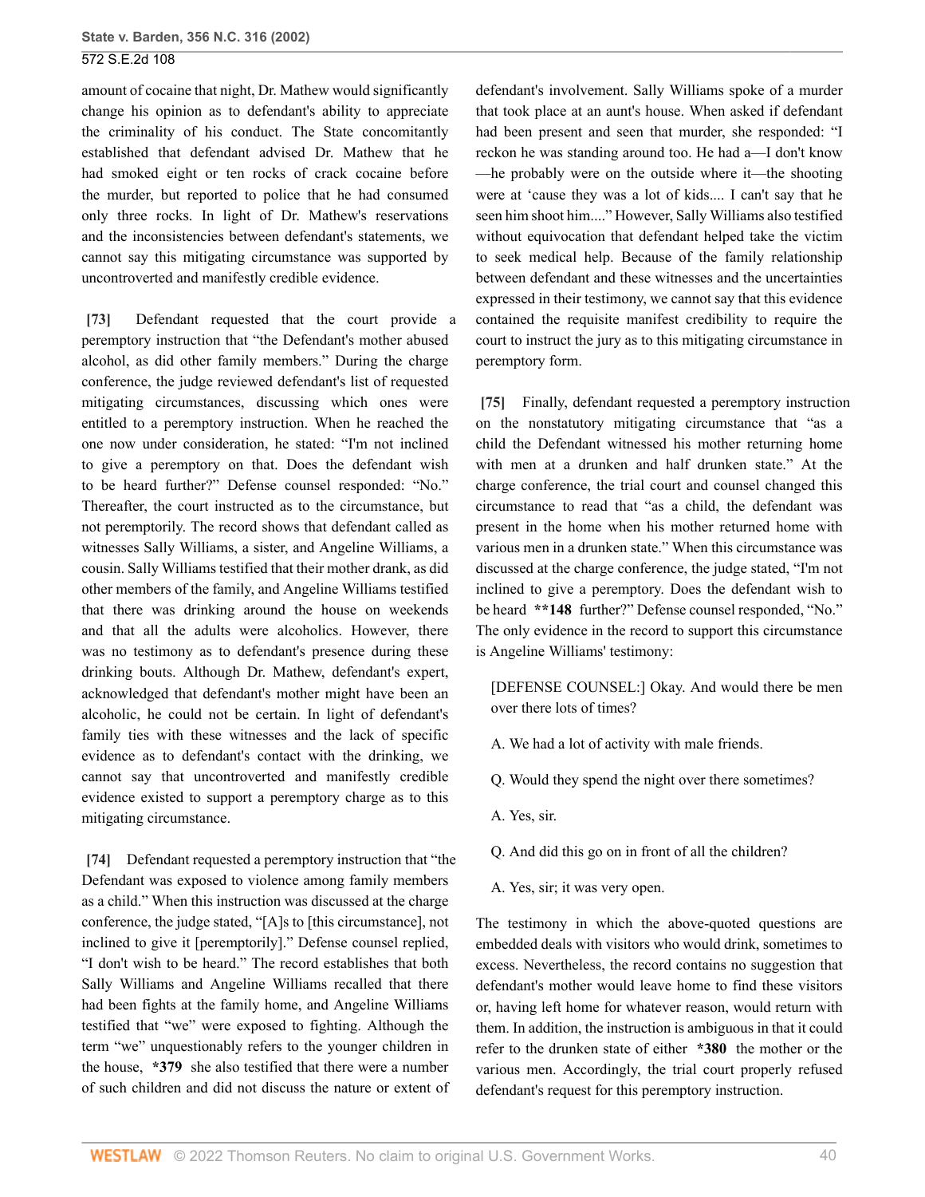amount of cocaine that night, Dr. Mathew would significantly change his opinion as to defendant's ability to appreciate the criminality of his conduct. The State concomitantly established that defendant advised Dr. Mathew that he had smoked eight or ten rocks of crack cocaine before the murder, but reported to police that he had consumed only three rocks. In light of Dr. Mathew's reservations and the inconsistencies between defendant's statements, we cannot say this mitigating circumstance was supported by uncontroverted and manifestly credible evidence.

**[73]** Defendant requested that the court provide a peremptory instruction that "the Defendant's mother abused alcohol, as did other family members." During the charge conference, the judge reviewed defendant's list of requested mitigating circumstances, discussing which ones were entitled to a peremptory instruction. When he reached the one now under consideration, he stated: "I'm not inclined to give a peremptory on that. Does the defendant wish to be heard further?" Defense counsel responded: "No." Thereafter, the court instructed as to the circumstance, but not peremptorily. The record shows that defendant called as witnesses Sally Williams, a sister, and Angeline Williams, a cousin. Sally Williams testified that their mother drank, as did other members of the family, and Angeline Williams testified that there was drinking around the house on weekends and that all the adults were alcoholics. However, there was no testimony as to defendant's presence during these drinking bouts. Although Dr. Mathew, defendant's expert, acknowledged that defendant's mother might have been an alcoholic, he could not be certain. In light of defendant's family ties with these witnesses and the lack of specific evidence as to defendant's contact with the drinking, we cannot say that uncontroverted and manifestly credible evidence existed to support a peremptory charge as to this mitigating circumstance.

**[74]** Defendant requested a peremptory instruction that "the Defendant was exposed to violence among family members as a child." When this instruction was discussed at the charge conference, the judge stated, "[A]s to [this circumstance], not inclined to give it [peremptorily]." Defense counsel replied, "I don't wish to be heard." The record establishes that both Sally Williams and Angeline Williams recalled that there had been fights at the family home, and Angeline Williams testified that "we" were exposed to fighting. Although the term "we" unquestionably refers to the younger children in the house, **\*379** she also testified that there were a number of such children and did not discuss the nature or extent of defendant's involvement. Sally Williams spoke of a murder that took place at an aunt's house. When asked if defendant had been present and seen that murder, she responded: "I reckon he was standing around too. He had a—I don't know—he probably were on the outside where it—the shooting were at 'cause they was a lot of kids.... I can't say that he seen him shoot him...." However, Sally Williams also testified without equivocation that defendant helped take the victim to seek medical help. Because of the family relationship between defendant and these witnesses and the uncertainties expressed in their testimony, we cannot say that this evidence contained the requisite manifest credibility to require the court to instruct the jury as to this mitigating circumstance in peremptory form.

**[75]** Finally, defendant requested a peremptory instruction on the nonstatutory mitigating circumstance that "as a child the Defendant witnessed his mother returning home with men at a drunken and half drunken state." At the charge conference, the trial court and counsel changed this circumstance to read that "as a child, the defendant was present in the home when his mother returned home with various men in a drunken state." When this circumstance was discussed at the charge conference, the judge stated, "I'm not inclined to give a peremptory. Does the defendant wish to be heard **\*\*148** further?" Defense counsel responded, "No." The only evidence in the record to support this circumstance is Angeline Williams' testimony:

> [DEFENSE COUNSEL:] Okay. And would there be men over there lots of times?
>
> A. We had a lot of activity with male friends.
>
> Q. Would they spend the night over there sometimes?
>
> A. Yes, sir.
>
> Q. And did this go on in front of all the children?
>
> A. Yes, sir; it was very open.

The testimony in which the above-quoted questions are embedded deals with visitors who would drink, sometimes to excess. Nevertheless, the record contains no suggestion that defendant's mother would leave home to find these visitors or, having left home for whatever reason, would return with them. In addition, the instruction is ambiguous in that it could refer to the drunken state of either **\*380** the mother or the various men. Accordingly, the trial court properly refused defendant's request for this peremptory instruction.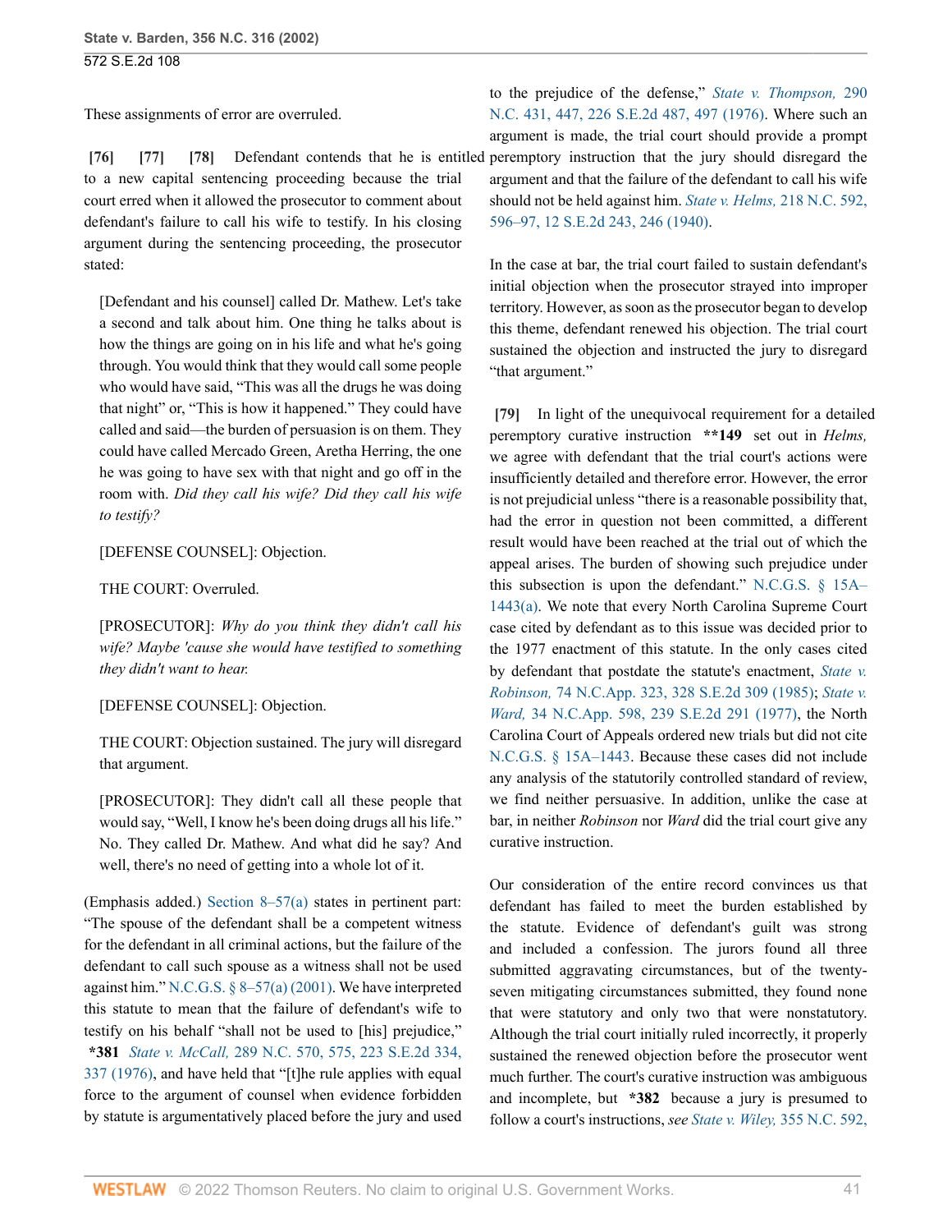These assignments of error are overruled.

**[76] [77] [78]** Defendant contends that he is entitled to a new capital sentencing proceeding because the trial court erred when it allowed the prosecutor to comment about defendant's failure to call his wife to testify. In his closing argument during the sentencing proceeding, the prosecutor stated:

> [Defendant and his counsel] called Dr. Mathew. Let's take a second and talk about him. One thing he talks about is how the things are going on in his life and what he's going through. You would think that they would call some people who would have said, "This was all the drugs he was doing that night" or, "This is how it happened." They could have called and said—the burden of persuasion is on them. They could have called Mercado Green, Aretha Herring, the one he was going to have sex with that night and go off in the room with. *Did they call his wife? Did they call his wife to testify?*
>
> [DEFENSE COUNSEL]: Objection.
>
> THE COURT: Overruled.
>
> [PROSECUTOR]: *Why do you think they didn't call his wife? Maybe 'cause she would have testified to something they didn't want to hear.*
>
> [DEFENSE COUNSEL]: Objection.
>
> THE COURT: Objection sustained. The jury will disregard that argument.
>
> [PROSECUTOR]: They didn't call all these people that would say, "Well, I know he's been doing drugs all his life." No. They called Dr. Mathew. And what did he say? And well, there's no need of getting into a whole lot of it.

(Emphasis added.) Section 8–57(a) states in pertinent part: "The spouse of the defendant shall be a competent witness for the defendant in all criminal actions, but the failure of the defendant to call such spouse as a witness shall not be used against him." N.C.G.S. § 8–57(a) (2001). We have interpreted this statute to mean that the failure of defendant's wife to testify on his behalf "shall not be used to [his] prejudice," **\*381** *State v. McCall,* 289 N.C. 570, 575, 223 S.E.2d 334, 337 (1976), and have held that "[t]he rule applies with equal force to the argument of counsel when evidence forbidden by statute is argumentatively placed before the jury and used to the prejudice of the defense," *State v. Thompson,* 290 N.C. 431, 447, 226 S.E.2d 487, 497 (1976). Where such an argument is made, the trial court should provide a prompt peremptory instruction that the jury should disregard the argument and that the failure of the defendant to call his wife should not be held against him. *State v. Helms,* 218 N.C. 592, 596–97, 12 S.E.2d 243, 246 (1940).

In the case at bar, the trial court failed to sustain defendant's initial objection when the prosecutor strayed into improper territory. However, as soon as the prosecutor began to develop this theme, defendant renewed his objection. The trial court sustained the objection and instructed the jury to disregard "that argument."

**[79]** In light of the unequivocal requirement for a detailed peremptory curative instruction **\*\*149** set out in *Helms,* we agree with defendant that the trial court's actions were insufficiently detailed and therefore error. However, the error is not prejudicial unless "there is a reasonable possibility that, had the error in question not been committed, a different result would have been reached at the trial out of which the appeal arises. The burden of showing such prejudice under this subsection is upon the defendant." N.C.G.S. § 15A–1443(a). We note that every North Carolina Supreme Court case cited by defendant as to this issue was decided prior to the 1977 enactment of this statute. In the only cases cited by defendant that postdate the statute's enactment, *State v. Robinson,* 74 N.C.App. 323, 328 S.E.2d 309 (1985); *State v. Ward,* 34 N.C.App. 598, 239 S.E.2d 291 (1977), the North Carolina Court of Appeals ordered new trials but did not cite N.C.G.S. § 15A–1443. Because these cases did not include any analysis of the statutorily controlled standard of review, we find neither persuasive. In addition, unlike the case at bar, in neither *Robinson* nor *Ward* did the trial court give any curative instruction.

Our consideration of the entire record convinces us that defendant has failed to meet the burden established by the statute. Evidence of defendant's guilt was strong and included a confession. The jurors found all three submitted aggravating circumstances, but of the twenty-seven mitigating circumstances submitted, they found none that were statutory and only two that were nonstatutory. Although the trial court initially ruled incorrectly, it properly sustained the renewed objection before the prosecutor went much further. The court's curative instruction was ambiguous and incomplete, but **\*382** because a jury is presumed to follow a court's instructions, *see State v. Wiley,* 355 N.C. 592,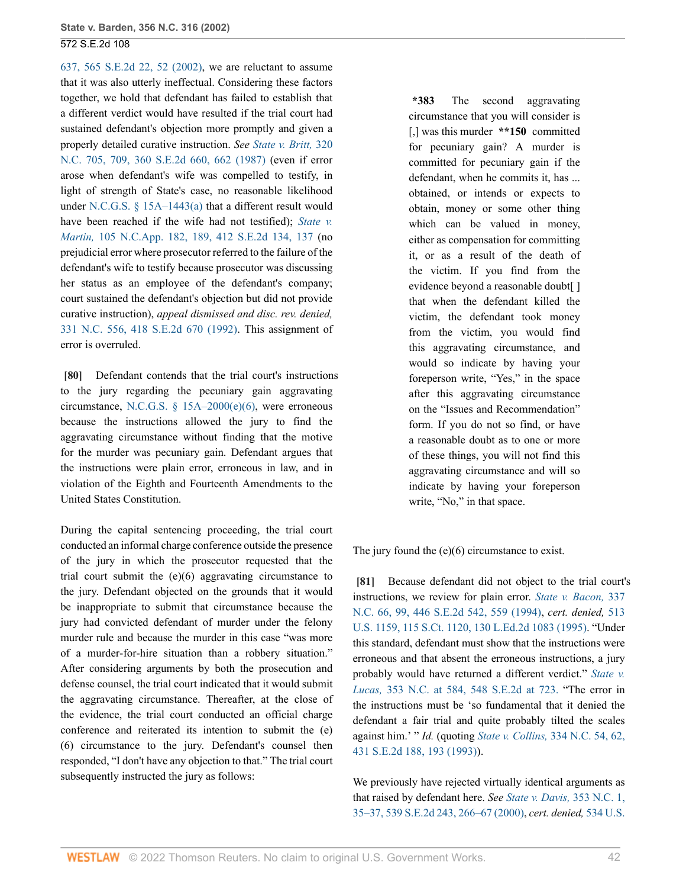637, 565 S.E.2d 22, 52 (2002), we are reluctant to assume that it was also utterly ineffectual. Considering these factors together, we hold that defendant has failed to establish that a different verdict would have resulted if the trial court had sustained defendant's objection more promptly and given a properly detailed curative instruction. *See State v. Britt,* 320 N.C. 705, 709, 360 S.E.2d 660, 662 (1987) (even if error arose when defendant's wife was compelled to testify, in light of strength of State's case, no reasonable likelihood under N.C.G.S. § 15A–1443(a) that a different result would have been reached if the wife had not testified); *State v. Martin,* 105 N.C.App. 182, 189, 412 S.E.2d 134, 137 (no prejudicial error where prosecutor referred to the failure of the defendant's wife to testify because prosecutor was discussing her status as an employee of the defendant's company; court sustained the defendant's objection but did not provide curative instruction), *appeal dismissed and disc. rev. denied,* 331 N.C. 556, 418 S.E.2d 670 (1992). This assignment of error is overruled.

**[80]** Defendant contends that the trial court's instructions to the jury regarding the pecuniary gain aggravating circumstance, N.C.G.S. § 15A–2000(e)(6), were erroneous because the instructions allowed the jury to find the aggravating circumstance without finding that the motive for the murder was pecuniary gain. Defendant argues that the instructions were plain error, erroneous in law, and in violation of the Eighth and Fourteenth Amendments to the United States Constitution.

During the capital sentencing proceeding, the trial court conducted an informal charge conference outside the presence of the jury in which the prosecutor requested that the trial court submit the (e)(6) aggravating circumstance to the jury. Defendant objected on the grounds that it would be inappropriate to submit that circumstance because the jury had convicted defendant of murder under the felony murder rule and because the murder in this case "was more of a murder-for-hire situation than a robbery situation." After considering arguments by both the prosecution and defense counsel, the trial court indicated that it would submit the aggravating circumstance. Thereafter, at the close of the evidence, the trial court conducted an official charge conference and reiterated its intention to submit the (e)(6) circumstance to the jury. Defendant's counsel then responded, "I don't have any objection to that." The trial court subsequently instructed the jury as follows:

> **\*383** The second aggravating circumstance that you will consider is [,] was this murder **\*\*150** committed for pecuniary gain? A murder is committed for pecuniary gain if the defendant, when he commits it, has ... obtained, or intends or expects to obtain, money or some other thing which can be valued in money, either as compensation for committing it, or as a result of the death of the victim. If you find from the evidence beyond a reasonable doubt[ ] that when the defendant killed the victim, the defendant took money from the victim, you would find this aggravating circumstance, and would so indicate by having your foreperson write, "Yes," in the space after this aggravating circumstance on the "Issues and Recommendation" form. If you do not so find, or have a reasonable doubt as to one or more of these things, you will not find this aggravating circumstance and will so indicate by having your foreperson write, "No," in that space.

The jury found the (e)(6) circumstance to exist.

**[81]** Because defendant did not object to the trial court's instructions, we review for plain error. *State v. Bacon,* 337 N.C. 66, 99, 446 S.E.2d 542, 559 (1994), *cert. denied,* 513 U.S. 1159, 115 S.Ct. 1120, 130 L.Ed.2d 1083 (1995). "Under this standard, defendant must show that the instructions were erroneous and that absent the erroneous instructions, a jury probably would have returned a different verdict." *State v. Lucas,* 353 N.C. at 584, 548 S.E.2d at 723. "The error in the instructions must be 'so fundamental that it denied the defendant a fair trial and quite probably tilted the scales against him.' " *Id.* (quoting *State v. Collins,* 334 N.C. 54, 62, 431 S.E.2d 188, 193 (1993)).

We previously have rejected virtually identical arguments as that raised by defendant here. *See State v. Davis,* 353 N.C. 1, 35–37, 539 S.E.2d 243, 266–67 (2000), *cert. denied,* 534 U.S.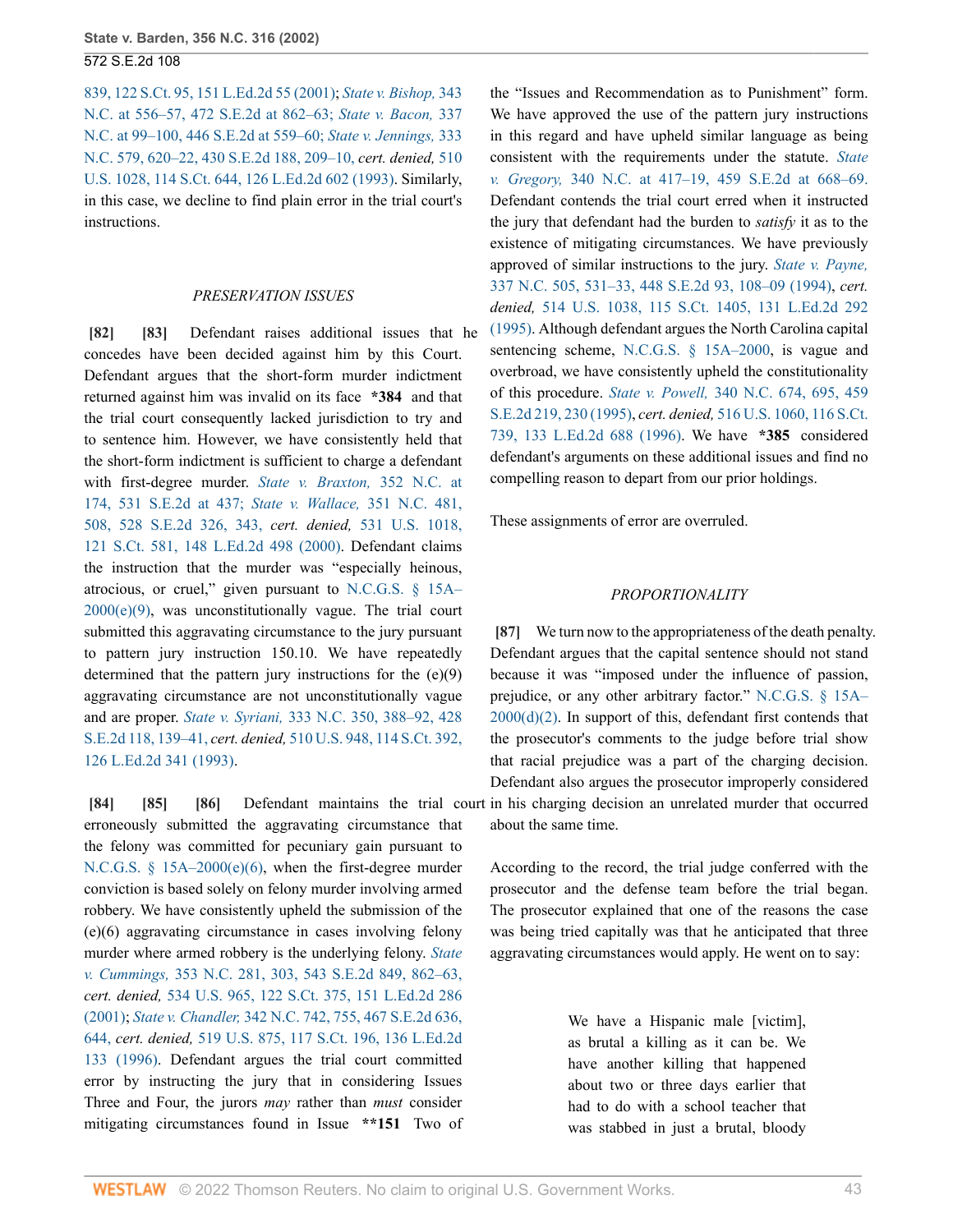839, 122 S.Ct. 95, 151 L.Ed.2d 55 (2001); *State v. Bishop,* 343 N.C. at 556–57, 472 S.E.2d at 862–63; *State v. Bacon,* 337 N.C. at 99–100, 446 S.E.2d at 559–60; *State v. Jennings,* 333 N.C. 579, 620–22, 430 S.E.2d 188, 209–10, *cert. denied,* 510 U.S. 1028, 114 S.Ct. 644, 126 L.Ed.2d 602 (1993). Similarly, in this case, we decline to find plain error in the trial court's instructions.

*PRESERVATION ISSUES*

**[82] [83]** Defendant raises additional issues that he concedes have been decided against him by this Court. Defendant argues that the short-form murder indictment returned against him was invalid on its face **\*384** and that the trial court consequently lacked jurisdiction to try and to sentence him. However, we have consistently held that the short-form indictment is sufficient to charge a defendant with first-degree murder. *State v. Braxton,* 352 N.C. at 174, 531 S.E.2d at 437; *State v. Wallace,* 351 N.C. 481, 508, 528 S.E.2d 326, 343, *cert. denied,* 531 U.S. 1018, 121 S.Ct. 581, 148 L.Ed.2d 498 (2000). Defendant claims the instruction that the murder was "especially heinous, atrocious, or cruel," given pursuant to N.C.G.S. § 15A–2000(e)(9), was unconstitutionally vague. The trial court submitted this aggravating circumstance to the jury pursuant to pattern jury instruction 150.10. We have repeatedly determined that the pattern jury instructions for the (e)(9) aggravating circumstance are not unconstitutionally vague and are proper. *State v. Syriani,* 333 N.C. 350, 388–92, 428 S.E.2d 118, 139–41, *cert. denied,* 510 U.S. 948, 114 S.Ct. 392, 126 L.Ed.2d 341 (1993).

**[84] [85] [86]** Defendant maintains the trial court erroneously submitted the aggravating circumstance that the felony was committed for pecuniary gain pursuant to N.C.G.S. § 15A–2000(e)(6), when the first-degree murder conviction is based solely on felony murder involving armed robbery. We have consistently upheld the submission of the (e)(6) aggravating circumstance in cases involving felony murder where armed robbery is the underlying felony. *State v. Cummings,* 353 N.C. 281, 303, 543 S.E.2d 849, 862–63, *cert. denied,* 534 U.S. 965, 122 S.Ct. 375, 151 L.Ed.2d 286 (2001); *State v. Chandler,* 342 N.C. 742, 755, 467 S.E.2d 636, 644, *cert. denied,* 519 U.S. 875, 117 S.Ct. 196, 136 L.Ed.2d 133 (1996). Defendant argues the trial court committed error by instructing the jury that in considering Issues Three and Four, the jurors *may* rather than *must* consider mitigating circumstances found in Issue **\*\*151** Two of the "Issues and Recommendation as to Punishment" form. We have approved the use of the pattern jury instructions in this regard and have upheld similar language as being consistent with the requirements under the statute. *State v. Gregory,* 340 N.C. at 417–19, 459 S.E.2d at 668–69. Defendant contends the trial court erred when it instructed the jury that defendant had the burden to *satisfy* it as to the existence of mitigating circumstances. We have previously approved of similar instructions to the jury. *State v. Payne,* 337 N.C. 505, 531–33, 448 S.E.2d 93, 108–09 (1994), *cert. denied,* 514 U.S. 1038, 115 S.Ct. 1405, 131 L.Ed.2d 292 (1995). Although defendant argues the North Carolina capital sentencing scheme, N.C.G.S. § 15A–2000, is vague and overbroad, we have consistently upheld the constitutionality of this procedure. *State v. Powell,* 340 N.C. 674, 695, 459 S.E.2d 219, 230 (1995), *cert. denied,* 516 U.S. 1060, 116 S.Ct. 739, 133 L.Ed.2d 688 (1996). We have **\*385** considered defendant's arguments on these additional issues and find no compelling reason to depart from our prior holdings.

These assignments of error are overruled.

*PROPORTIONALITY*

**[87]** We turn now to the appropriateness of the death penalty. Defendant argues that the capital sentence should not stand because it was "imposed under the influence of passion, prejudice, or any other arbitrary factor." N.C.G.S. § 15A–2000(d)(2). In support of this, defendant first contends that the prosecutor's comments to the judge before trial show that racial prejudice was a part of the charging decision. Defendant also argues the prosecutor improperly considered in his charging decision an unrelated murder that occurred about the same time.

According to the record, the trial judge conferred with the prosecutor and the defense team before the trial began. The prosecutor explained that one of the reasons the case was being tried capitally was that he anticipated that three aggravating circumstances would apply. He went on to say:

> We have a Hispanic male [victim], as brutal a killing as it can be. We have another killing that happened about two or three days earlier that had to do with a school teacher that was stabbed in just a brutal, bloody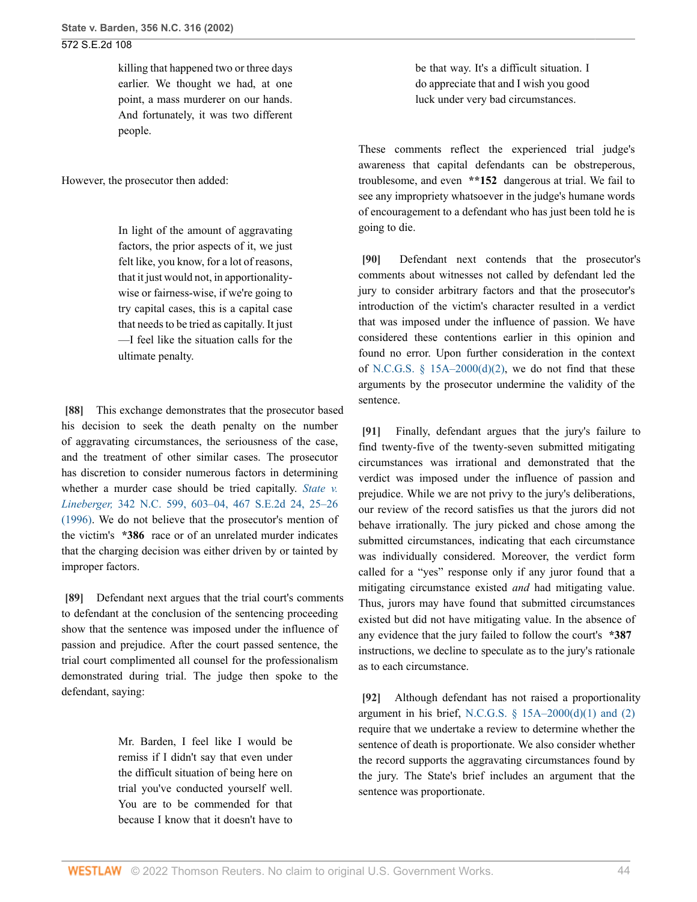> killing that happened two or three days earlier. We thought we had, at one point, a mass murderer on our hands. And fortunately, it was two different people.

However, the prosecutor then added:

> In light of the amount of aggravating factors, the prior aspects of it, we just felt like, you know, for a lot of reasons, that it just would not, in apportionality-wise or fairness-wise, if we're going to try capital cases, this is a capital case that needs to be tried as capitally. It just —I feel like the situation calls for the ultimate penalty.

**[88]** This exchange demonstrates that the prosecutor based his decision to seek the death penalty on the number of aggravating circumstances, the seriousness of the case, and the treatment of other similar cases. The prosecutor has discretion to consider numerous factors in determining whether a murder case should be tried capitally. *State v. Lineberger,* 342 N.C. 599, 603–04, 467 S.E.2d 24, 25–26 (1996). We do not believe that the prosecutor's mention of the victim's **\*386** race or of an unrelated murder indicates that the charging decision was either driven by or tainted by improper factors.

**[89]** Defendant next argues that the trial court's comments to defendant at the conclusion of the sentencing proceeding show that the sentence was imposed under the influence of passion and prejudice. After the court passed sentence, the trial court complimented all counsel for the professionalism demonstrated during trial. The judge then spoke to the defendant, saying:

> Mr. Barden, I feel like I would be remiss if I didn't say that even under the difficult situation of being here on trial you've conducted yourself well. You are to be commended for that because I know that it doesn't have to be that way. It's a difficult situation. I do appreciate that and I wish you good luck under very bad circumstances.

These comments reflect the experienced trial judge's awareness that capital defendants can be obstreperous, troublesome, and even **\*\*152** dangerous at trial. We fail to see any impropriety whatsoever in the judge's humane words of encouragement to a defendant who has just been told he is going to die.

**[90]** Defendant next contends that the prosecutor's comments about witnesses not called by defendant led the jury to consider arbitrary factors and that the prosecutor's introduction of the victim's character resulted in a verdict that was imposed under the influence of passion. We have considered these contentions earlier in this opinion and found no error. Upon further consideration in the context of N.C.G.S. § 15A–2000(d)(2), we do not find that these arguments by the prosecutor undermine the validity of the sentence.

**[91]** Finally, defendant argues that the jury's failure to find twenty-five of the twenty-seven submitted mitigating circumstances was irrational and demonstrated that the verdict was imposed under the influence of passion and prejudice. While we are not privy to the jury's deliberations, our review of the record satisfies us that the jurors did not behave irrationally. The jury picked and chose among the submitted circumstances, indicating that each circumstance was individually considered. Moreover, the verdict form called for a "yes" response only if any juror found that a mitigating circumstance existed *and* had mitigating value. Thus, jurors may have found that submitted circumstances existed but did not have mitigating value. In the absence of any evidence that the jury failed to follow the court's **\*387** instructions, we decline to speculate as to the jury's rationale as to each circumstance.

**[92]** Although defendant has not raised a proportionality argument in his brief, N.C.G.S. § 15A–2000(d)(1) and (2) require that we undertake a review to determine whether the sentence of death is proportionate. We also consider whether the record supports the aggravating circumstances found by the jury. The State's brief includes an argument that the sentence was proportionate.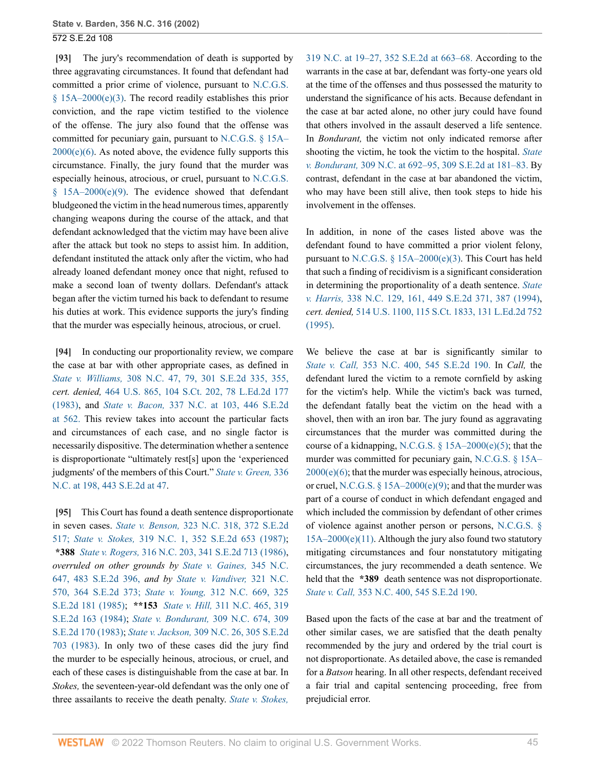**[93]** The jury's recommendation of death is supported by three aggravating circumstances. It found that defendant had committed a prior crime of violence, pursuant to N.C.G.S. § 15A–2000(e)(3). The record readily establishes this prior conviction, and the rape victim testified to the violence of the offense. The jury also found that the offense was committed for pecuniary gain, pursuant to N.C.G.S. § 15A–2000(e)(6). As noted above, the evidence fully supports this circumstance. Finally, the jury found that the murder was especially heinous, atrocious, or cruel, pursuant to N.C.G.S. § 15A–2000(e)(9). The evidence showed that defendant bludgeoned the victim in the head numerous times, apparently changing weapons during the course of the attack, and that defendant acknowledged that the victim may have been alive after the attack but took no steps to assist him. In addition, defendant instituted the attack only after the victim, who had already loaned defendant money once that night, refused to make a second loan of twenty dollars. Defendant's attack began after the victim turned his back to defendant to resume his duties at work. This evidence supports the jury's finding that the murder was especially heinous, atrocious, or cruel.

**[94]** In conducting our proportionality review, we compare the case at bar with other appropriate cases, as defined in *State v. Williams,* 308 N.C. 47, 79, 301 S.E.2d 335, 355, *cert. denied,* 464 U.S. 865, 104 S.Ct. 202, 78 L.Ed.2d 177 (1983), and *State v. Bacon,* 337 N.C. at 103, 446 S.E.2d at 562. This review takes into account the particular facts and circumstances of each case, and no single factor is necessarily dispositive. The determination whether a sentence is disproportionate "ultimately rest[s] upon the 'experienced judgments' of the members of this Court." *State v. Green,* 336 N.C. at 198, 443 S.E.2d at 47.

**[95]** This Court has found a death sentence disproportionate in seven cases. *State v. Benson,* 323 N.C. 318, 372 S.E.2d 517; *State v. Stokes,* 319 N.C. 1, 352 S.E.2d 653 (1987); **\*388** *State v. Rogers,* 316 N.C. 203, 341 S.E.2d 713 (1986), *overruled on other grounds by State v. Gaines,* 345 N.C. 647, 483 S.E.2d 396, *and by State v. Vandiver,* 321 N.C. 570, 364 S.E.2d 373; *State v. Young,* 312 N.C. 669, 325 S.E.2d 181 (1985); **\*\*153** *State v. Hill,* 311 N.C. 465, 319 S.E.2d 163 (1984); *State v. Bondurant,* 309 N.C. 674, 309 S.E.2d 170 (1983); *State v. Jackson,* 309 N.C. 26, 305 S.E.2d 703 (1983). In only two of these cases did the jury find the murder to be especially heinous, atrocious, or cruel, and each of these cases is distinguishable from the case at bar. In *Stokes,* the seventeen-year-old defendant was the only one of three assailants to receive the death penalty. *State v. Stokes,* 319 N.C. at 19–27, 352 S.E.2d at 663–68. According to the warrants in the case at bar, defendant was forty-one years old at the time of the offenses and thus possessed the maturity to understand the significance of his acts. Because defendant in the case at bar acted alone, no other jury could have found that others involved in the assault deserved a life sentence. In *Bondurant,* the victim not only indicated remorse after shooting the victim, he took the victim to the hospital. *State v. Bondurant,* 309 N.C. at 692–95, 309 S.E.2d at 181–83. By contrast, defendant in the case at bar abandoned the victim, who may have been still alive, then took steps to hide his involvement in the offenses.

In addition, in none of the cases listed above was the defendant found to have committed a prior violent felony, pursuant to N.C.G.S. § 15A–2000(e)(3). This Court has held that such a finding of recidivism is a significant consideration in determining the proportionality of a death sentence. *State v. Harris,* 338 N.C. 129, 161, 449 S.E.2d 371, 387 (1994), *cert. denied,* 514 U.S. 1100, 115 S.Ct. 1833, 131 L.Ed.2d 752 (1995).

We believe the case at bar is significantly similar to *State v. Call,* 353 N.C. 400, 545 S.E.2d 190. In *Call,* the defendant lured the victim to a remote cornfield by asking for the victim's help. While the victim's back was turned, the defendant fatally beat the victim on the head with a shovel, then with an iron bar. The jury found as aggravating circumstances that the murder was committed during the course of a kidnapping, N.C.G.S. § 15A–2000(e)(5); that the murder was committed for pecuniary gain, N.C.G.S. § 15A–2000(e)(6); that the murder was especially heinous, atrocious, or cruel, N.C.G.S. § 15A–2000(e)(9); and that the murder was part of a course of conduct in which defendant engaged and which included the commission by defendant of other crimes of violence against another person or persons, N.C.G.S. § 15A–2000(e)(11). Although the jury also found two statutory mitigating circumstances and four nonstatutory mitigating circumstances, the jury recommended a death sentence. We held that the **\*389** death sentence was not disproportionate. *State v. Call,* 353 N.C. 400, 545 S.E.2d 190.

Based upon the facts of the case at bar and the treatment of other similar cases, we are satisfied that the death penalty recommended by the jury and ordered by the trial court is not disproportionate. As detailed above, the case is remanded for a *Batson* hearing. In all other respects, defendant received a fair trial and capital sentencing proceeding, free from prejudicial error.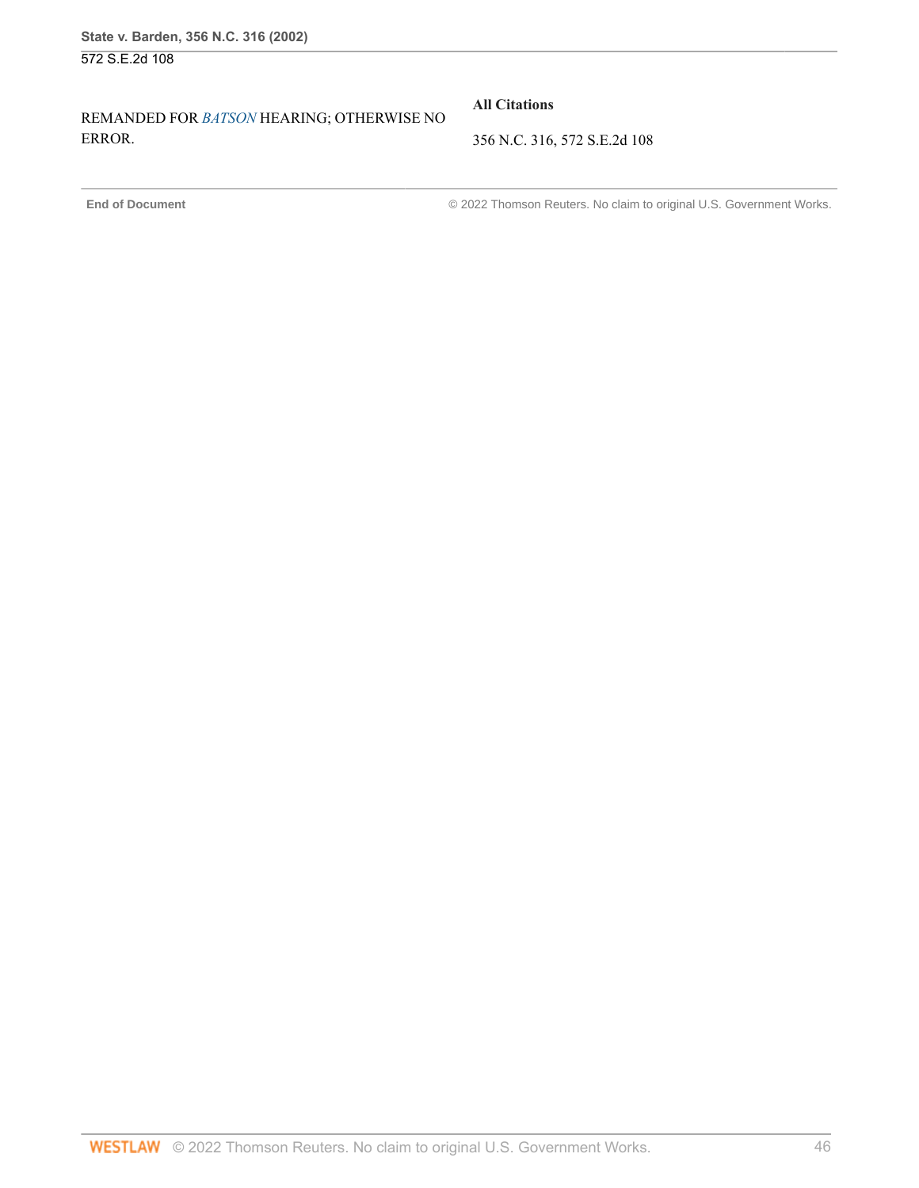REMANDED FOR *BATSON* HEARING; OTHERWISE NO ERROR.

**All Citations**

356 N.C. 316, 572 S.E.2d 108

**End of Document** © 2022 Thomson Reuters. No claim to original U.S. Government Works.